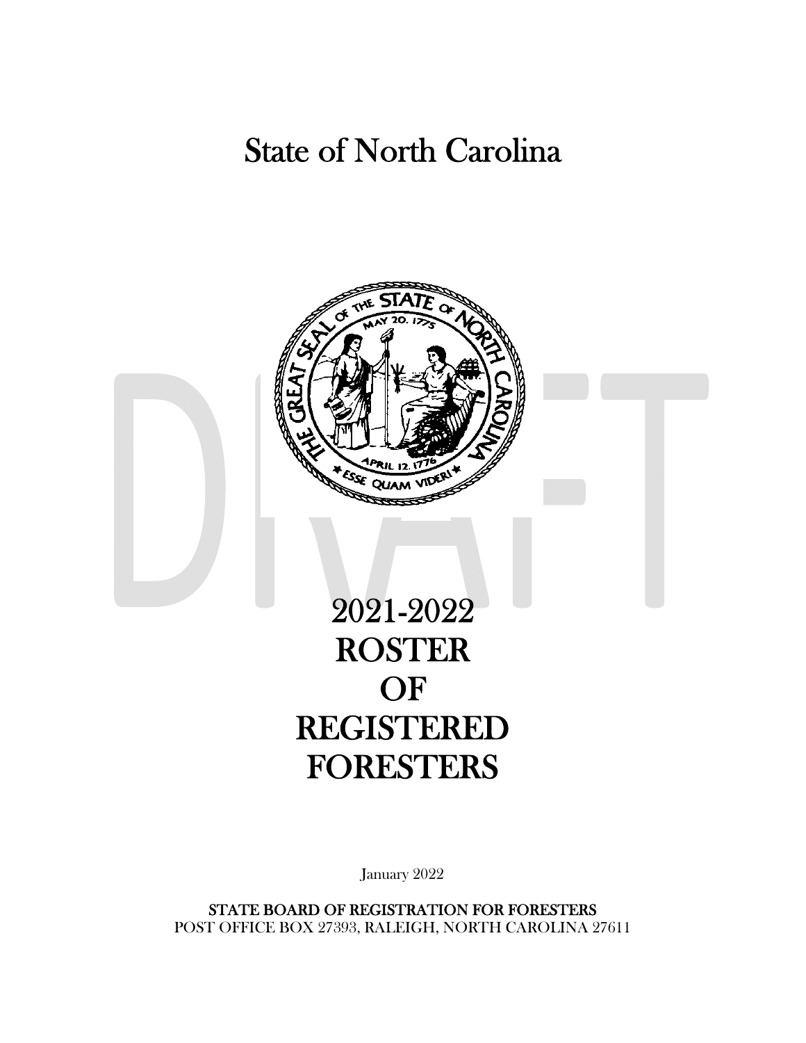# State of North Carolina

DRAFT

# 2021-2022 ROSTER OF REGISTERED FORESTERS

January 2022

**STATE BOARD OF REGISTRATION FOR FORESTERS**
POST OFFICE BOX 27393, RALEIGH, NORTH CAROLINA 27611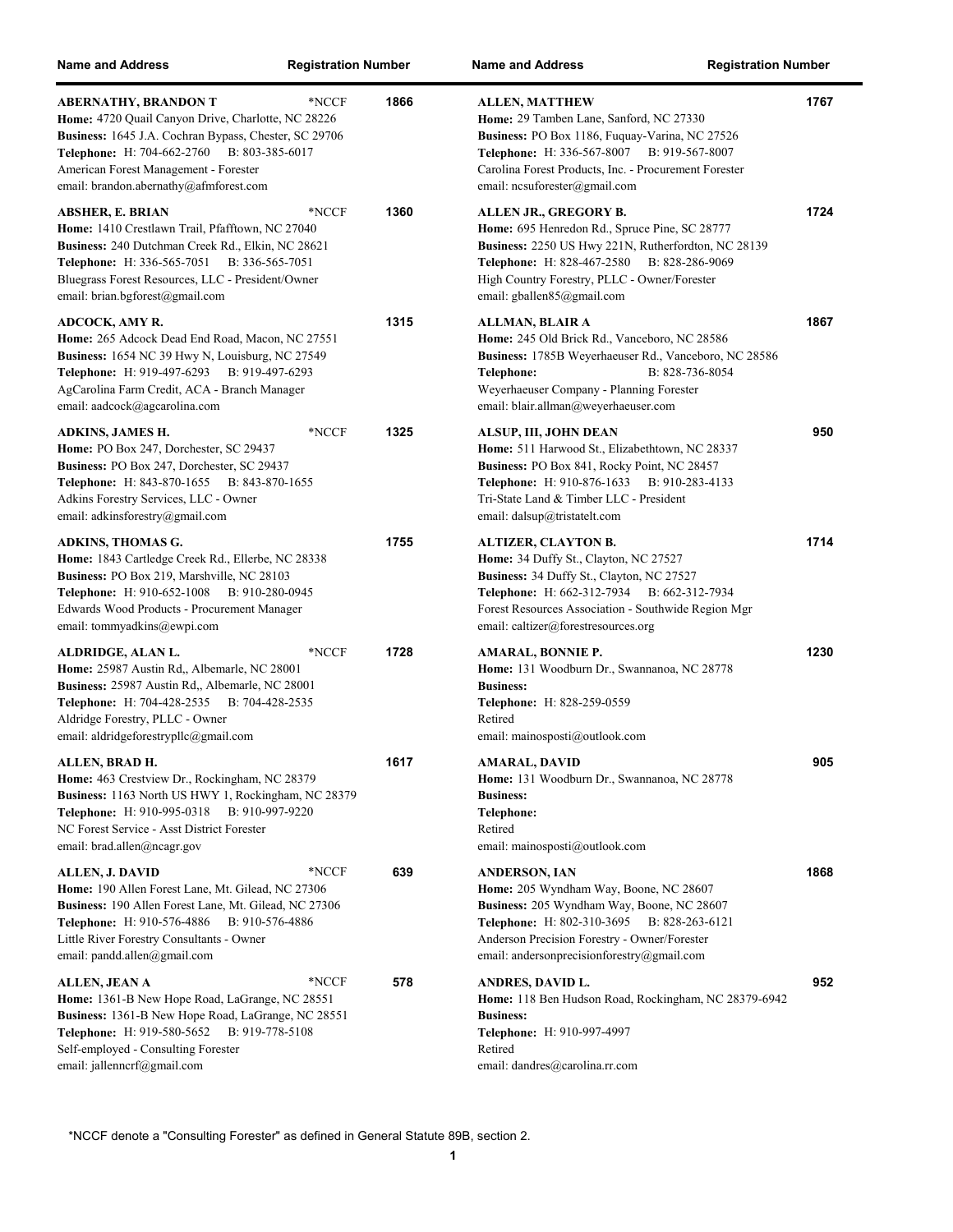| Name and Address | | Registration Number |
|---|---|---|

**ABERNATHY, BRANDON T** *NCCF 1866
**Home:** 4720 Quail Canyon Drive, Charlotte, NC 28226
**Business:** 1645 J.A. Cochran Bypass, Chester, SC 29706
**Telephone:** H: 704-662-2760 B: 803-385-6017
American Forest Management - Forester
email: brandon.abernathy@afmforest.com

**ABSHER, E. BRIAN** *NCCF 1360
**Home:** 1410 Crestlawn Trail, Pfafftown, NC 27040
**Business:** 240 Dutchman Creek Rd., Elkin, NC 28621
**Telephone:** H: 336-565-7051 B: 336-565-7051
Bluegrass Forest Resources, LLC - President/Owner
email: brian.bgforest@gmail.com

**ADCOCK, AMY R.** 1315
**Home:** 265 Adcock Dead End Road, Macon, NC 27551
**Business:** 1654 NC 39 Hwy N, Louisburg, NC 27549
**Telephone:** H: 919-497-6293 B: 919-497-6293
AgCarolina Farm Credit, ACA - Branch Manager
email: aadcock@agcarolina.com

**ADKINS, JAMES H.** *NCCF 1325
**Home:** PO Box 247, Dorchester, SC 29437
**Business:** PO Box 247, Dorchester, SC 29437
**Telephone:** H: 843-870-1655 B: 843-870-1655
Adkins Forestry Services, LLC - Owner
email: adkinsforestry@gmail.com

**ADKINS, THOMAS G.** 1755
**Home:** 1843 Cartledge Creek Rd., Ellerbe, NC 28338
**Business:** PO Box 219, Marshville, NC 28103
**Telephone:** H: 910-652-1008 B: 910-280-0945
Edwards Wood Products - Procurement Manager
email: tommyadkins@ewpi.com

**ALDRIDGE, ALAN L.** *NCCF 1728
**Home:** 25987 Austin Rd,, Albemarle, NC 28001
**Business:** 25987 Austin Rd,, Albemarle, NC 28001
**Telephone:** H: 704-428-2535 B: 704-428-2535
Aldridge Forestry, PLLC - Owner
email: aldridgeforestrypllc@gmail.com

**ALLEN, BRAD H.** 1617
**Home:** 463 Crestview Dr., Rockingham, NC 28379
**Business:** 1163 North US HWY 1, Rockingham, NC 28379
**Telephone:** H: 910-995-0318 B: 910-997-9220
NC Forest Service - Asst District Forester
email: brad.allen@ncagr.gov

**ALLEN, J. DAVID** *NCCF 639
**Home:** 190 Allen Forest Lane, Mt. Gilead, NC 27306
**Business:** 190 Allen Forest Lane, Mt. Gilead, NC 27306
**Telephone:** H: 910-576-4886 B: 910-576-4886
Little River Forestry Consultants - Owner
email: pandd.allen@gmail.com

**ALLEN, JEAN A** *NCCF 578
**Home:** 1361-B New Hope Road, LaGrange, NC 28551
**Business:** 1361-B New Hope Road, LaGrange, NC 28551
**Telephone:** H: 919-580-5652 B: 919-778-5108
Self-employed - Consulting Forester
email: jallenncrf@gmail.com

**ALLEN, MATTHEW** 1767
**Home:** 29 Tamben Lane, Sanford, NC 27330
**Business:** PO Box 1186, Fuquay-Varina, NC 27526
**Telephone:** H: 336-567-8007 B: 919-567-8007
Carolina Forest Products, Inc. - Procurement Forester
email: ncsuforester@gmail.com

**ALLEN JR., GREGORY B.** 1724
**Home:** 695 Henredon Rd., Spruce Pine, SC 28777
**Business:** 2250 US Hwy 221N, Rutherfordton, NC 28139
**Telephone:** H: 828-467-2580 B: 828-286-9069
High Country Forestry, PLLC - Owner/Forester
email: gballen85@gmail.com

**ALLMAN, BLAIR A** 1867
**Home:** 245 Old Brick Rd., Vanceboro, NC 28586
**Business:** 1785B Weyerhaeuser Rd., Vanceboro, NC 28586
**Telephone:** B: 828-736-8054
Weyerhaeuser Company - Planning Forester
email: blair.allman@weyerhaeuser.com

**ALSUP, III, JOHN DEAN** 950
**Home:** 511 Harwood St., Elizabethtown, NC 28337
**Business:** PO Box 841, Rocky Point, NC 28457
**Telephone:** H: 910-876-1633 B: 910-283-4133
Tri-State Land & Timber LLC - President
email: dalsup@tristatelt.com

**ALTIZER, CLAYTON B.** 1714
**Home:** 34 Duffy St., Clayton, NC 27527
**Business:** 34 Duffy St., Clayton, NC 27527
**Telephone:** H: 662-312-7934 B: 662-312-7934
Forest Resources Association - Southwide Region Mgr
email: caltizer@forestresources.org

**AMARAL, BONNIE P.** 1230
**Home:** 131 Woodburn Dr., Swannanoa, NC 28778
**Business:**
**Telephone:** H: 828-259-0559
Retired
email: mainosposti@outlook.com

**AMARAL, DAVID** 905
**Home:** 131 Woodburn Dr., Swannanoa, NC 28778
**Business:**
**Telephone:**
Retired
email: mainosposti@outlook.com

**ANDERSON, IAN** 1868
**Home:** 205 Wyndham Way, Boone, NC 28607
**Business:** 205 Wyndham Way, Boone, NC 28607
**Telephone:** H: 802-310-3695 B: 828-263-6121
Anderson Precision Forestry - Owner/Forester
email: andersonprecisionforestry@gmail.com

**ANDRES, DAVID L.** 952
**Home:** 118 Ben Hudson Road, Rockingham, NC 28379-6942
**Business:**
**Telephone:** H: 910-997-4997
Retired
email: dandres@carolina.rr.com

*NCCF denote a "Consulting Forester" as defined in General Statute 89B, section 2.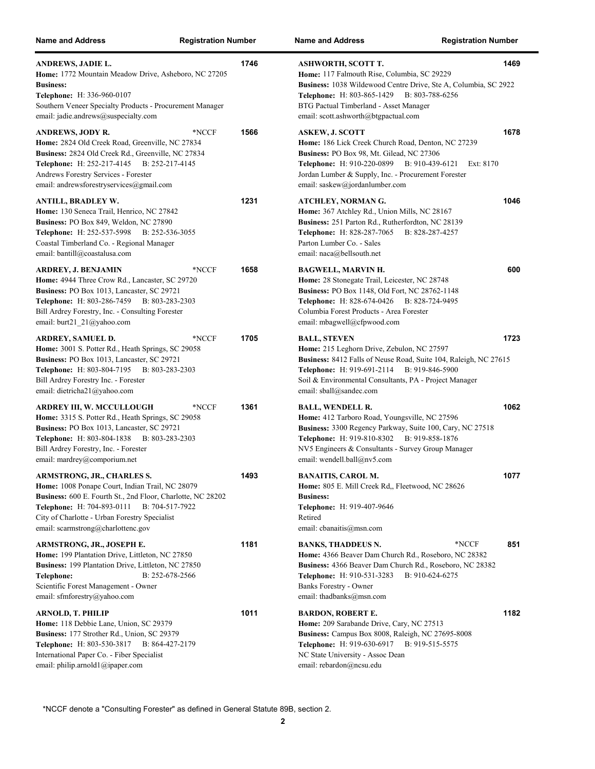| Name and Address | Registration Number |
|---|---|
| **ANDREWS, JADIE L.**<br>**Home:** 1772 Mountain Meadow Drive, Asheboro, NC 27205<br>**Business:**<br>**Telephone:** H: 336-960-0107<br>Southern Veneer Specialty Products - Procurement Manager<br>email: jadie.andrews@suspecialty.com | 1746 |
| **ANDREWS, JODY R.** *NCCF<br>**Home:** 2824 Old Creek Road, Greenville, NC 27834<br>**Business:** 2824 Old Creek Rd., Greenville, NC 27834<br>**Telephone:** H: 252-217-4145 B: 252-217-4145<br>Andrews Forestry Services - Forester<br>email: andrewsforestryservices@gmail.com | 1566 |
| **ANTILL, BRADLEY W.**<br>**Home:** 130 Seneca Trail, Henrico, NC 27842<br>**Business:** PO Box 849, Weldon, NC 27890<br>**Telephone:** H: 252-537-5998 B: 252-536-3055<br>Coastal Timberland Co. - Regional Manager<br>email: bantill@coastalusa.com | 1231 |
| **ARDREY, J. BENJAMIN** *NCCF<br>**Home:** 4944 Three Crow Rd., Lancaster, SC 29720<br>**Business:** PO Box 1013, Lancaster, SC 29721<br>**Telephone:** H: 803-286-7459 B: 803-283-2303<br>Bill Ardrey Forestry, Inc. - Consulting Forester<br>email: burt21_21@yahoo.com | 1658 |
| **ARDREY, SAMUEL D.** *NCCF<br>**Home:** 3001 S. Potter Rd., Heath Springs, SC 29058<br>**Business:** PO Box 1013, Lancaster, SC 29721<br>**Telephone:** H: 803-804-7195 B: 803-283-2303<br>Bill Ardrey Forestry Inc. - Forester<br>email: dietricha21@yahoo.com | 1705 |
| **ARDREY III, W. MCCULLOUGH** *NCCF<br>**Home:** 3315 S. Potter Rd., Heath Springs, SC 29058<br>**Business:** PO Box 1013, Lancaster, SC 29721<br>**Telephone:** H: 803-804-1838 B: 803-283-2303<br>Bill Ardrey Forestry, Inc. - Forester<br>email: mardrey@comporium.net | 1361 |
| **ARMSTRONG, JR., CHARLES S.**<br>**Home:** 1008 Ponape Court, Indian Trail, NC 28079<br>**Business:** 600 E. Fourth St., 2nd Floor, Charlotte, NC 28202<br>**Telephone:** H: 704-893-0111 B: 704-517-7922<br>City of Charlotte - Urban Forestry Specialist<br>email: scarmstrong@charlottenc.gov | 1493 |
| **ARMSTRONG, JR., JOSEPH E.**<br>**Home:** 199 Plantation Drive, Littleton, NC 27850<br>**Business:** 199 Plantation Drive, Littleton, NC 27850<br>**Telephone:** B: 252-678-2566<br>Scientific Forest Management - Owner<br>email: sfmforestry@yahoo.com | 1181 |
| **ARNOLD, T. PHILIP**<br>**Home:** 118 Debbie Lane, Union, SC 29379<br>**Business:** 177 Strother Rd., Union, SC 29379<br>**Telephone:** H: 803-530-3817 B: 864-427-2179<br>International Paper Co. - Fiber Specialist<br>email: philip.arnold1@ipaper.com | 1011 |
| **ASHWORTH, SCOTT T.**<br>**Home:** 117 Falmouth Rise, Columbia, SC 29229<br>**Business:** 1038 Wildewood Centre Drive, Ste A, Columbia, SC 2922<br>**Telephone:** H: 803-865-1429 B: 803-788-6256<br>BTG Pactual Timberland - Asset Manager<br>email: scott.ashworth@btgpactual.com | 1469 |
| **ASKEW, J. SCOTT**<br>**Home:** 186 Lick Creek Church Road, Denton, NC 27239<br>**Business:** PO Box 98, Mt. Gilead, NC 27306<br>**Telephone:** H: 910-220-0899 B: 910-439-6121 Ext: 8170<br>Jordan Lumber & Supply, Inc. - Procurement Forester<br>email: saskew@jordanlumber.com | 1678 |
| **ATCHLEY, NORMAN G.**<br>**Home:** 367 Atchley Rd., Union Mills, NC 28167<br>**Business:** 251 Parton Rd., Rutherfordton, NC 28139<br>**Telephone:** H: 828-287-7065 B: 828-287-4257<br>Parton Lumber Co. - Sales<br>email: naca@bellsouth.net | 1046 |
| **BAGWELL, MARVIN H.**<br>**Home:** 28 Stonegate Trail, Leicester, NC 28748<br>**Business:** PO Box 1148, Old Fort, NC 28762-1148<br>**Telephone:** H: 828-674-0426 B: 828-724-9495<br>Columbia Forest Products - Area Forester<br>email: mbagwell@cfpwood.com | 600 |
| **BALL, STEVEN**<br>**Home:** 215 Leghorn Drive, Zebulon, NC 27597<br>**Business:** 8412 Falls of Neuse Road, Suite 104, Raleigh, NC 27615<br>**Telephone:** H: 919-691-2114 B: 919-846-5900<br>Soil & Environmental Consultants, PA - Project Manager<br>email: sball@sandec.com | 1723 |
| **BALL, WENDELL R.**<br>**Home:** 412 Tarboro Road, Youngsville, NC 27596<br>**Business:** 3300 Regency Parkway, Suite 100, Cary, NC 27518<br>**Telephone:** H: 919-810-8302 B: 919-858-1876<br>NV5 Engineers & Consultants - Survey Group Manager<br>email: wendell.ball@nv5.com | 1062 |
| **BANAITIS, CAROL M.**<br>**Home:** 805 E. Mill Creek Rd,, Fleetwood, NC 28626<br>**Business:**<br>**Telephone:** H: 919-407-9646<br>Retired<br>email: cbanaitis@msn.com | 1077 |
| **BANKS, THADDEUS N.** *NCCF<br>**Home:** 4366 Beaver Dam Church Rd., Roseboro, NC 28382<br>**Business:** 4366 Beaver Dam Church Rd., Roseboro, NC 28382<br>**Telephone:** H: 910-531-3283 B: 910-624-6275<br>Banks Forestry - Owner<br>email: thadbanks@msn.com | 851 |
| **BARDON, ROBERT E.**<br>**Home:** 209 Sarabande Drive, Cary, NC 27513<br>**Business:** Campus Box 8008, Raleigh, NC 27695-8008<br>**Telephone:** H: 919-630-6917 B: 919-515-5575<br>NC State University - Assoc Dean<br>email: rebardon@ncsu.edu | 1182 |

*NCCF denote a "Consulting Forester" as defined in General Statute 89B, section 2.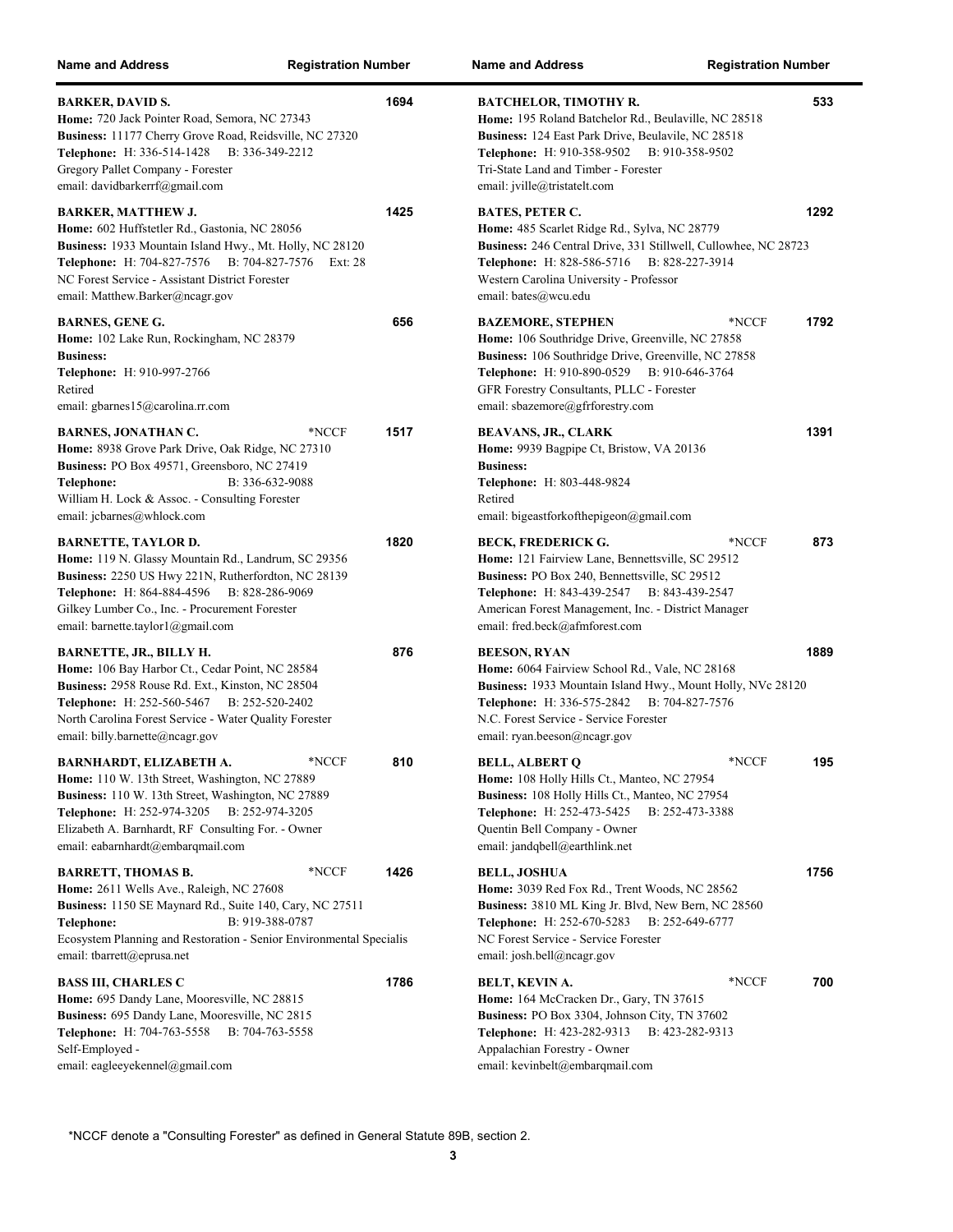| Name and Address | Registration Number |
|---|---|
| **BARKER, DAVID S.**<br>**Home:** 720 Jack Pointer Road, Semora, NC 27343<br>**Business:** 11177 Cherry Grove Road, Reidsville, NC 27320<br>**Telephone:** H: 336-514-1428 B: 336-349-2212<br>Gregory Pallet Company - Forester<br>email: davidbarkerrf@gmail.com | 1694 |
| **BARKER, MATTHEW J.**<br>**Home:** 602 Huffstetler Rd., Gastonia, NC 28056<br>**Business:** 1933 Mountain Island Hwy., Mt. Holly, NC 28120<br>**Telephone:** H: 704-827-7576 B: 704-827-7576 Ext: 28<br>NC Forest Service - Assistant District Forester<br>email: Matthew.Barker@ncagr.gov | 1425 |
| **BARNES, GENE G.**<br>**Home:** 102 Lake Run, Rockingham, NC 28379<br>**Business:**<br>**Telephone:** H: 910-997-2766<br>Retired<br>email: gbarnes15@carolina.rr.com | 656 |
| **BARNES, JONATHAN C.** *NCCF<br>**Home:** 8938 Grove Park Drive, Oak Ridge, NC 27310<br>**Business:** PO Box 49571, Greensboro, NC 27419<br>**Telephone:** B: 336-632-9088<br>William H. Lock & Assoc. - Consulting Forester<br>email: jcbarnes@whlock.com | 1517 |
| **BARNETTE, TAYLOR D.**<br>**Home:** 119 N. Glassy Mountain Rd., Landrum, SC 29356<br>**Business:** 2250 US Hwy 221N, Rutherfordton, NC 28139<br>**Telephone:** H: 864-884-4596 B: 828-286-9069<br>Gilkey Lumber Co., Inc. - Procurement Forester<br>email: barnette.taylor1@gmail.com | 1820 |
| **BARNETTE, JR., BILLY H.**<br>**Home:** 106 Bay Harbor Ct., Cedar Point, NC 28584<br>**Business:** 2958 Rouse Rd. Ext., Kinston, NC 28504<br>**Telephone:** H: 252-560-5467 B: 252-520-2402<br>North Carolina Forest Service - Water Quality Forester<br>email: billy.barnette@ncagr.gov | 876 |
| **BARNHARDT, ELIZABETH A.** *NCCF<br>**Home:** 110 W. 13th Street, Washington, NC 27889<br>**Business:** 110 W. 13th Street, Washington, NC 27889<br>**Telephone:** H: 252-974-3205 B: 252-974-3205<br>Elizabeth A. Barnhardt, RF Consulting For. - Owner<br>email: eabarnhardt@embarqmail.com | 810 |
| **BARRETT, THOMAS B.** *NCCF<br>**Home:** 2611 Wells Ave., Raleigh, NC 27608<br>**Business:** 1150 SE Maynard Rd., Suite 140, Cary, NC 27511<br>**Telephone:** B: 919-388-0787<br>Ecosystem Planning and Restoration - Senior Environmental Specialis<br>email: tbarrett@eprusa.net | 1426 |
| **BASS III, CHARLES C**<br>**Home:** 695 Dandy Lane, Mooresville, NC 28815<br>**Business:** 695 Dandy Lane, Mooresville, NC 2815<br>**Telephone:** H: 704-763-5558 B: 704-763-5558<br>Self-Employed -<br>email: eagleeyekennel@gmail.com | 1786 |
| **BATCHELOR, TIMOTHY R.**<br>**Home:** 195 Roland Batchelor Rd., Beulaville, NC 28518<br>**Business:** 124 East Park Drive, Beulavile, NC 28518<br>**Telephone:** H: 910-358-9502 B: 910-358-9502<br>Tri-State Land and Timber - Forester<br>email: jville@tristatelt.com | 533 |
| **BATES, PETER C.**<br>**Home:** 485 Scarlet Ridge Rd., Sylva, NC 28779<br>**Business:** 246 Central Drive, 331 Stillwell, Cullowhee, NC 28723<br>**Telephone:** H: 828-586-5716 B: 828-227-3914<br>Western Carolina University - Professor<br>email: bates@wcu.edu | 1292 |
| **BAZEMORE, STEPHEN** *NCCF<br>**Home:** 106 Southridge Drive, Greenville, NC 27858<br>**Business:** 106 Southridge Drive, Greenville, NC 27858<br>**Telephone:** H: 910-890-0529 B: 910-646-3764<br>GFR Forestry Consultants, PLLC - Forester<br>email: sbazemore@gfrforestry.com | 1792 |
| **BEAVANS, JR., CLARK**<br>**Home:** 9939 Bagpipe Ct, Bristow, VA 20136<br>**Business:**<br>**Telephone:** H: 803-448-9824<br>Retired<br>email: bigeastforkofthepigeon@gmail.com | 1391 |
| **BECK, FREDERICK G.** *NCCF<br>**Home:** 121 Fairview Lane, Bennettsville, SC 29512<br>**Business:** PO Box 240, Bennettsville, SC 29512<br>**Telephone:** H: 843-439-2547 B: 843-439-2547<br>American Forest Management, Inc. - District Manager<br>email: fred.beck@afmforest.com | 873 |
| **BEESON, RYAN**<br>**Home:** 6064 Fairview School Rd., Vale, NC 28168<br>**Business:** 1933 Mountain Island Hwy., Mount Holly, NVc 28120<br>**Telephone:** H: 336-575-2842 B: 704-827-7576<br>N.C. Forest Service - Service Forester<br>email: ryan.beeson@ncagr.gov | 1889 |
| **BELL, ALBERT Q** *NCCF<br>**Home:** 108 Holly Hills Ct., Manteo, NC 27954<br>**Business:** 108 Holly Hills Ct., Manteo, NC 27954<br>**Telephone:** H: 252-473-5425 B: 252-473-3388<br>Quentin Bell Company - Owner<br>email: jandqbell@earthlink.net | 195 |
| **BELL, JOSHUA**<br>**Home:** 3039 Red Fox Rd., Trent Woods, NC 28562<br>**Business:** 3810 ML King Jr. Blvd, New Bern, NC 28560<br>**Telephone:** H: 252-670-5283 B: 252-649-6777<br>NC Forest Service - Service Forester<br>email: josh.bell@ncagr.gov | 1756 |
| **BELT, KEVIN A.** *NCCF<br>**Home:** 164 McCracken Dr., Gary, TN 37615<br>**Business:** PO Box 3304, Johnson City, TN 37602<br>**Telephone:** H: 423-282-9313 B: 423-282-9313<br>Appalachian Forestry - Owner<br>email: kevinbelt@embarqmail.com | 700 |

*NCCF denote a "Consulting Forester" as defined in General Statute 89B, section 2.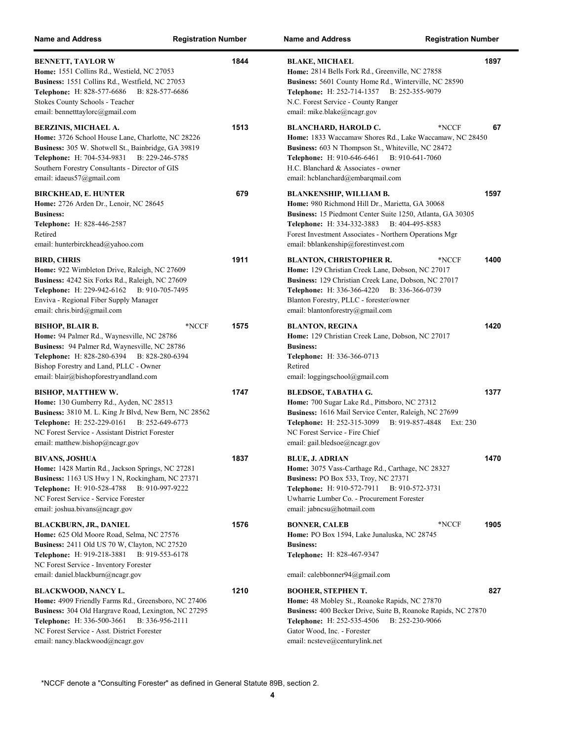| Name and Address | Registration Number |
|---|---|
| **BENNETT, TAYLOR W**<br>**Home:** 1551 Collins Rd., Westield, NC 27053<br>**Business:** 1551 Collins Rd., Westfield, NC 27053<br>**Telephone:** H: 828-577-6686 B: 828-577-6686<br>Stokes County Schools - Teacher<br>email: bennetttaylorc@gmail.com | 1844 |
| **BERZINIS, MICHAEL A.**<br>**Home:** 3726 School House Lane, Charlotte, NC 28226<br>**Business:** 305 W. Shotwell St., Bainbridge, GA 39819<br>**Telephone:** H: 704-534-9831 B: 229-246-5785<br>Southern Forestry Consultants - Director of GIS<br>email: idaeus57@gmail.com | 1513 |
| **BIRCKHEAD, E. HUNTER**<br>**Home:** 2726 Arden Dr., Lenoir, NC 28645<br>**Business:**<br>**Telephone:** H: 828-446-2587<br>Retired<br>email: hunterbirckhead@yahoo.com | 679 |
| **BIRD, CHRIS**<br>**Home:** 922 Wimbleton Drive, Raleigh, NC 27609<br>**Business:** 4242 Six Forks Rd., Raleigh, NC 27609<br>**Telephone:** H: 229-942-6162 B: 910-705-7495<br>Enviva - Regional Fiber Supply Manager<br>email: chris.bird@gmail.com | 1911 |
| **BISHOP, BLAIR B.** *NCCF<br>**Home:** 94 Palmer Rd., Waynesville, NC 28786<br>**Business:** 94 Palmer Rd, Waynesville, NC 28786<br>**Telephone:** H: 828-280-6394 B: 828-280-6394<br>Bishop Forestry and Land, PLLC - Owner<br>email: blair@bishopforestryandland.com | 1575 |
| **BISHOP, MATTHEW W.**<br>**Home:** 130 Gumberry Rd., Ayden, NC 28513<br>**Business:** 3810 M. L. King Jr Blvd, New Bern, NC 28562<br>**Telephone:** H: 252-229-0161 B: 252-649-6773<br>NC Forest Service - Assistant District Forester<br>email: matthew.bishop@ncagr.gov | 1747 |
| **BIVANS, JOSHUA**<br>**Home:** 1428 Martin Rd., Jackson Springs, NC 27281<br>**Business:** 1163 US Hwy 1 N, Rockingham, NC 27371<br>**Telephone:** H: 910-528-4788 B: 910-997-9222<br>NC Forest Service - Service Forester<br>email: joshua.bivans@ncagr.gov | 1837 |
| **BLACKBURN, JR., DANIEL**<br>**Home:** 625 Old Moore Road, Selma, NC 27576<br>**Business:** 2411 Old US 70 W, Clayton, NC 27520<br>**Telephone:** H: 919-218-3881 B: 919-553-6178<br>NC Forest Service - Inventory Forester<br>email: daniel.blackburn@ncagr.gov | 1576 |
| **BLACKWOOD, NANCY L.**<br>**Home:** 4909 Friendly Farms Rd., Greensboro, NC 27406<br>**Business:** 304 Old Hargrave Road, Lexington, NC 27295<br>**Telephone:** H: 336-500-3661 B: 336-956-2111<br>NC Forest Service - Asst. District Forester<br>email: nancy.blackwood@ncagr.gov | 1210 |
| **BLAKE, MICHAEL**<br>**Home:** 2814 Bells Fork Rd., Greenville, NC 27858<br>**Business:** 5601 County Home Rd., Winterville, NC 28590<br>**Telephone:** H: 252-714-1357 B: 252-355-9079<br>N.C. Forest Service - County Ranger<br>email: mike.blake@ncagr.gov | 1897 |
| **BLANCHARD, HAROLD C.** *NCCF<br>**Home:** 1833 Waccamaw Shores Rd., Lake Waccamaw, NC 28450<br>**Business:** 603 N Thompson St., Whiteville, NC 28472<br>**Telephone:** H: 910-646-6461 B: 910-641-7060<br>H.C. Blanchard & Associates - owner<br>email: hcblanchard@embarqmail.com | 67 |
| **BLANKENSHIP, WILLIAM B.**<br>**Home:** 980 Richmond Hill Dr., Marietta, GA 30068<br>**Business:** 15 Piedmont Center Suite 1250, Atlanta, GA 30305<br>**Telephone:** H: 334-332-3883 B: 404-495-8583<br>Forest Investment Associates - Northern Operations Mgr<br>email: bblankenship@forestinvest.com | 1597 |
| **BLANTON, CHRISTOPHER R.** *NCCF<br>**Home:** 129 Christian Creek Lane, Dobson, NC 27017<br>**Business:** 129 Christian Creek Lane, Dobson, NC 27017<br>**Telephone:** H: 336-366-4220 B: 336-366-0739<br>Blanton Forestry, PLLC - forester/owner<br>email: blantonforestry@gmail.com | 1400 |
| **BLANTON, REGINA**<br>**Home:** 129 Christian Creek Lane, Dobson, NC 27017<br>**Business:**<br>**Telephone:** H: 336-366-0713<br>Retired<br>email: loggingschool@gmail.com | 1420 |
| **BLEDSOE, TABATHA G.**<br>**Home:** 700 Sugar Lake Rd., Pittsboro, NC 27312<br>**Business:** 1616 Mail Service Center, Raleigh, NC 27699<br>**Telephone:** H: 252-315-3099 B: 919-857-4848 Ext: 230<br>NC Forest Service - Fire Chief<br>email: gail.bledsoe@ncagr.gov | 1377 |
| **BLUE, J. ADRIAN**<br>**Home:** 3075 Vass-Carthage Rd., Carthage, NC 28327<br>**Business:** PO Box 533, Troy, NC 27371<br>**Telephone:** H: 910-572-7911 B: 910-572-3731<br>Uwharrie Lumber Co. - Procurement Forester<br>email: jabncsu@hotmail.com | 1470 |
| **BONNER, CALEB** *NCCF<br>**Home:** PO Box 1594, Lake Junaluska, NC 28745<br>**Business:**<br>**Telephone:** H: 828-467-9347<br>email: calebbonner94@gmail.com | 1905 |
| **BOOHER, STEPHEN T.**<br>**Home:** 48 Mobley St., Roanoke Rapids, NC 27870<br>**Business:** 400 Becker Drive, Suite B, Roanoke Rapids, NC 27870<br>**Telephone:** H: 252-535-4506 B: 252-230-9066<br>Gator Wood, Inc. - Forester<br>email: ncsteve@centurylink.net | 827 |

*NCCF denote a "Consulting Forester" as defined in General Statute 89B, section 2.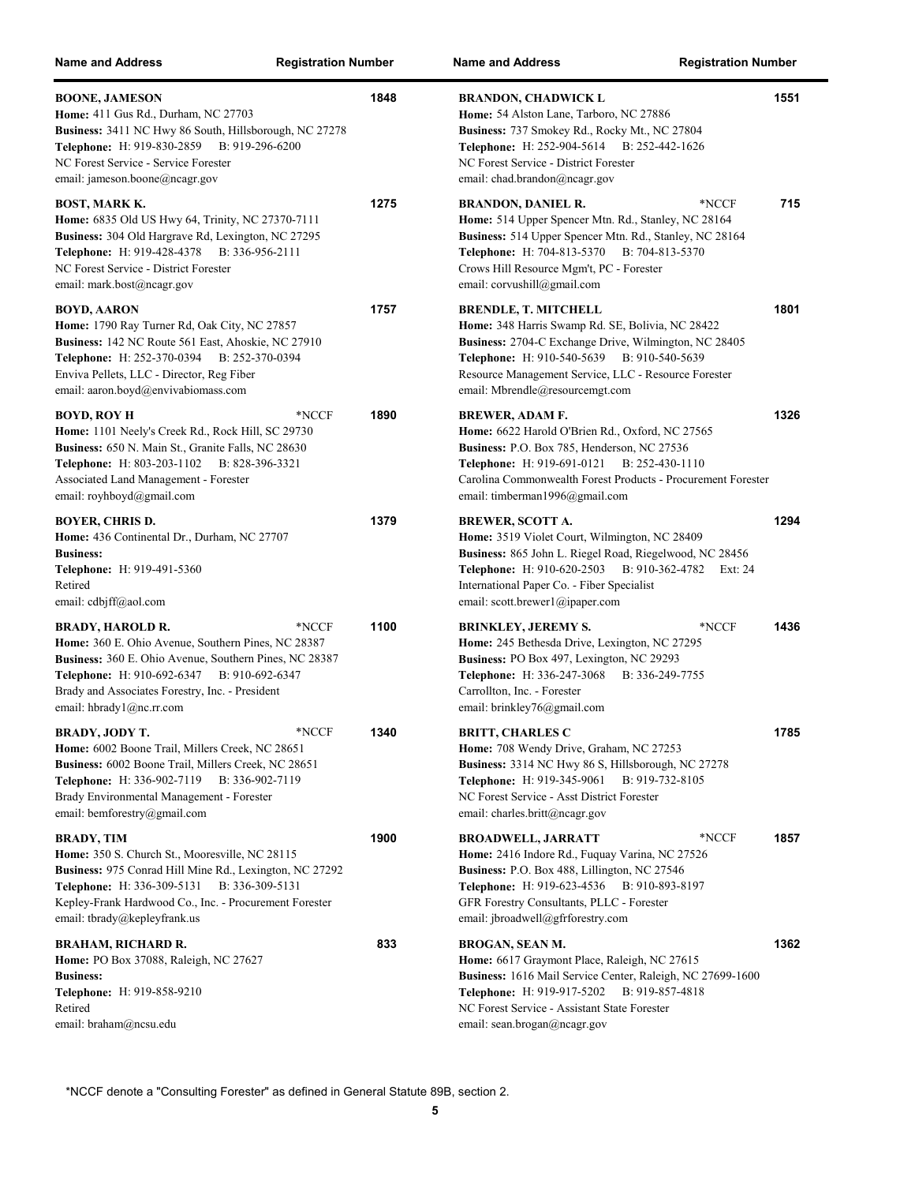| Name and Address | Registration Number |
|---|---|
| **BOONE, JAMESON**<br>**Home:** 411 Gus Rd., Durham, NC 27703<br>**Business:** 3411 NC Hwy 86 South, Hillsborough, NC 27278<br>**Telephone:** H: 919-830-2859 B: 919-296-6200<br>NC Forest Service - Service Forester<br>email: jameson.boone@ncagr.gov | 1848 |
| **BOST, MARK K.**<br>**Home:** 6835 Old US Hwy 64, Trinity, NC 27370-7111<br>**Business:** 304 Old Hargrave Rd, Lexington, NC 27295<br>**Telephone:** H: 919-428-4378 B: 336-956-2111<br>NC Forest Service - District Forester<br>email: mark.bost@ncagr.gov | 1275 |
| **BOYD, AARON**<br>**Home:** 1790 Ray Turner Rd, Oak City, NC 27857<br>**Business:** 142 NC Route 561 East, Ahoskie, NC 27910<br>**Telephone:** H: 252-370-0394 B: 252-370-0394<br>Enviva Pellets, LLC - Director, Reg Fiber<br>email: aaron.boyd@envivabiomass.com | 1757 |
| **BOYD, ROY H** *NCCF<br>**Home:** 1101 Neely's Creek Rd., Rock Hill, SC 29730<br>**Business:** 650 N. Main St., Granite Falls, NC 28630<br>**Telephone:** H: 803-203-1102 B: 828-396-3321<br>Associated Land Management - Forester<br>email: royhboyd@gmail.com | 1890 |
| **BOYER, CHRIS D.**<br>**Home:** 436 Continental Dr., Durham, NC 27707<br>**Business:**<br>**Telephone:** H: 919-491-5360<br>Retired<br>email: cdbjff@aol.com | 1379 |
| **BRADY, HAROLD R.** *NCCF<br>**Home:** 360 E. Ohio Avenue, Southern Pines, NC 28387<br>**Business:** 360 E. Ohio Avenue, Southern Pines, NC 28387<br>**Telephone:** H: 910-692-6347 B: 910-692-6347<br>Brady and Associates Forestry, Inc. - President<br>email: hbrady1@nc.rr.com | 1100 |
| **BRADY, JODY T.** *NCCF<br>**Home:** 6002 Boone Trail, Millers Creek, NC 28651<br>**Business:** 6002 Boone Trail, Millers Creek, NC 28651<br>**Telephone:** H: 336-902-7119 B: 336-902-7119<br>Brady Environmental Management - Forester<br>email: bemforestry@gmail.com | 1340 |
| **BRADY, TIM**<br>**Home:** 350 S. Church St., Mooresville, NC 28115<br>**Business:** 975 Conrad Hill Mine Rd., Lexington, NC 27292<br>**Telephone:** H: 336-309-5131 B: 336-309-5131<br>Kepley-Frank Hardwood Co., Inc. - Procurement Forester<br>email: tbrady@kepleyfrank.us | 1900 |
| **BRAHAM, RICHARD R.**<br>**Home:** PO Box 37088, Raleigh, NC 27627<br>**Business:**<br>**Telephone:** H: 919-858-9210<br>Retired<br>email: braham@ncsu.edu | 833 |
| **BRANDON, CHADWICK L**<br>**Home:** 54 Alston Lane, Tarboro, NC 27886<br>**Business:** 737 Smokey Rd., Rocky Mt., NC 27804<br>**Telephone:** H: 252-904-5614 B: 252-442-1626<br>NC Forest Service - District Forester<br>email: chad.brandon@ncagr.gov | 1551 |
| **BRANDON, DANIEL R.** *NCCF<br>**Home:** 514 Upper Spencer Mtn. Rd., Stanley, NC 28164<br>**Business:** 514 Upper Spencer Mtn. Rd., Stanley, NC 28164<br>**Telephone:** H: 704-813-5370 B: 704-813-5370<br>Crows Hill Resource Mgm't, PC - Forester<br>email: corvushill@gmail.com | 715 |
| **BRENDLE, T. MITCHELL**<br>**Home:** 348 Harris Swamp Rd. SE, Bolivia, NC 28422<br>**Business:** 2704-C Exchange Drive, Wilmington, NC 28405<br>**Telephone:** H: 910-540-5639 B: 910-540-5639<br>Resource Management Service, LLC - Resource Forester<br>email: Mbrendle@resourcemgt.com | 1801 |
| **BREWER, ADAM F.**<br>**Home:** 6622 Harold O'Brien Rd., Oxford, NC 27565<br>**Business:** P.O. Box 785, Henderson, NC 27536<br>**Telephone:** H: 919-691-0121 B: 252-430-1110<br>Carolina Commonwealth Forest Products - Procurement Forester<br>email: timberman1996@gmail.com | 1326 |
| **BREWER, SCOTT A.**<br>**Home:** 3519 Violet Court, Wilmington, NC 28409<br>**Business:** 865 John L. Riegel Road, Riegelwood, NC 28456<br>**Telephone:** H: 910-620-2503 B: 910-362-4782 Ext: 24<br>International Paper Co. - Fiber Specialist<br>email: scott.brewer1@ipaper.com | 1294 |
| **BRINKLEY, JEREMY S.** *NCCF<br>**Home:** 245 Bethesda Drive, Lexington, NC 27295<br>**Business:** PO Box 497, Lexington, NC 29293<br>**Telephone:** H: 336-247-3068 B: 336-249-7755<br>Carrollton, Inc. - Forester<br>email: brinkley76@gmail.com | 1436 |
| **BRITT, CHARLES C**<br>**Home:** 708 Wendy Drive, Graham, NC 27253<br>**Business:** 3314 NC Hwy 86 S, Hillsborough, NC 27278<br>**Telephone:** H: 919-345-9061 B: 919-732-8105<br>NC Forest Service - Asst District Forester<br>email: charles.britt@ncagr.gov | 1785 |
| **BROADWELL, JARRATT** *NCCF<br>**Home:** 2416 Indore Rd., Fuquay Varina, NC 27526<br>**Business:** P.O. Box 488, Lillington, NC 27546<br>**Telephone:** H: 919-623-4536 B: 910-893-8197<br>GFR Forestry Consultants, PLLC - Forester<br>email: jbroadwell@gfrforestry.com | 1857 |
| **BROGAN, SEAN M.**<br>**Home:** 6617 Graymont Place, Raleigh, NC 27615<br>**Business:** 1616 Mail Service Center, Raleigh, NC 27699-1600<br>**Telephone:** H: 919-917-5202 B: 919-857-4818<br>NC Forest Service - Assistant State Forester<br>email: sean.brogan@ncagr.gov | 1362 |

*NCCF denote a "Consulting Forester" as defined in General Statute 89B, section 2.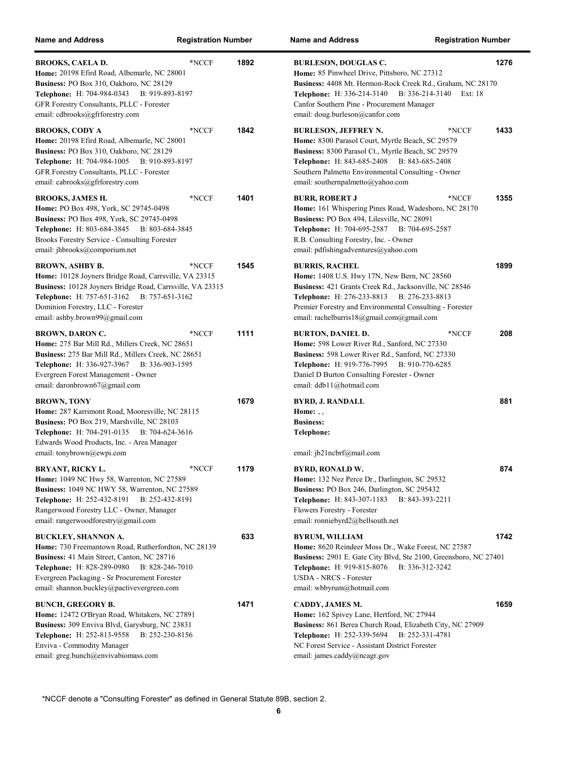| Name and Address | Registration Number |
|---|---|
| **BROOKS, CAELA D.** *NCCF<br>**Home:** 20198 Efird Road, Albemarle, NC 28001<br>**Business:** PO Box 310, Oakboro, NC 28129<br>**Telephone:** H: 704-984-0343 B: 919-893-8197<br>GFR Forestry Consultants, PLLC - Forester<br>email: cdbrooks@gfrforestry.com | 1892 |
| **BROOKS, CODY A** *NCCF<br>**Home:** 20198 Efird Road, Albemarle, NC 28001<br>**Business:** PO Box 310, Oakboro, NC 28129<br>**Telephone:** H: 704-984-1005 B: 910-893-8197<br>GFR Forestry Consultants, PLLC - Forester<br>email: cabrooks@gfrforestry.com | 1842 |
| **BROOKS, JAMES H.** *NCCF<br>**Home:** PO Box 498, York, SC 29745-0498<br>**Business:** PO Box 498, York, SC 29745-0498<br>**Telephone:** H: 803-684-3845 B: 803-684-3845<br>Brooks Forestry Service - Consulting Forester<br>email: jhbrooks@comporium.net | 1401 |
| **BROWN, ASHBY B.** *NCCF<br>**Home:** 10128 Joyners Bridge Road, Carrsville, VA 23315<br>**Business:** 10128 Joyners Bridge Road, Carrsville, VA 23315<br>**Telephone:** H: 757-651-3162 B: 757-651-3162<br>Dominion Forestry, LLC - Forester<br>email: ashby.brown99@gmail.com | 1545 |
| **BROWN, DARON C.** *NCCF<br>**Home:** 275 Bar Mill Rd., Millers Creek, NC 28651<br>**Business:** 275 Bar Mill Rd., Millers Creek, NC 28651<br>**Telephone:** H: 336-927-3967 B: 336-903-1595<br>Evergreen Forest Management - Owner<br>email: daronbrown67@gmail.com | 1111 |
| **BROWN, TONY**<br>**Home:** 287 Karrimont Road, Mooresville, NC 28115<br>**Business:** PO Box 219, Marshville, NC 28103<br>**Telephone:** H: 704-291-0135 B: 704-624-3616<br>Edwards Wood Products, Inc. - Area Manager<br>email: tonybrown@ewpi.com | 1679 |
| **BRYANT, RICKY L.** *NCCF<br>**Home:** 1049 NC Hwy 58, Warrenton, NC 27589<br>**Business:** 1049 NC HWY 58, Warrenton, NC 27589<br>**Telephone:** H: 252-432-8191 B: 252-432-8191<br>Rangerwood Forestry LLC - Owner, Manager<br>email: rangerwoodforestry@gmail.com | 1179 |
| **BUCKLEY, SHANNON A.**<br>**Home:** 730 Freemantown Road, Rutherfordton, NC 28139<br>**Business:** 41 Main Street, Canton, NC 28716<br>**Telephone:** H: 828-289-0980 B: 828-246-7010<br>Evergreen Packaging - Sr Procurement Forester<br>email: shannon.buckley@pactivevergreen.com | 633 |
| **BUNCH, GREGORY B.**<br>**Home:** 12472 O'Bryan Road, Whitakers, NC 27891<br>**Business:** 309 Enviva Blvd, Garysburg, NC 23831<br>**Telephone:** H: 252-813-9558 B: 252-230-8156<br>Enviva - Commodity Manager<br>email: greg.bunch@envivabiomass.com | 1471 |
| **BURLESON, DOUGLAS C.**<br>**Home:** 85 Pinwheel Drive, Pittsboro, NC 27312<br>**Business:** 4408 Mt. Hermon-Rock Creek Rd., Graham, NC 28170<br>**Telephone:** H: 336-214-3140 B: 336-214-3140 Ext: 18<br>Canfor Southern Pine - Procurement Manager<br>email: doug.burleson@canfor.com | 1276 |
| **BURLESON, JEFFREY N.** *NCCF<br>**Home:** 8300 Parasol Court, Myrtle Beach, SC 29579<br>**Business:** 8300 Parasol Ct., Myrtle Beach, SC 29579<br>**Telephone:** H: 843-685-2408 B: 843-685-2408<br>Southern Palmetto Environmental Consulting - Owner<br>email: southernpalmetto@yahoo.com | 1433 |
| **BURR, ROBERT J** *NCCF<br>**Home:** 161 Whispering Pines Road, Wadesboro, NC 28170<br>**Business:** PO Box 494, Lilesville, NC 28091<br>**Telephone:** H: 704-695-2587 B: 704-695-2587<br>R.B. Consulting Forestry, Inc. - Owner<br>email: pdfishingadventures@yahoo.com | 1355 |
| **BURRIS, RACHEL**<br>**Home:** 1408 U.S. Hwy 17N, New Bern, NC 28560<br>**Business:** 421 Grants Creek Rd., Jacksonville, NC 28546<br>**Telephone:** H: 276-233-8813 B: 276-233-8813<br>Premier Forestry and Environmental Consulting - Forester<br>email: rachelburris18@gmail.com@gmail.com | 1899 |
| **BURTON, DANIEL D.** *NCCF<br>**Home:** 598 Lower River Rd., Sanford, NC 27330<br>**Business:** 598 Lower River Rd., Sanford, NC 27330<br>**Telephone:** H: 919-776-7995 B: 910-770-6285<br>Daniel D Burton Consulting Forester - Owner<br>email: ddb11@hotmail.com | 208 |
| **BYRD, J. RANDALL**<br>**Home:** , ,<br>**Business:**<br>**Telephone:**<br>email: jb21ncbrf@mail.com | 881 |
| **BYRD, RONALD W.**<br>**Home:** 132 Nez Perce Dr., Darlington, SC 29532<br>**Business:** PO Box 246, Darlington, SC 295432<br>**Telephone:** H: 843-307-1183 B: 843-393-2211<br>Flowers Forestry - Forester<br>email: ronniebyrd2@bellsouth.net | 874 |
| **BYRUM, WILLIAM**<br>**Home:** 8620 Reindeer Moss Dr., Wake Forest, NC 27587<br>**Business:** 2901 E. Gate City Blvd, Ste 2100, Greensboro, NC 27401<br>**Telephone:** H: 919-815-8076 B: 336-312-3242<br>USDA - NRCS - Forester<br>email: wbbyrum@hotmail.com | 1742 |
| **CADDY, JAMES M.**<br>**Home:** 162 Spivey Lane, Hertford, NC 27944<br>**Business:** 861 Berea Church Road, Elizabeth City, NC 27909<br>**Telephone:** H: 252-339-5694 B: 252-331-4781<br>NC Forest Service - Assistant District Forester<br>email: james.caddy@ncagr.gov | 1659 |

*NCCF denote a "Consulting Forester" as defined in General Statute 89B, section 2.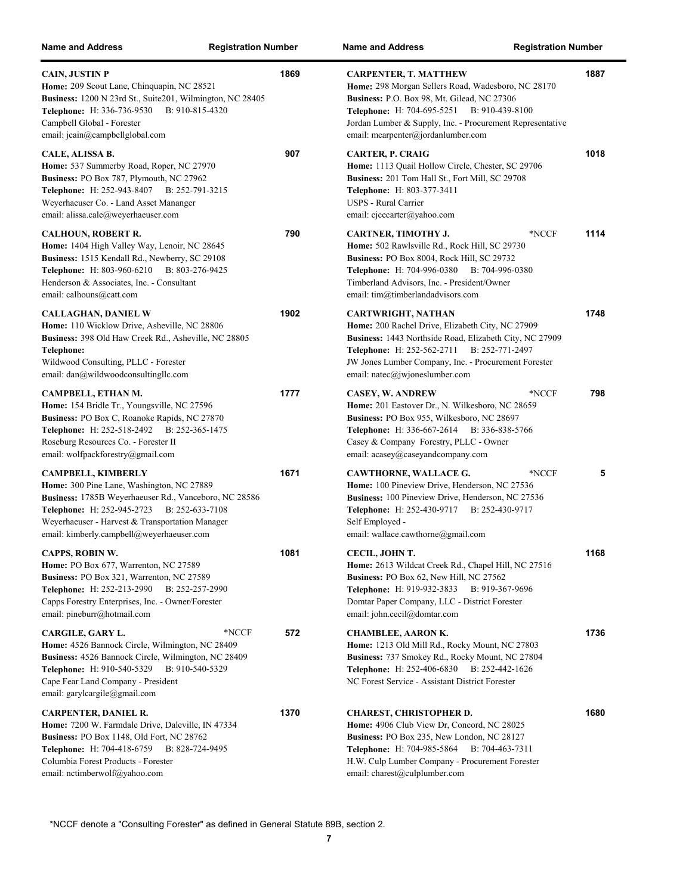| Name and Address | Registration Number |
| --- | --- |
| **CAIN, JUSTIN P**<br>**Home:** 209 Scout Lane, Chinquapin, NC 28521<br>**Business:** 1200 N 23rd St., Suite201, Wilmington, NC 28405<br>**Telephone:** H: 336-736-9530 B: 910-815-4320<br>Campbell Global - Forester<br>email: jcain@campbellglobal.com | 1869 |
| **CALE, ALISSA B.**<br>**Home:** 537 Summerby Road, Roper, NC 27970<br>**Business:** PO Box 787, Plymouth, NC 27962<br>**Telephone:** H: 252-943-8407 B: 252-791-3215<br>Weyerhaeuser Co. - Land Asset Mananger<br>email: alissa.cale@weyerhaeuser.com | 907 |
| **CALHOUN, ROBERT R.**<br>**Home:** 1404 High Valley Way, Lenoir, NC 28645<br>**Business:** 1515 Kendall Rd., Newberry, SC 29108<br>**Telephone:** H: 803-960-6210 B: 803-276-9425<br>Henderson & Associates, Inc. - Consultant<br>email: calhouns@catt.com | 790 |
| **CALLAGHAN, DANIEL W**<br>**Home:** 110 Wicklow Drive, Asheville, NC 28806<br>**Business:** 398 Old Haw Creek Rd., Asheville, NC 28805<br>**Telephone:**<br>Wildwood Consulting, PLLC - Forester<br>email: dan@wildwoodconsultingllc.com | 1902 |
| **CAMPBELL, ETHAN M.**<br>**Home:** 154 Bridle Tr., Youngsville, NC 27596<br>**Business:** PO Box C, Roanoke Rapids, NC 27870<br>**Telephone:** H: 252-518-2492 B: 252-365-1475<br>Roseburg Resources Co. - Forester II<br>email: wolfpackforestry@gmail.com | 1777 |
| **CAMPBELL, KIMBERLY**<br>**Home:** 300 Pine Lane, Washington, NC 27889<br>**Business:** 1785B Weyerhaeuser Rd., Vanceboro, NC 28586<br>**Telephone:** H: 252-945-2723 B: 252-633-7108<br>Weyerhaeuser - Harvest & Transportation Manager<br>email: kimberly.campbell@weyerhaeuser.com | 1671 |
| **CAPPS, ROBIN W.**<br>**Home:** PO Box 677, Warrenton, NC 27589<br>**Business:** PO Box 321, Warrenton, NC 27589<br>**Telephone:** H: 252-213-2990 B: 252-257-2990<br>Capps Forestry Enterprises, Inc. - Owner/Forester<br>email: pineburr@hotmail.com | 1081 |
| **CARGILE, GARY L.** *NCCF<br>**Home:** 4526 Bannock Circle, Wilmington, NC 28409<br>**Business:** 4526 Bannock Circle, Wilmington, NC 28409<br>**Telephone:** H: 910-540-5329 B: 910-540-5329<br>Cape Fear Land Company - President<br>email: garylcargile@gmail.com | 572 |
| **CARPENTER, DANIEL R.**<br>**Home:** 7200 W. Farmdale Drive, Daleville, IN 47334<br>**Business:** PO Box 1148, Old Fort, NC 28762<br>**Telephone:** H: 704-418-6759 B: 828-724-9495<br>Columbia Forest Products - Forester<br>email: nctimberwolf@yahoo.com | 1370 |
| **CARPENTER, T. MATTHEW**<br>**Home:** 298 Morgan Sellers Road, Wadesboro, NC 28170<br>**Business:** P.O. Box 98, Mt. Gilead, NC 27306<br>**Telephone:** H: 704-695-5251 B: 910-439-8100<br>Jordan Lumber & Supply, Inc. - Procurement Representative<br>email: mcarpenter@jordanlumber.com | 1887 |
| **CARTER, P. CRAIG**<br>**Home:** 1113 Quail Hollow Circle, Chester, SC 29706<br>**Business:** 201 Tom Hall St., Fort Mill, SC 29708<br>**Telephone:** H: 803-377-3411<br>USPS - Rural Carrier<br>email: cjcecarter@yahoo.com | 1018 |
| **CARTNER, TIMOTHY J.** *NCCF<br>**Home:** 502 Rawlsville Rd., Rock Hill, SC 29730<br>**Business:** PO Box 8004, Rock Hill, SC 29732<br>**Telephone:** H: 704-996-0380 B: 704-996-0380<br>Timberland Advisors, Inc. - President/Owner<br>email: tim@timberlandadvisors.com | 1114 |
| **CARTWRIGHT, NATHAN**<br>**Home:** 200 Rachel Drive, Elizabeth City, NC 27909<br>**Business:** 1443 Northside Road, Elizabeth City, NC 27909<br>**Telephone:** H: 252-562-2711 B: 252-771-2497<br>JW Jones Lumber Company, Inc. - Procurement Forester<br>email: natec@jwjoneslumber.com | 1748 |
| **CASEY, W. ANDREW** *NCCF<br>**Home:** 201 Eastover Dr., N. Wilkesboro, NC 28659<br>**Business:** PO Box 955, Wilkesboro, NC 28697<br>**Telephone:** H: 336-667-2614 B: 336-838-5766<br>Casey & Company Forestry, PLLC - Owner<br>email: acasey@caseyandcompany.com | 798 |
| **CAWTHORNE, WALLACE G.** *NCCF<br>**Home:** 100 Pineview Drive, Henderson, NC 27536<br>**Business:** 100 Pineview Drive, Henderson, NC 27536<br>**Telephone:** H: 252-430-9717 B: 252-430-9717<br>Self Employed -<br>email: wallace.cawthorne@gmail.com | 5 |
| **CECIL, JOHN T.**<br>**Home:** 2613 Wildcat Creek Rd., Chapel Hill, NC 27516<br>**Business:** PO Box 62, New Hill, NC 27562<br>**Telephone:** H: 919-932-3833 B: 919-367-9696<br>Domtar Paper Company, LLC - District Forester<br>email: john.cecil@domtar.com | 1168 |
| **CHAMBLEE, AARON K.**<br>**Home:** 1213 Old Mill Rd., Rocky Mount, NC 27803<br>**Business:** 737 Smokey Rd., Rocky Mount, NC 27804<br>**Telephone:** H: 252-406-6830 B: 252-442-1626<br>NC Forest Service - Assistant District Forester | 1736 |
| **CHAREST, CHRISTOPHER D.**<br>**Home:** 4906 Club View Dr, Concord, NC 28025<br>**Business:** PO Box 235, New London, NC 28127<br>**Telephone:** H: 704-985-5864 B: 704-463-7311<br>H.W. Culp Lumber Company - Procurement Forester<br>email: charest@culplumber.com | 1680 |

*NCCF denote a "Consulting Forester" as defined in General Statute 89B, section 2.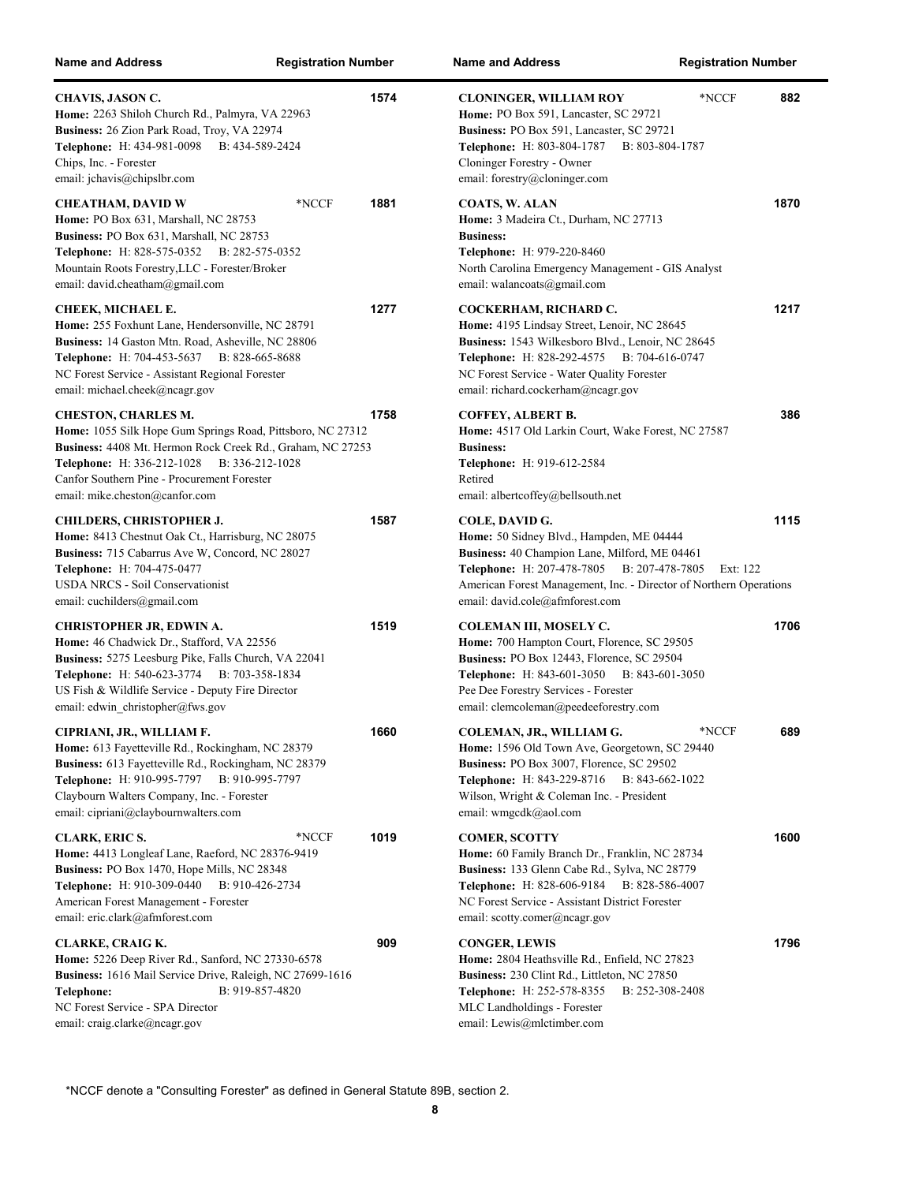| Name and Address | Registration Number |
|---|---|
| **CHAVIS, JASON C.**<br>**Home:** 2263 Shiloh Church Rd., Palmyra, VA 22963<br>**Business:** 26 Zion Park Road, Troy, VA 22974<br>**Telephone:** H: 434-981-0098 B: 434-589-2424<br>Chips, Inc. - Forester<br>email: jchavis@chipslbr.com | 1574 |
| **CHEATHAM, DAVID W** *NCCF<br>**Home:** PO Box 631, Marshall, NC 28753<br>**Business:** PO Box 631, Marshall, NC 28753<br>**Telephone:** H: 828-575-0352 B: 282-575-0352<br>Mountain Roots Forestry,LLC - Forester/Broker<br>email: david.cheatham@gmail.com | 1881 |
| **CHEEK, MICHAEL E.**<br>**Home:** 255 Foxhunt Lane, Hendersonville, NC 28791<br>**Business:** 14 Gaston Mtn. Road, Asheville, NC 28806<br>**Telephone:** H: 704-453-5637 B: 828-665-8688<br>NC Forest Service - Assistant Regional Forester<br>email: michael.cheek@ncagr.gov | 1277 |
| **CHESTON, CHARLES M.**<br>**Home:** 1055 Silk Hope Gum Springs Road, Pittsboro, NC 27312<br>**Business:** 4408 Mt. Hermon Rock Creek Rd., Graham, NC 27253<br>**Telephone:** H: 336-212-1028 B: 336-212-1028<br>Canfor Southern Pine - Procurement Forester<br>email: mike.cheston@canfor.com | 1758 |
| **CHILDERS, CHRISTOPHER J.**<br>**Home:** 8413 Chestnut Oak Ct., Harrisburg, NC 28075<br>**Business:** 715 Cabarrus Ave W, Concord, NC 28027<br>**Telephone:** H: 704-475-0477<br>USDA NRCS - Soil Conservationist<br>email: cuchilders@gmail.com | 1587 |
| **CHRISTOPHER JR, EDWIN A.**<br>**Home:** 46 Chadwick Dr., Stafford, VA 22556<br>**Business:** 5275 Leesburg Pike, Falls Church, VA 22041<br>**Telephone:** H: 540-623-3774 B: 703-358-1834<br>US Fish & Wildlife Service - Deputy Fire Director<br>email: edwin_christopher@fws.gov | 1519 |
| **CIPRIANI, JR., WILLIAM F.**<br>**Home:** 613 Fayetteville Rd., Rockingham, NC 28379<br>**Business:** 613 Fayetteville Rd., Rockingham, NC 28379<br>**Telephone:** H: 910-995-7797 B: 910-995-7797<br>Claybourn Walters Company, Inc. - Forester<br>email: cipriani@claybournwalters.com | 1660 |
| **CLARK, ERIC S.** *NCCF<br>**Home:** 4413 Longleaf Lane, Raeford, NC 28376-9419<br>**Business:** PO Box 1470, Hope Mills, NC 28348<br>**Telephone:** H: 910-309-0440 B: 910-426-2734<br>American Forest Management - Forester<br>email: eric.clark@afmforest.com | 1019 |
| **CLARKE, CRAIG K.**<br>**Home:** 5226 Deep River Rd., Sanford, NC 27330-6578<br>**Business:** 1616 Mail Service Drive, Raleigh, NC 27699-1616<br>**Telephone:** B: 919-857-4820<br>NC Forest Service - SPA Director<br>email: craig.clarke@ncagr.gov | 909 |
| **CLONINGER, WILLIAM ROY** *NCCF<br>**Home:** PO Box 591, Lancaster, SC 29721<br>**Business:** PO Box 591, Lancaster, SC 29721<br>**Telephone:** H: 803-804-1787 B: 803-804-1787<br>Cloninger Forestry - Owner<br>email: forestry@cloninger.com | 882 |
| **COATS, W. ALAN**<br>**Home:** 3 Madeira Ct., Durham, NC 27713<br>**Business:**<br>**Telephone:** H: 979-220-8460<br>North Carolina Emergency Management - GIS Analyst<br>email: walancoats@gmail.com | 1870 |
| **COCKERHAM, RICHARD C.**<br>**Home:** 4195 Lindsay Street, Lenoir, NC 28645<br>**Business:** 1543 Wilkesboro Blvd., Lenoir, NC 28645<br>**Telephone:** H: 828-292-4575 B: 704-616-0747<br>NC Forest Service - Water Quality Forester<br>email: richard.cockerham@ncagr.gov | 1217 |
| **COFFEY, ALBERT B.**<br>**Home:** 4517 Old Larkin Court, Wake Forest, NC 27587<br>**Business:**<br>**Telephone:** H: 919-612-2584<br>Retired<br>email: albertcoffey@bellsouth.net | 386 |
| **COLE, DAVID G.**<br>**Home:** 50 Sidney Blvd., Hampden, ME 04444<br>**Business:** 40 Champion Lane, Milford, ME 04461<br>**Telephone:** H: 207-478-7805 B: 207-478-7805 Ext: 122<br>American Forest Management, Inc. - Director of Northern Operations<br>email: david.cole@afmforest.com | 1115 |
| **COLEMAN III, MOSELY C.**<br>**Home:** 700 Hampton Court, Florence, SC 29505<br>**Business:** PO Box 12443, Florence, SC 29504<br>**Telephone:** H: 843-601-3050 B: 843-601-3050<br>Pee Dee Forestry Services - Forester<br>email: clemcoleman@peedeeforestry.com | 1706 |
| **COLEMAN, JR., WILLIAM G.** *NCCF<br>**Home:** 1596 Old Town Ave, Georgetown, SC 29440<br>**Business:** PO Box 3007, Florence, SC 29502<br>**Telephone:** H: 843-229-8716 B: 843-662-1022<br>Wilson, Wright & Coleman Inc. - President<br>email: wmgcdk@aol.com | 689 |
| **COMER, SCOTTY**<br>**Home:** 60 Family Branch Dr., Franklin, NC 28734<br>**Business:** 133 Glenn Cabe Rd., Sylva, NC 28779<br>**Telephone:** H: 828-606-9184 B: 828-586-4007<br>NC Forest Service - Assistant District Forester<br>email: scotty.comer@ncagr.gov | 1600 |
| **CONGER, LEWIS**<br>**Home:** 2804 Heathsville Rd., Enfield, NC 27823<br>**Business:** 230 Clint Rd., Littleton, NC 27850<br>**Telephone:** H: 252-578-8355 B: 252-308-2408<br>MLC Landholdings - Forester<br>email: Lewis@mlctimber.com | 1796 |

*NCCF denote a "Consulting Forester" as defined in General Statute 89B, section 2.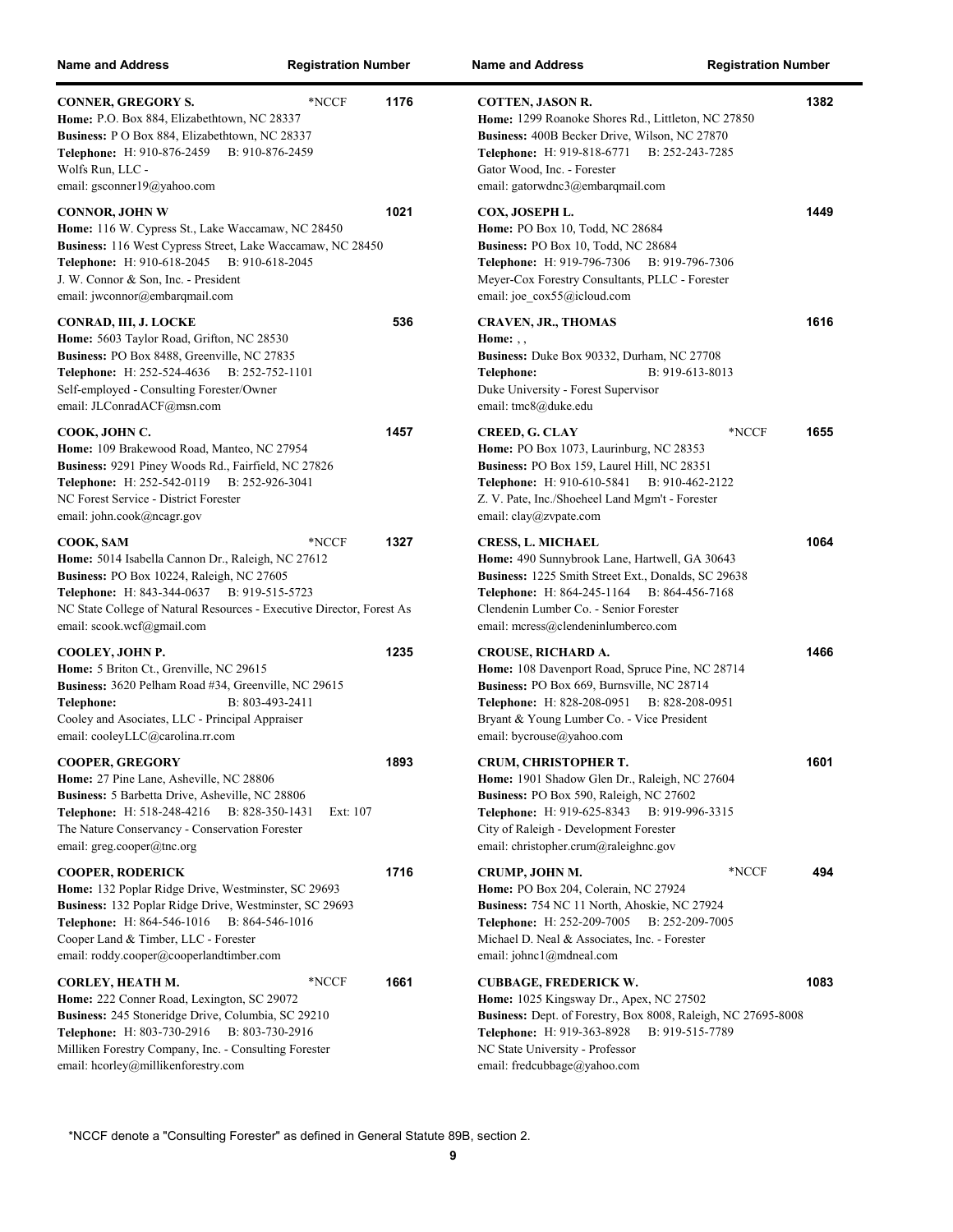| Name and Address | Registration Number | Name and Address | Registration Number |
|---|---|---|---|

**CONNER, GREGORY S.** *NCCF **1176**
**Home:** P.O. Box 884, Elizabethtown, NC 28337
**Business:** P O Box 884, Elizabethtown, NC 28337
**Telephone:** H: 910-876-2459 B: 910-876-2459
Wolfs Run, LLC -
email: gsconner19@yahoo.com

**CONNOR, JOHN W** **1021**
**Home:** 116 W. Cypress St., Lake Waccamaw, NC 28450
**Business:** 116 West Cypress Street, Lake Waccamaw, NC 28450
**Telephone:** H: 910-618-2045 B: 910-618-2045
J. W. Connor & Son, Inc. - President
email: jwconnor@embarqmail.com

**CONRAD, III, J. LOCKE** **536**
**Home:** 5603 Taylor Road, Grifton, NC 28530
**Business:** PO Box 8488, Greenville, NC 27835
**Telephone:** H: 252-524-4636 B: 252-752-1101
Self-employed - Consulting Forester/Owner
email: JLConradACF@msn.com

**COOK, JOHN C.** **1457**
**Home:** 109 Brakewood Road, Manteo, NC 27954
**Business:** 9291 Piney Woods Rd., Fairfield, NC 27826
**Telephone:** H: 252-542-0119 B: 252-926-3041
NC Forest Service - District Forester
email: john.cook@ncagr.gov

**COOK, SAM** *NCCF **1327**
**Home:** 5014 Isabella Cannon Dr., Raleigh, NC 27612
**Business:** PO Box 10224, Raleigh, NC 27605
**Telephone:** H: 843-344-0637 B: 919-515-5723
NC State College of Natural Resources - Executive Director, Forest As
email: scook.wcf@gmail.com

**COOLEY, JOHN P.** **1235**
**Home:** 5 Briton Ct., Grenville, NC 29615
**Business:** 3620 Pelham Road #34, Greenville, NC 29615
**Telephone:** B: 803-493-2411
Cooley and Asociates, LLC - Principal Appraiser
email: cooleyLLC@carolina.rr.com

**COOPER, GREGORY** **1893**
**Home:** 27 Pine Lane, Asheville, NC 28806
**Business:** 5 Barbetta Drive, Asheville, NC 28806
**Telephone:** H: 518-248-4216 B: 828-350-1431 Ext: 107
The Nature Conservancy - Conservation Forester
email: greg.cooper@tnc.org

**COOPER, RODERICK** **1716**
**Home:** 132 Poplar Ridge Drive, Westminster, SC 29693
**Business:** 132 Poplar Ridge Drive, Westminster, SC 29693
**Telephone:** H: 864-546-1016 B: 864-546-1016
Cooper Land & Timber, LLC - Forester
email: roddy.cooper@cooperlandtimber.com

**CORLEY, HEATH M.** *NCCF **1661**
**Home:** 222 Conner Road, Lexington, SC 29072
**Business:** 245 Stoneridge Drive, Columbia, SC 29210
**Telephone:** H: 803-730-2916 B: 803-730-2916
Milliken Forestry Company, Inc. - Consulting Forester
email: hcorley@millikenforestry.com

**COTTEN, JASON R.** **1382**
**Home:** 1299 Roanoke Shores Rd., Littleton, NC 27850
**Business:** 400B Becker Drive, Wilson, NC 27870
**Telephone:** H: 919-818-6771 B: 252-243-7285
Gator Wood, Inc. - Forester
email: gatorwdnc3@embarqmail.com

**COX, JOSEPH L.** **1449**
**Home:** PO Box 10, Todd, NC 28684
**Business:** PO Box 10, Todd, NC 28684
**Telephone:** H: 919-796-7306 B: 919-796-7306
Meyer-Cox Forestry Consultants, PLLC - Forester
email: joe_cox55@icloud.com

**CRAVEN, JR., THOMAS** **1616**
**Home:** , ,
**Business:** Duke Box 90332, Durham, NC 27708
**Telephone:** B: 919-613-8013
Duke University - Forest Supervisor
email: tmc8@duke.edu

**CREED, G. CLAY** *NCCF **1655**
**Home:** PO Box 1073, Laurinburg, NC 28353
**Business:** PO Box 159, Laurel Hill, NC 28351
**Telephone:** H: 910-610-5841 B: 910-462-2122
Z. V. Pate, Inc./Shoeheel Land Mgm't - Forester
email: clay@zvpate.com

**CRESS, L. MICHAEL** **1064**
**Home:** 490 Sunnybrook Lane, Hartwell, GA 30643
**Business:** 1225 Smith Street Ext., Donalds, SC 29638
**Telephone:** H: 864-245-1164 B: 864-456-7168
Clendenin Lumber Co. - Senior Forester
email: mcress@clendeninlumberco.com

**CROUSE, RICHARD A.** **1466**
**Home:** 108 Davenport Road, Spruce Pine, NC 28714
**Business:** PO Box 669, Burnsville, NC 28714
**Telephone:** H: 828-208-0951 B: 828-208-0951
Bryant & Young Lumber Co. - Vice President
email: bycrouse@yahoo.com

**CRUM, CHRISTOPHER T.** **1601**
**Home:** 1901 Shadow Glen Dr., Raleigh, NC 27604
**Business:** PO Box 590, Raleigh, NC 27602
**Telephone:** H: 919-625-8343 B: 919-996-3315
City of Raleigh - Development Forester
email: christopher.crum@raleighnc.gov

**CRUMP, JOHN M.** *NCCF **494**
**Home:** PO Box 204, Colerain, NC 27924
**Business:** 754 NC 11 North, Ahoskie, NC 27924
**Telephone:** H: 252-209-7005 B: 252-209-7005
Michael D. Neal & Associates, Inc. - Forester
email: johnc1@mdneal.com

**CUBBAGE, FREDERICK W.** **1083**
**Home:** 1025 Kingsway Dr., Apex, NC 27502
**Business:** Dept. of Forestry, Box 8008, Raleigh, NC 27695-8008
**Telephone:** H: 919-363-8928 B: 919-515-7789
NC State University - Professor
email: fredcubbage@yahoo.com

*NCCF denote a "Consulting Forester" as defined in General Statute 89B, section 2.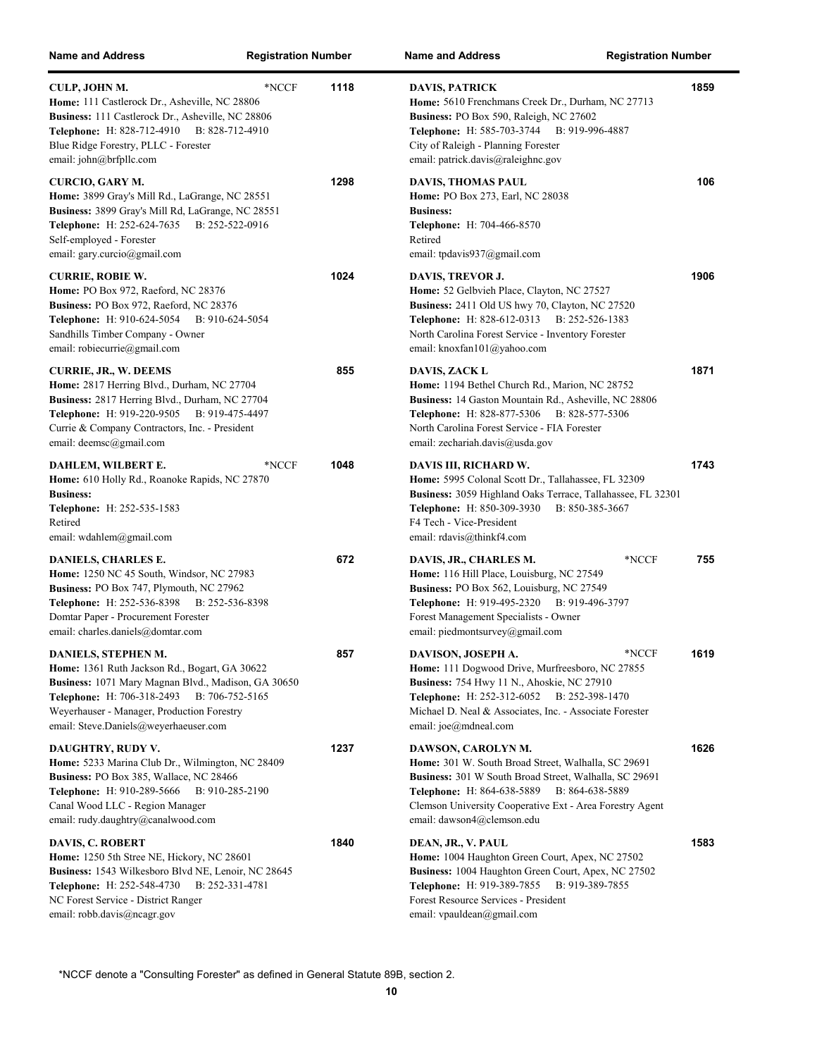**CULP, JOHN M.** *NCCF **1118**
**Home:** 111 Castlerock Dr., Asheville, NC 28806
**Business:** 111 Castlerock Dr., Asheville, NC 28806
**Telephone:** H: 828-712-4910 B: 828-712-4910
Blue Ridge Forestry, PLLC - Forester
email: john@brfpllc.com

**CURCIO, GARY M.** **1298**
**Home:** 3899 Gray's Mill Rd., LaGrange, NC 28551
**Business:** 3899 Gray's Mill Rd, LaGrange, NC 28551
**Telephone:** H: 252-624-7635 B: 252-522-0916
Self-employed - Forester
email: gary.curcio@gmail.com

**CURRIE, ROBIE W.** **1024**
**Home:** PO Box 972, Raeford, NC 28376
**Business:** PO Box 972, Raeford, NC 28376
**Telephone:** H: 910-624-5054 B: 910-624-5054
Sandhills Timber Company - Owner
email: robiecurrie@gmail.com

**CURRIE, JR., W. DEEMS** **855**
**Home:** 2817 Herring Blvd., Durham, NC 27704
**Business:** 2817 Herring Blvd., Durham, NC 27704
**Telephone:** H: 919-220-9505 B: 919-475-4497
Currie & Company Contractors, Inc. - President
email: deemsc@gmail.com

**DAHLEM, WILBERT E.** *NCCF **1048**
**Home:** 610 Holly Rd., Roanoke Rapids, NC 27870
**Business:**
**Telephone:** H: 252-535-1583
Retired
email: wdahlem@gmail.com

**DANIELS, CHARLES E.** **672**
**Home:** 1250 NC 45 South, Windsor, NC 27983
**Business:** PO Box 747, Plymouth, NC 27962
**Telephone:** H: 252-536-8398 B: 252-536-8398
Domtar Paper - Procurement Forester
email: charles.daniels@domtar.com

**DANIELS, STEPHEN M.** **857**
**Home:** 1361 Ruth Jackson Rd., Bogart, GA 30622
**Business:** 1071 Mary Magnan Blvd., Madison, GA 30650
**Telephone:** H: 706-318-2493 B: 706-752-5165
Weyerhauser - Manager, Production Forestry
email: Steve.Daniels@weyerhaeuser.com

**DAUGHTRY, RUDY V.** **1237**
**Home:** 5233 Marina Club Dr., Wilmington, NC 28409
**Business:** PO Box 385, Wallace, NC 28466
**Telephone:** H: 910-289-5666 B: 910-285-2190
Canal Wood LLC - Region Manager
email: rudy.daughtry@canalwood.com

**DAVIS, C. ROBERT** **1840**
**Home:** 1250 5th Stree NE, Hickory, NC 28601
**Business:** 1543 Wilkesboro Blvd NE, Lenoir, NC 28645
**Telephone:** H: 252-548-4730 B: 252-331-4781
NC Forest Service - District Ranger
email: robb.davis@ncagr.gov

**DAVIS, PATRICK** **1859**
**Home:** 5610 Frenchmans Creek Dr., Durham, NC 27713
**Business:** PO Box 590, Raleigh, NC 27602
**Telephone:** H: 585-703-3744 B: 919-996-4887
City of Raleigh - Planning Forester
email: patrick.davis@raleighnc.gov

**DAVIS, THOMAS PAUL** **106**
**Home:** PO Box 273, Earl, NC 28038
**Business:**
**Telephone:** H: 704-466-8570
Retired
email: tpdavis937@gmail.com

**DAVIS, TREVOR J.** **1906**
**Home:** 52 Gelbvieh Place, Clayton, NC 27527
**Business:** 2411 Old US hwy 70, Clayton, NC 27520
**Telephone:** H: 828-612-0313 B: 252-526-1383
North Carolina Forest Service - Inventory Forester
email: knoxfan101@yahoo.com

**DAVIS, ZACK L** **1871**
**Home:** 1194 Bethel Church Rd., Marion, NC 28752
**Business:** 14 Gaston Mountain Rd., Asheville, NC 28806
**Telephone:** H: 828-877-5306 B: 828-577-5306
North Carolina Forest Service - FIA Forester
email: zechariah.davis@usda.gov

**DAVIS III, RICHARD W.** **1743**
**Home:** 5995 Colonal Scott Dr., Tallahassee, FL 32309
**Business:** 3059 Highland Oaks Terrace, Tallahassee, FL 32301
**Telephone:** H: 850-309-3930 B: 850-385-3667
F4 Tech - Vice-President
email: rdavis@thinkf4.com

**DAVIS, JR., CHARLES M.** *NCCF **755**
**Home:** 116 Hill Place, Louisburg, NC 27549
**Business:** PO Box 562, Louisburg, NC 27549
**Telephone:** H: 919-495-2320 B: 919-496-3797
Forest Management Specialists - Owner
email: piedmontsurvey@gmail.com

**DAVISON, JOSEPH A.** *NCCF **1619**
**Home:** 111 Dogwood Drive, Murfreesboro, NC 27855
**Business:** 754 Hwy 11 N., Ahoskie, NC 27910
**Telephone:** H: 252-312-6052 B: 252-398-1470
Michael D. Neal & Associates, Inc. - Associate Forester
email: joe@mdneal.com

**DAWSON, CAROLYN M.** **1626**
**Home:** 301 W. South Broad Street, Walhalla, SC 29691
**Business:** 301 W South Broad Street, Walhalla, SC 29691
**Telephone:** H: 864-638-5889 B: 864-638-5889
Clemson University Cooperative Ext - Area Forestry Agent
email: dawson4@clemson.edu

**DEAN, JR., V. PAUL** **1583**
**Home:** 1004 Haughton Green Court, Apex, NC 27502
**Business:** 1004 Haughton Green Court, Apex, NC 27502
**Telephone:** H: 919-389-7855 B: 919-389-7855
Forest Resource Services - President
email: vpauldean@gmail.com

*NCCF denote a "Consulting Forester" as defined in General Statute 89B, section 2.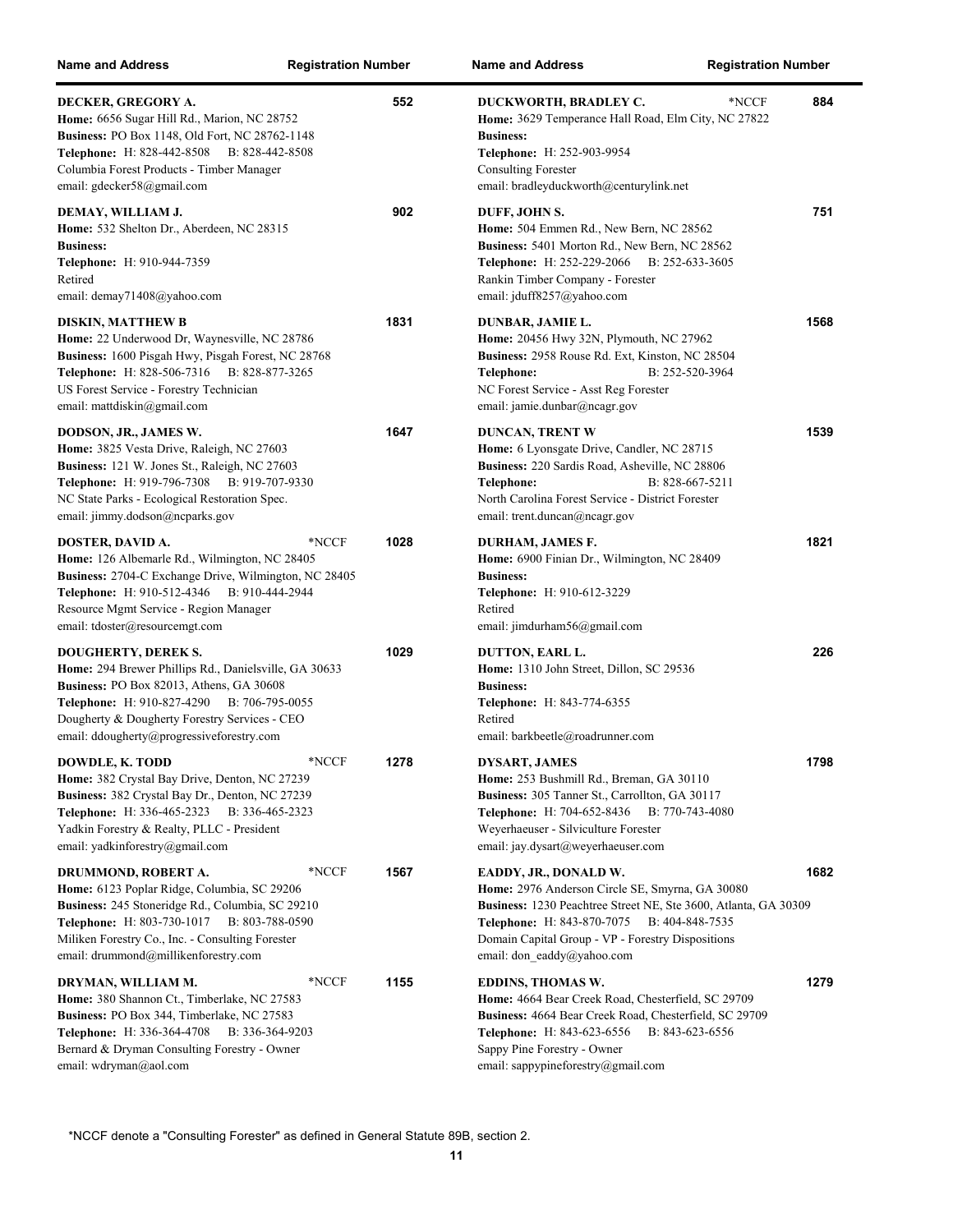| Name and Address | Registration Number |
| --- | --- |
| **DECKER, GREGORY A.**<br>**Home:** 6656 Sugar Hill Rd., Marion, NC 28752<br>**Business:** PO Box 1148, Old Fort, NC 28762-1148<br>**Telephone:** H: 828-442-8508 B: 828-442-8508<br>Columbia Forest Products - Timber Manager<br>email: gdecker58@gmail.com | 552 |
| **DEMAY, WILLIAM J.**<br>**Home:** 532 Shelton Dr., Aberdeen, NC 28315<br>**Business:**<br>**Telephone:** H: 910-944-7359<br>Retired<br>email: demay71408@yahoo.com | 902 |
| **DISKIN, MATTHEW B**<br>**Home:** 22 Underwood Dr, Waynesville, NC 28786<br>**Business:** 1600 Pisgah Hwy, Pisgah Forest, NC 28768<br>**Telephone:** H: 828-506-7316 B: 828-877-3265<br>US Forest Service - Forestry Technician<br>email: mattdiskin@gmail.com | 1831 |
| **DODSON, JR., JAMES W.**<br>**Home:** 3825 Vesta Drive, Raleigh, NC 27603<br>**Business:** 121 W. Jones St., Raleigh, NC 27603<br>**Telephone:** H: 919-796-7308 B: 919-707-9330<br>NC State Parks - Ecological Restoration Spec.<br>email: jimmy.dodson@ncparks.gov | 1647 |
| **DOSTER, DAVID A.** *NCCF<br>**Home:** 126 Albemarle Rd., Wilmington, NC 28405<br>**Business:** 2704-C Exchange Drive, Wilmington, NC 28405<br>**Telephone:** H: 910-512-4346 B: 910-444-2944<br>Resource Mgmt Service - Region Manager<br>email: tdoster@resourcemgt.com | 1028 |
| **DOUGHERTY, DEREK S.**<br>**Home:** 294 Brewer Phillips Rd., Danielsville, GA 30633<br>**Business:** PO Box 82013, Athens, GA 30608<br>**Telephone:** H: 910-827-4290 B: 706-795-0055<br>Dougherty & Dougherty Forestry Services - CEO<br>email: ddougherty@progressiveforestry.com | 1029 |
| **DOWDLE, K. TODD** *NCCF<br>**Home:** 382 Crystal Bay Drive, Denton, NC 27239<br>**Business:** 382 Crystal Bay Dr., Denton, NC 27239<br>**Telephone:** H: 336-465-2323 B: 336-465-2323<br>Yadkin Forestry & Realty, PLLC - President<br>email: yadkinforestry@gmail.com | 1278 |
| **DRUMMOND, ROBERT A.** *NCCF<br>**Home:** 6123 Poplar Ridge, Columbia, SC 29206<br>**Business:** 245 Stoneridge Rd., Columbia, SC 29210<br>**Telephone:** H: 803-730-1017 B: 803-788-0590<br>Miliken Forestry Co., Inc. - Consulting Forester<br>email: drummond@millikenforestry.com | 1567 |
| **DRYMAN, WILLIAM M.** *NCCF<br>**Home:** 380 Shannon Ct., Timberlake, NC 27583<br>**Business:** PO Box 344, Timberlake, NC 27583<br>**Telephone:** H: 336-364-4708 B: 336-364-9203<br>Bernard & Dryman Consulting Forestry - Owner<br>email: wdryman@aol.com | 1155 |
| **DUCKWORTH, BRADLEY C.** *NCCF<br>**Home:** 3629 Temperance Hall Road, Elm City, NC 27822<br>**Business:**<br>**Telephone:** H: 252-903-9954<br>Consulting Forester<br>email: bradleyduckworth@centurylink.net | 884 |
| **DUFF, JOHN S.**<br>**Home:** 504 Emmen Rd., New Bern, NC 28562<br>**Business:** 5401 Morton Rd., New Bern, NC 28562<br>**Telephone:** H: 252-229-2066 B: 252-633-3605<br>Rankin Timber Company - Forester<br>email: jduff8257@yahoo.com | 751 |
| **DUNBAR, JAMIE L.**<br>**Home:** 20456 Hwy 32N, Plymouth, NC 27962<br>**Business:** 2958 Rouse Rd. Ext, Kinston, NC 28504<br>**Telephone:** B: 252-520-3964<br>NC Forest Service - Asst Reg Forester<br>email: jamie.dunbar@ncagr.gov | 1568 |
| **DUNCAN, TRENT W**<br>**Home:** 6 Lyonsgate Drive, Candler, NC 28715<br>**Business:** 220 Sardis Road, Asheville, NC 28806<br>**Telephone:** B: 828-667-5211<br>North Carolina Forest Service - District Forester<br>email: trent.duncan@ncagr.gov | 1539 |
| **DURHAM, JAMES F.**<br>**Home:** 6900 Finian Dr., Wilmington, NC 28409<br>**Business:**<br>**Telephone:** H: 910-612-3229<br>Retired<br>email: jimdurham56@gmail.com | 1821 |
| **DUTTON, EARL L.**<br>**Home:** 1310 John Street, Dillon, SC 29536<br>**Business:**<br>**Telephone:** H: 843-774-6355<br>Retired<br>email: barkbeetle@roadrunner.com | 226 |
| **DYSART, JAMES**<br>**Home:** 253 Bushmill Rd., Breman, GA 30110<br>**Business:** 305 Tanner St., Carrollton, GA 30117<br>**Telephone:** H: 704-652-8436 B: 770-743-4080<br>Weyerhaeuser - Silviculture Forester<br>email: jay.dysart@weyerhaeuser.com | 1798 |
| **EADDY, JR., DONALD W.**<br>**Home:** 2976 Anderson Circle SE, Smyrna, GA 30080<br>**Business:** 1230 Peachtree Street NE, Ste 3600, Atlanta, GA 30309<br>**Telephone:** H: 843-870-7075 B: 404-848-7535<br>Domain Capital Group - VP - Forestry Dispositions<br>email: don_eaddy@yahoo.com | 1682 |
| **EDDINS, THOMAS W.**<br>**Home:** 4664 Bear Creek Road, Chesterfield, SC 29709<br>**Business:** 4664 Bear Creek Road, Chesterfield, SC 29709<br>**Telephone:** H: 843-623-6556 B: 843-623-6556<br>Sappy Pine Forestry - Owner<br>email: sappypineforestry@gmail.com | 1279 |

*NCCF denote a "Consulting Forester" as defined in General Statute 89B, section 2.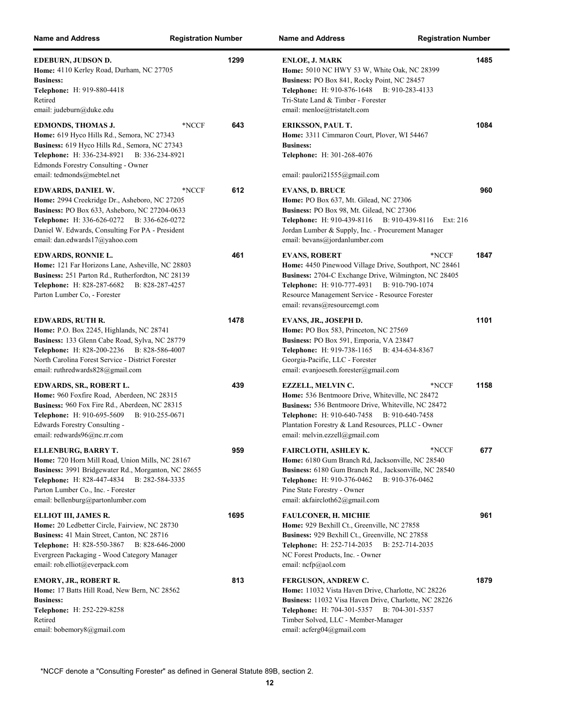| Name and Address | Registration Number |
|---|---|
| **EDEBURN, JUDSON D.**<br>**Home:** 4110 Kerley Road, Durham, NC 27705<br>**Business:**<br>**Telephone:** H: 919-880-4418<br>Retired<br>email: judeburn@duke.edu | 1299 |
| **EDMONDS, THOMAS J.** *NCCF<br>**Home:** 619 Hyco Hills Rd., Semora, NC 27343<br>**Business:** 619 Hyco Hills Rd., Semora, NC 27343<br>**Telephone:** H: 336-234-8921 B: 336-234-8921<br>Edmonds Forestry Consulting - Owner<br>email: tedmonds@mebtel.net | 643 |
| **EDWARDS, DANIEL W.** *NCCF<br>**Home:** 2994 Creekridge Dr., Asheboro, NC 27205<br>**Business:** PO Box 633, Asheboro, NC 27204-0633<br>**Telephone:** H: 336-626-0272 B: 336-626-0272<br>Daniel W. Edwards, Consulting For PA - President<br>email: dan.edwards17@yahoo.com | 612 |
| **EDWARDS, RONNIE L.**<br>**Home:** 121 Far Horizons Lane, Asheville, NC 28803<br>**Business:** 251 Parton Rd., Rutherfordton, NC 28139<br>**Telephone:** H: 828-287-6682 B: 828-287-4257<br>Parton Lumber Co, - Forester | 461 |
| **EDWARDS, RUTH R.**<br>**Home:** P.O. Box 2245, Highlands, NC 28741<br>**Business:** 133 Glenn Cabe Road, Sylva, NC 28779<br>**Telephone:** H: 828-200-2236 B: 828-586-4007<br>North Carolina Forest Service - District Forester<br>email: ruthredwards828@gmail.com | 1478 |
| **EDWARDS, SR., ROBERT L.**<br>**Home:** 960 Foxfire Road, Aberdeen, NC 28315<br>**Business:** 960 Fox Fire Rd., Aberdeen, NC 28315<br>**Telephone:** H: 910-695-5609 B: 910-255-0671<br>Edwards Forestry Consulting -<br>email: redwards96@nc.rr.com | 439 |
| **ELLENBURG, BARRY T.**<br>**Home:** 720 Horn Mill Road, Union Mills, NC 28167<br>**Business:** 3991 Bridgewater Rd., Morganton, NC 28655<br>**Telephone:** H: 828-447-4834 B: 282-584-3335<br>Parton Lumber Co., Inc. - Forester<br>email: bellenburg@partonlumber.com | 959 |
| **ELLIOT III, JAMES R.**<br>**Home:** 20 Ledbetter Circle, Fairview, NC 28730<br>**Business:** 41 Main Street, Canton, NC 28716<br>**Telephone:** H: 828-550-3867 B: 828-646-2000<br>Evergreen Packaging - Wood Category Manager<br>email: rob.elliot@everpack.com | 1695 |
| **EMORY, JR., ROBERT R.**<br>**Home:** 17 Batts Hill Road, New Bern, NC 28562<br>**Business:**<br>**Telephone:** H: 252-229-8258<br>Retired<br>email: bobemory8@gmail.com | 813 |
| **ENLOE, J. MARK**<br>**Home:** 5010 NC HWY 53 W, White Oak, NC 28399<br>**Business:** PO Box 841, Rocky Point, NC 28457<br>**Telephone:** H: 910-876-1648 B: 910-283-4133<br>Tri-State Land & Timber - Forester<br>email: menloe@tristatelt.com | 1485 |
| **ERIKSSON, PAUL T.**<br>**Home:** 3311 Cimmaron Court, Plover, WI 54467<br>**Business:**<br>**Telephone:** H: 301-268-4076<br>email: paulori21555@gmail.com | 1084 |
| **EVANS, D. BRUCE**<br>**Home:** PO Box 637, Mt. Gilead, NC 27306<br>**Business:** PO Box 98, Mt. Gilead, NC 27306<br>**Telephone:** H: 910-439-8116 B: 910-439-8116 Ext: 216<br>Jordan Lumber & Supply, Inc. - Procurement Manager<br>email: bevans@jordanlumber.com | 960 |
| **EVANS, ROBERT** *NCCF<br>**Home:** 4450 Pinewood Village Drive, Southport, NC 28461<br>**Business:** 2704-C Exchange Drive, Wilmington, NC 28405<br>**Telephone:** H: 910-777-4931 B: 910-790-1074<br>Resource Management Service - Resource Forester<br>email: revans@resourcemgt.com | 1847 |
| **EVANS, JR., JOSEPH D.**<br>**Home:** PO Box 583, Princeton, NC 27569<br>**Business:** PO Box 591, Emporia, VA 23847<br>**Telephone:** H: 919-738-1165 B: 434-634-8367<br>Georgia-Pacific, LLC - Forester<br>email: evanjoeseth.forester@gmail.com | 1101 |
| **EZZELL, MELVIN C.** *NCCF<br>**Home:** 536 Bentmoore Drive, Whiteville, NC 28472<br>**Business:** 536 Bentmoore Drive, Whiteville, NC 28472<br>**Telephone:** H: 910-640-7458 B: 910-640-7458<br>Plantation Forestry & Land Resources, PLLC - Owner<br>email: melvin.ezzell@gmail.com | 1158 |
| **FAIRCLOTH, ASHLEY K.** *NCCF<br>**Home:** 6180 Gum Branch Rd, Jacksonville, NC 28540<br>**Business:** 6180 Gum Branch Rd., Jacksonville, NC 28540<br>**Telephone:** H: 910-376-0462 B: 910-376-0462<br>Pine State Forestry - Owner<br>email: akfaircloth62@gmail.com | 677 |
| **FAULCONER, H. MICHIE**<br>**Home:** 929 Bexhill Ct., Greenville, NC 27858<br>**Business:** 929 Bexhill Ct., Greenville, NC 27858<br>**Telephone:** H: 252-714-2035 B: 252-714-2035<br>NC Forest Products, Inc. - Owner<br>email: ncfp@aol.com | 961 |
| **FERGUSON, ANDREW C.**<br>**Home:** 11032 Vista Haven Drive, Charlotte, NC 28226<br>**Business:** 11032 Visa Haven Drive, Charlotte, NC 28226<br>**Telephone:** H: 704-301-5357 B: 704-301-5357<br>Timber Solved, LLC - Member-Manager<br>email: acferg04@gmail.com | 1879 |

*NCCF denote a "Consulting Forester" as defined in General Statute 89B, section 2.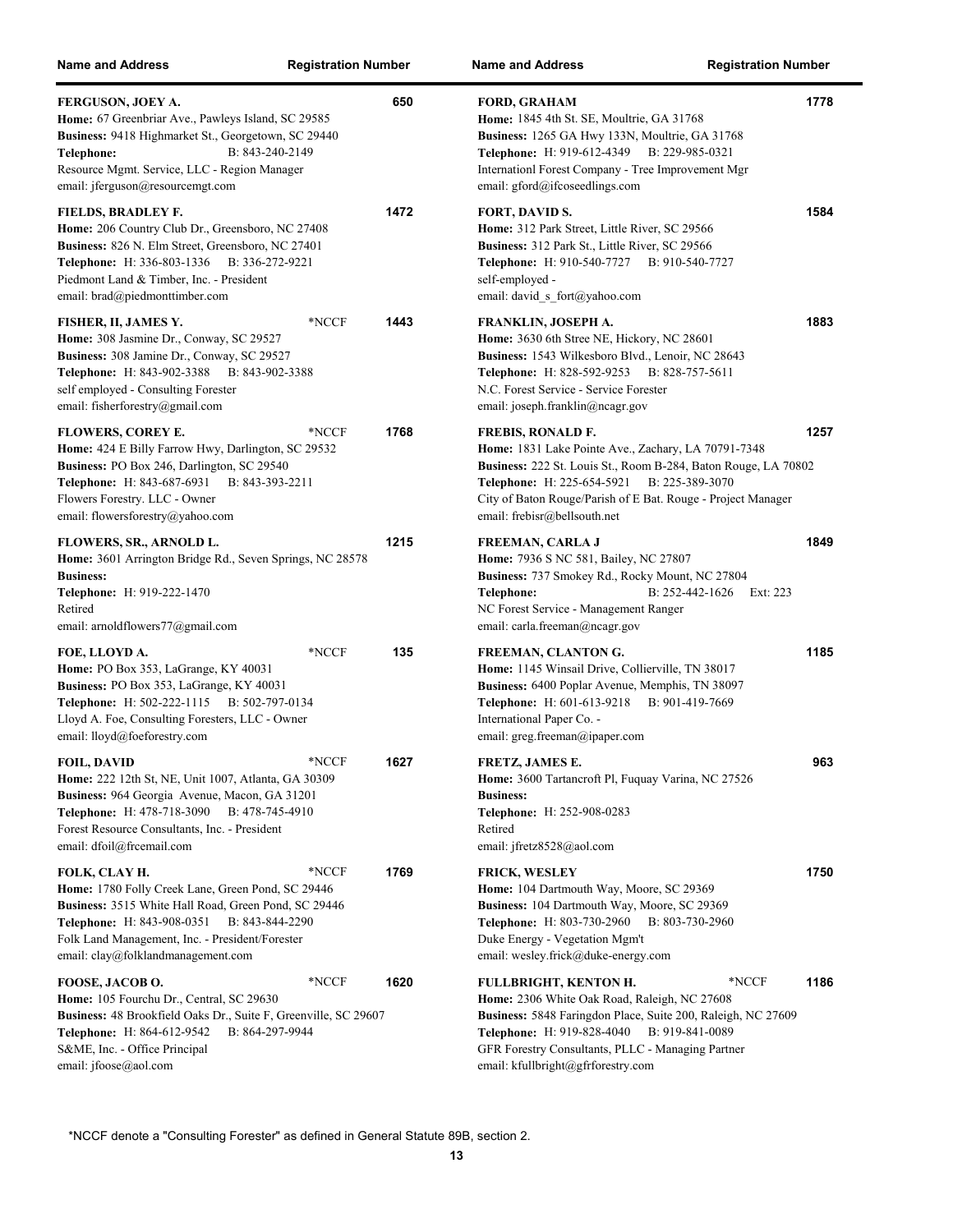| Name and Address | Registration Number |
|---|---|

**FERGUSON, JOEY A.** — 650
**Home:** 67 Greenbriar Ave., Pawleys Island, SC 29585
**Business:** 9418 Highmarket St., Georgetown, SC 29440
**Telephone:** B: 843-240-2149
Resource Mgmt. Service, LLC - Region Manager
email: jferguson@resourcemgt.com

**FIELDS, BRADLEY F.** — 1472
**Home:** 206 Country Club Dr., Greensboro, NC 27408
**Business:** 826 N. Elm Street, Greensboro, NC 27401
**Telephone:** H: 336-803-1336 B: 336-272-9221
Piedmont Land & Timber, Inc. - President
email: brad@piedmonttimber.com

**FISHER, II, JAMES Y.** *NCCF — 1443
**Home:** 308 Jasmine Dr., Conway, SC 29527
**Business:** 308 Jamine Dr., Conway, SC 29527
**Telephone:** H: 843-902-3388 B: 843-902-3388
self employed - Consulting Forester
email: fisherforestry@gmail.com

**FLOWERS, COREY E.** *NCCF — 1768
**Home:** 424 E Billy Farrow Hwy, Darlington, SC 29532
**Business:** PO Box 246, Darlington, SC 29540
**Telephone:** H: 843-687-6931 B: 843-393-2211
Flowers Forestry. LLC - Owner
email: flowersforestry@yahoo.com

**FLOWERS, SR., ARNOLD L.** — 1215
**Home:** 3601 Arrington Bridge Rd., Seven Springs, NC 28578
**Business:**
**Telephone:** H: 919-222-1470
Retired
email: arnoldflowers77@gmail.com

**FOE, LLOYD A.** *NCCF — 135
**Home:** PO Box 353, LaGrange, KY 40031
**Business:** PO Box 353, LaGrange, KY 40031
**Telephone:** H: 502-222-1115 B: 502-797-0134
Lloyd A. Foe, Consulting Foresters, LLC - Owner
email: lloyd@foeforestry.com

**FOIL, DAVID** *NCCF — 1627
**Home:** 222 12th St, NE, Unit 1007, Atlanta, GA 30309
**Business:** 964 Georgia Avenue, Macon, GA 31201
**Telephone:** H: 478-718-3090 B: 478-745-4910
Forest Resource Consultants, Inc. - President
email: dfoil@frcemail.com

**FOLK, CLAY H.** *NCCF — 1769
**Home:** 1780 Folly Creek Lane, Green Pond, SC 29446
**Business:** 3515 White Hall Road, Green Pond, SC 29446
**Telephone:** H: 843-908-0351 B: 843-844-2290
Folk Land Management, Inc. - President/Forester
email: clay@folklandmanagement.com

**FOOSE, JACOB O.** *NCCF — 1620
**Home:** 105 Fourchu Dr., Central, SC 29630
**Business:** 48 Brookfield Oaks Dr., Suite F, Greenville, SC 29607
**Telephone:** H: 864-612-9542 B: 864-297-9944
S&ME, Inc. - Office Principal
email: jfoose@aol.com

**FORD, GRAHAM** — 1778
**Home:** 1845 4th St. SE, Moultrie, GA 31768
**Business:** 1265 GA Hwy 133N, Moultrie, GA 31768
**Telephone:** H: 919-612-4349 B: 229-985-0321
Internationl Forest Company - Tree Improvement Mgr
email: gford@ifcoseedlings.com

**FORT, DAVID S.** — 1584
**Home:** 312 Park Street, Little River, SC 29566
**Business:** 312 Park St., Little River, SC 29566
**Telephone:** H: 910-540-7727 B: 910-540-7727
self-employed -
email: david_s_fort@yahoo.com

**FRANKLIN, JOSEPH A.** — 1883
**Home:** 3630 6th Stree NE, Hickory, NC 28601
**Business:** 1543 Wilkesboro Blvd., Lenoir, NC 28643
**Telephone:** H: 828-592-9253 B: 828-757-5611
N.C. Forest Service - Service Forester
email: joseph.franklin@ncagr.gov

**FREBIS, RONALD F.** — 1257
**Home:** 1831 Lake Pointe Ave., Zachary, LA 70791-7348
**Business:** 222 St. Louis St., Room B-284, Baton Rouge, LA 70802
**Telephone:** H: 225-654-5921 B: 225-389-3070
City of Baton Rouge/Parish of E Bat. Rouge - Project Manager
email: frebisr@bellsouth.net

**FREEMAN, CARLA J** — 1849
**Home:** 7936 S NC 581, Bailey, NC 27807
**Business:** 737 Smokey Rd., Rocky Mount, NC 27804
**Telephone:** B: 252-442-1626 Ext: 223
NC Forest Service - Management Ranger
email: carla.freeman@ncagr.gov

**FREEMAN, CLANTON G.** — 1185
**Home:** 1145 Winsail Drive, Collierville, TN 38017
**Business:** 6400 Poplar Avenue, Memphis, TN 38097
**Telephone:** H: 601-613-9218 B: 901-419-7669
International Paper Co. -
email: greg.freeman@ipaper.com

**FRETZ, JAMES E.** — 963
**Home:** 3600 Tartancroft Pl, Fuquay Varina, NC 27526
**Business:**
**Telephone:** H: 252-908-0283
Retired
email: jfretz8528@aol.com

**FRICK, WESLEY** — 1750
**Home:** 104 Dartmouth Way, Moore, SC 29369
**Business:** 104 Dartmouth Way, Moore, SC 29369
**Telephone:** H: 803-730-2960 B: 803-730-2960
Duke Energy - Vegetation Mgm't
email: wesley.frick@duke-energy.com

**FULLBRIGHT, KENTON H.** *NCCF — 1186
**Home:** 2306 White Oak Road, Raleigh, NC 27608
**Business:** 5848 Faringdon Place, Suite 200, Raleigh, NC 27609
**Telephone:** H: 919-828-4040 B: 919-841-0089
GFR Forestry Consultants, PLLC - Managing Partner
email: kfullbright@gfrforestry.com

*NCCF denote a "Consulting Forester" as defined in General Statute 89B, section 2.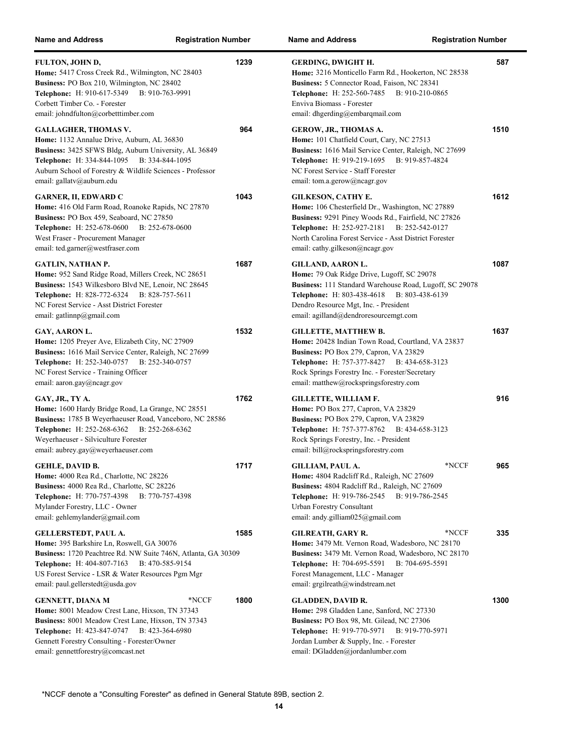| Name and Address | Registration Number |
|---|---|
| **FULTON, JOHN D,**<br>**Home:** 5417 Cross Creek Rd., Wilmington, NC 28403<br>**Business:** PO Box 210, Wilmington, NC 28402<br>**Telephone:** H: 910-617-5349 B: 910-763-9991<br>Corbett Timber Co. - Forester<br>email: johndfulton@corbetttimber.com | 1239 |
| **GALLAGHER, THOMAS V.**<br>**Home:** 1132 Annalue Drive, Auburn, AL 36830<br>**Business:** 3425 SFWS Bldg, Auburn University, AL 36849<br>**Telephone:** H: 334-844-1095 B: 334-844-1095<br>Auburn School of Forestry & Wildlife Sciences - Professor<br>email: gallatv@auburn.edu | 964 |
| **GARNER, II, EDWARD C**<br>**Home:** 416 Old Farm Road, Roanoke Rapids, NC 27870<br>**Business:** PO Box 459, Seaboard, NC 27850<br>**Telephone:** H: 252-678-0600 B: 252-678-0600<br>West Fraser - Procurement Manager<br>email: ted.garner@westfraser.com | 1043 |
| **GATLIN, NATHAN P.**<br>**Home:** 952 Sand Ridge Road, Millers Creek, NC 28651<br>**Business:** 1543 Wilkesboro Blvd NE, Lenoir, NC 28645<br>**Telephone:** H: 828-772-6324 B: 828-757-5611<br>NC Forest Service - Asst District Forester<br>email: gatlinnp@gmail.com | 1687 |
| **GAY, AARON L.**<br>**Home:** 1205 Preyer Ave, Elizabeth City, NC 27909<br>**Business:** 1616 Mail Service Center, Raleigh, NC 27699<br>**Telephone:** H: 252-340-0757 B: 252-340-0757<br>NC Forest Service - Training Officer<br>email: aaron.gay@ncagr.gov | 1532 |
| **GAY, JR., TY A.**<br>**Home:** 1600 Hardy Bridge Road, La Grange, NC 28551<br>**Business:** 1785 B Weyerhaeuser Road, Vanceboro, NC 28586<br>**Telephone:** H: 252-268-6362 B: 252-268-6362<br>Weyerhaeuser - Silviculture Forester<br>email: aubrey.gay@weyerhaeuser.com | 1762 |
| **GEHLE, DAVID B.**<br>**Home:** 4000 Rea Rd., Charlotte, NC 28226<br>**Business:** 4000 Rea Rd., Charlotte, SC 28226<br>**Telephone:** H: 770-757-4398 B: 770-757-4398<br>Mylander Forestry, LLC - Owner<br>email: gehlemylander@gmail.com | 1717 |
| **GELLERSTEDT, PAUL A.**<br>**Home:** 395 Barkshire Ln, Roswell, GA 30076<br>**Business:** 1720 Peachtree Rd. NW Suite 746N, Atlanta, GA 30309<br>**Telephone:** H: 404-807-7163 B: 470-585-9154<br>US Forest Service - LSR & Water Resources Pgm Mgr<br>email: paul.gellerstedt@usda.gov | 1585 |
| **GENNETT, DIANA M** *NCCF<br>**Home:** 8001 Meadow Crest Lane, Hixson, TN 37343<br>**Business:** 8001 Meadow Crest Lane, Hixson, TN 37343<br>**Telephone:** H: 423-847-0747 B: 423-364-6980<br>Gennett Forestry Consulting - Forester/Owner<br>email: gennettforestry@comcast.net | 1800 |
| **GERDING, DWIGHT H.**<br>**Home:** 3216 Monticello Farm Rd., Hookerton, NC 28538<br>**Business:** 5 Connector Road, Faison, NC 28341<br>**Telephone:** H: 252-560-7485 B: 910-210-0865<br>Enviva Biomass - Forester<br>email: dhgerding@embarqmail.com | 587 |
| **GEROW, JR., THOMAS A.**<br>**Home:** 101 Chatfield Court, Cary, NC 27513<br>**Business:** 1616 Mail Service Center, Raleigh, NC 27699<br>**Telephone:** H: 919-219-1695 B: 919-857-4824<br>NC Forest Service - Staff Forester<br>email: tom.a.gerow@ncagr.gov | 1510 |
| **GILKESON, CATHY E.**<br>**Home:** 106 Chesterfield Dr., Washington, NC 27889<br>**Business:** 9291 Piney Woods Rd., Fairfield, NC 27826<br>**Telephone:** H: 252-927-2181 B: 252-542-0127<br>North Carolina Forest Service - Asst District Forester<br>email: cathy.gilkeson@ncagr.gov | 1612 |
| **GILLAND, AARON L.**<br>**Home:** 79 Oak Ridge Drive, Lugoff, SC 29078<br>**Business:** 111 Standard Warehouse Road, Lugoff, SC 29078<br>**Telephone:** H: 803-438-4618 B: 803-438-6139<br>Dendro Resource Mgt, Inc. - President<br>email: agilland@dendroresourcemgt.com | 1087 |
| **GILLETTE, MATTHEW B.**<br>**Home:** 20428 Indian Town Road, Courtland, VA 23837<br>**Business:** PO Box 279, Capron, VA 23829<br>**Telephone:** H: 757-377-8427 B: 434-658-3123<br>Rock Springs Forestry Inc. - Forester/Secretary<br>email: matthew@rockspringsforestry.com | 1637 |
| **GILLETTE, WILLIAM F.**<br>**Home:** PO Box 277, Capron, VA 23829<br>**Business:** PO Box 279, Capron, VA 23829<br>**Telephone:** H: 757-377-8762 B: 434-658-3123<br>Rock Springs Forestry, Inc. - President<br>email: bill@rockspringsforestry.com | 916 |
| **GILLIAM, PAUL A.** *NCCF<br>**Home:** 4804 Radcliff Rd., Raleigh, NC 27609<br>**Business:** 4804 Radcliff Rd., Raleigh, NC 27609<br>**Telephone:** H: 919-786-2545 B: 919-786-2545<br>Urban Forestry Consultant<br>email: andy.gilliam025@gmail.com | 965 |
| **GILREATH, GARY R.** *NCCF<br>**Home:** 3479 Mt. Vernon Road, Wadesboro, NC 28170<br>**Business:** 3479 Mt. Vernon Road, Wadesboro, NC 28170<br>**Telephone:** H: 704-695-5591 B: 704-695-5591<br>Forest Management, LLC - Manager<br>email: grgilreath@windstream.net | 335 |
| **GLADDEN, DAVID R.**<br>**Home:** 298 Gladden Lane, Sanford, NC 27330<br>**Business:** PO Box 98, Mt. Gilead, NC 27306<br>**Telephone:** H: 919-770-5971 B: 919-770-5971<br>Jordan Lumber & Supply, Inc. - Forester<br>email: DGladden@jordanlumber.com | 1300 |

*NCCF denote a "Consulting Forester" as defined in General Statute 89B, section 2.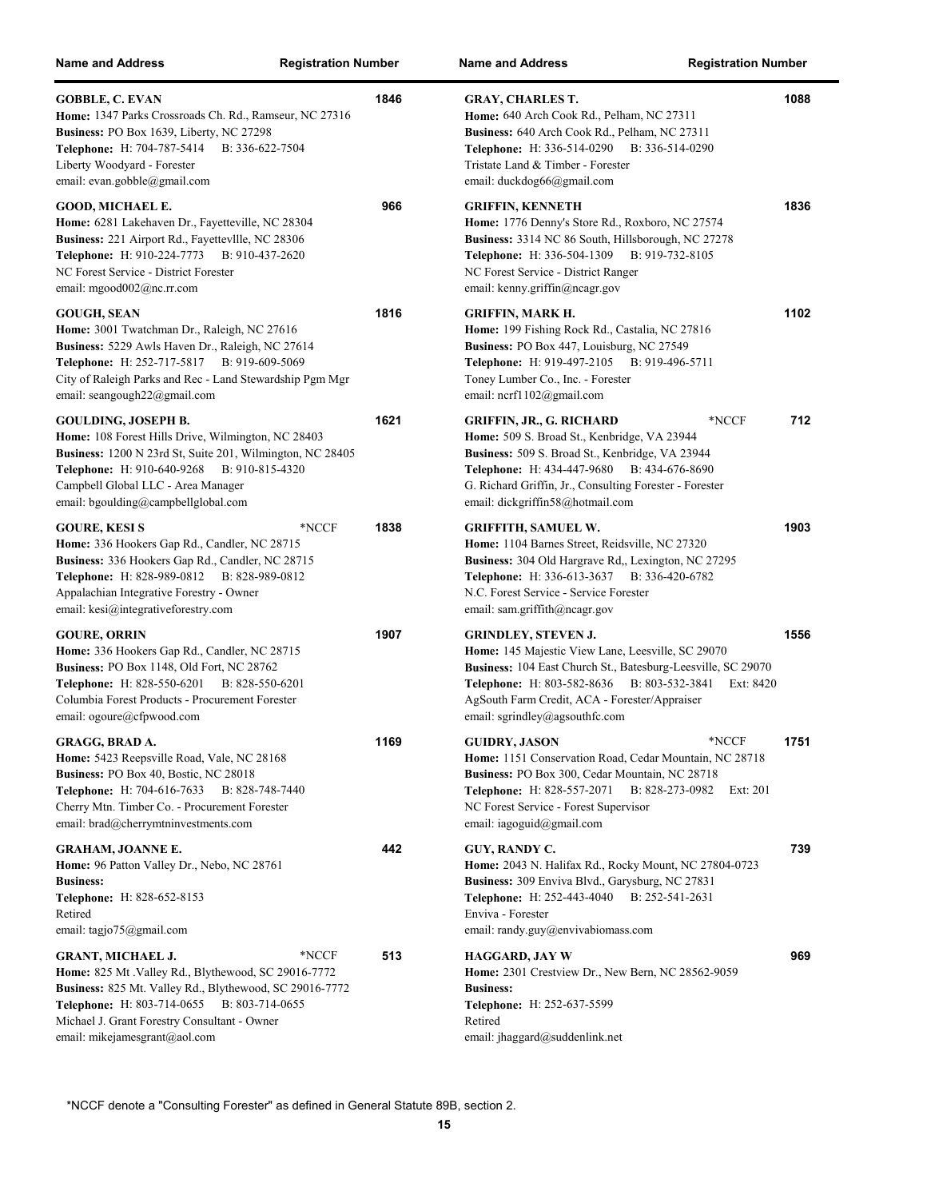| Name and Address | Registration Number |
|---|---|
| **GOBBLE, C. EVAN**<br>**Home:** 1347 Parks Crossroads Ch. Rd., Ramseur, NC 27316<br>**Business:** PO Box 1639, Liberty, NC 27298<br>**Telephone:** H: 704-787-5414 B: 336-622-7504<br>Liberty Woodyard - Forester<br>email: evan.gobble@gmail.com | 1846 |
| **GOOD, MICHAEL E.**<br>**Home:** 6281 Lakehaven Dr., Fayetteville, NC 28304<br>**Business:** 221 Airport Rd., Fayettevllle, NC 28306<br>**Telephone:** H: 910-224-7773 B: 910-437-2620<br>NC Forest Service - District Forester<br>email: mgood002@nc.rr.com | 966 |
| **GOUGH, SEAN**<br>**Home:** 3001 Twatchman Dr., Raleigh, NC 27616<br>**Business:** 5229 Awls Haven Dr., Raleigh, NC 27614<br>**Telephone:** H: 252-717-5817 B: 919-609-5069<br>City of Raleigh Parks and Rec - Land Stewardship Pgm Mgr<br>email: seangough22@gmail.com | 1816 |
| **GOULDING, JOSEPH B.**<br>**Home:** 108 Forest Hills Drive, Wilmington, NC 28403<br>**Business:** 1200 N 23rd St, Suite 201, Wilmington, NC 28405<br>**Telephone:** H: 910-640-9268 B: 910-815-4320<br>Campbell Global LLC - Area Manager<br>email: bgoulding@campbellglobal.com | 1621 |
| **GOURE, KESI S** *NCCF<br>**Home:** 336 Hookers Gap Rd., Candler, NC 28715<br>**Business:** 336 Hookers Gap Rd., Candler, NC 28715<br>**Telephone:** H: 828-989-0812 B: 828-989-0812<br>Appalachian Integrative Forestry - Owner<br>email: kesi@integrativeforestry.com | 1838 |
| **GOURE, ORRIN**<br>**Home:** 336 Hookers Gap Rd., Candler, NC 28715<br>**Business:** PO Box 1148, Old Fort, NC 28762<br>**Telephone:** H: 828-550-6201 B: 828-550-6201<br>Columbia Forest Products - Procurement Forester<br>email: ogoure@cfpwood.com | 1907 |
| **GRAGG, BRAD A.**<br>**Home:** 5423 Reepsville Road, Vale, NC 28168<br>**Business:** PO Box 40, Bostic, NC 28018<br>**Telephone:** H: 704-616-7633 B: 828-748-7440<br>Cherry Mtn. Timber Co. - Procurement Forester<br>email: brad@cherrymtninvestments.com | 1169 |
| **GRAHAM, JOANNE E.**<br>**Home:** 96 Patton Valley Dr., Nebo, NC 28761<br>**Business:**<br>**Telephone:** H: 828-652-8153<br>Retired<br>email: tagjo75@gmail.com | 442 |
| **GRANT, MICHAEL J.** *NCCF<br>**Home:** 825 Mt .Valley Rd., Blythewood, SC 29016-7772<br>**Business:** 825 Mt. Valley Rd., Blythewood, SC 29016-7772<br>**Telephone:** H: 803-714-0655 B: 803-714-0655<br>Michael J. Grant Forestry Consultant - Owner<br>email: mikejamesgrant@aol.com | 513 |
| **GRAY, CHARLES T.**<br>**Home:** 640 Arch Cook Rd., Pelham, NC 27311<br>**Business:** 640 Arch Cook Rd., Pelham, NC 27311<br>**Telephone:** H: 336-514-0290 B: 336-514-0290<br>Tristate Land & Timber - Forester<br>email: duckdog66@gmail.com | 1088 |
| **GRIFFIN, KENNETH**<br>**Home:** 1776 Denny's Store Rd., Roxboro, NC 27574<br>**Business:** 3314 NC 86 South, Hillsborough, NC 27278<br>**Telephone:** H: 336-504-1309 B: 919-732-8105<br>NC Forest Service - District Ranger<br>email: kenny.griffin@ncagr.gov | 1836 |
| **GRIFFIN, MARK H.**<br>**Home:** 199 Fishing Rock Rd., Castalia, NC 27816<br>**Business:** PO Box 447, Louisburg, NC 27549<br>**Telephone:** H: 919-497-2105 B: 919-496-5711<br>Toney Lumber Co., Inc. - Forester<br>email: ncrf1102@gmail.com | 1102 |
| **GRIFFIN, JR., G. RICHARD** *NCCF<br>**Home:** 509 S. Broad St., Kenbridge, VA 23944<br>**Business:** 509 S. Broad St., Kenbridge, VA 23944<br>**Telephone:** H: 434-447-9680 B: 434-676-8690<br>G. Richard Griffin, Jr., Consulting Forester - Forester<br>email: dickgriffin58@hotmail.com | 712 |
| **GRIFFITH, SAMUEL W.**<br>**Home:** 1104 Barnes Street, Reidsville, NC 27320<br>**Business:** 304 Old Hargrave Rd,, Lexington, NC 27295<br>**Telephone:** H: 336-613-3637 B: 336-420-6782<br>N.C. Forest Service - Service Forester<br>email: sam.griffith@ncagr.gov | 1903 |
| **GRINDLEY, STEVEN J.**<br>**Home:** 145 Majestic View Lane, Leesville, SC 29070<br>**Business:** 104 East Church St., Batesburg-Leesville, SC 29070<br>**Telephone:** H: 803-582-8636 B: 803-532-3841 Ext: 8420<br>AgSouth Farm Credit, ACA - Forester/Appraiser<br>email: sgrindley@agsouthfc.com | 1556 |
| **GUIDRY, JASON** *NCCF<br>**Home:** 1151 Conservation Road, Cedar Mountain, NC 28718<br>**Business:** PO Box 300, Cedar Mountain, NC 28718<br>**Telephone:** H: 828-557-2071 B: 828-273-0982 Ext: 201<br>NC Forest Service - Forest Supervisor<br>email: iagoguid@gmail.com | 1751 |
| **GUY, RANDY C.**<br>**Home:** 2043 N. Halifax Rd., Rocky Mount, NC 27804-0723<br>**Business:** 309 Enviva Blvd., Garysburg, NC 27831<br>**Telephone:** H: 252-443-4040 B: 252-541-2631<br>Enviva - Forester<br>email: randy.guy@envivabiomass.com | 739 |
| **HAGGARD, JAY W**<br>**Home:** 2301 Crestview Dr., New Bern, NC 28562-9059<br>**Business:**<br>**Telephone:** H: 252-637-5599<br>Retired<br>email: jhaggard@suddenlink.net | 969 |

*NCCF denote a "Consulting Forester" as defined in General Statute 89B, section 2.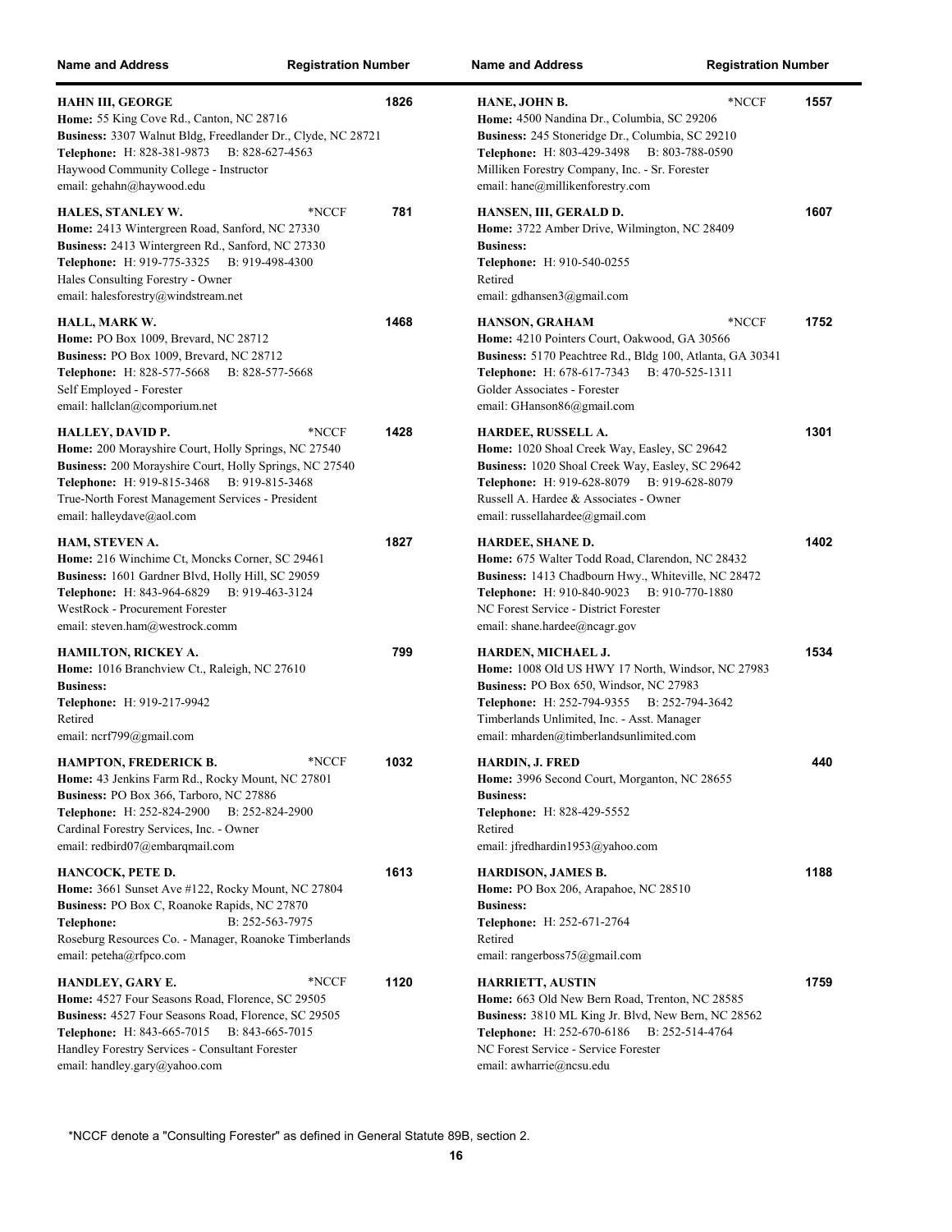| Name and Address | Registration Number |
|---|---|

**HAHN III, GEORGE** — 1826
**Home:** 55 King Cove Rd., Canton, NC 28716
**Business:** 3307 Walnut Bldg, Freedlander Dr., Clyde, NC 28721
**Telephone:** H: 828-381-9873 B: 828-627-4563
Haywood Community College - Instructor
email: gehahn@haywood.edu

**HALES, STANLEY W.** *NCCF — 781
**Home:** 2413 Wintergreen Road, Sanford, NC 27330
**Business:** 2413 Wintergreen Rd., Sanford, NC 27330
**Telephone:** H: 919-775-3325 B: 919-498-4300
Hales Consulting Forestry - Owner
email: halesforestry@windstream.net

**HALL, MARK W.** — 1468
**Home:** PO Box 1009, Brevard, NC 28712
**Business:** PO Box 1009, Brevard, NC 28712
**Telephone:** H: 828-577-5668 B: 828-577-5668
Self Employed - Forester
email: hallclan@comporium.net

**HALLEY, DAVID P.** *NCCF — 1428
**Home:** 200 Morayshire Court, Holly Springs, NC 27540
**Business:** 200 Morayshire Court, Holly Springs, NC 27540
**Telephone:** H: 919-815-3468 B: 919-815-3468
True-North Forest Management Services - President
email: halleydave@aol.com

**HAM, STEVEN A.** — 1827
**Home:** 216 Winchime Ct, Moncks Corner, SC 29461
**Business:** 1601 Gardner Blvd, Holly Hill, SC 29059
**Telephone:** H: 843-964-6829 B: 919-463-3124
WestRock - Procurement Forester
email: steven.ham@westrock.comm

**HAMILTON, RICKEY A.** — 799
**Home:** 1016 Branchview Ct., Raleigh, NC 27610
**Business:**
**Telephone:** H: 919-217-9942
Retired
email: ncrf799@gmail.com

**HAMPTON, FREDERICK B.** *NCCF — 1032
**Home:** 43 Jenkins Farm Rd., Rocky Mount, NC 27801
**Business:** PO Box 366, Tarboro, NC 27886
**Telephone:** H: 252-824-2900 B: 252-824-2900
Cardinal Forestry Services, Inc. - Owner
email: redbird07@embarqmail.com

**HANCOCK, PETE D.** — 1613
**Home:** 3661 Sunset Ave #122, Rocky Mount, NC 27804
**Business:** PO Box C, Roanoke Rapids, NC 27870
**Telephone:** B: 252-563-7975
Roseburg Resources Co. - Manager, Roanoke Timberlands
email: peteha@rfpco.com

**HANDLEY, GARY E.** *NCCF — 1120
**Home:** 4527 Four Seasons Road, Florence, SC 29505
**Business:** 4527 Four Seasons Road, Florence, SC 29505
**Telephone:** H: 843-665-7015 B: 843-665-7015
Handley Forestry Services - Consultant Forester
email: handley.gary@yahoo.com

**HANE, JOHN B.** *NCCF — 1557
**Home:** 4500 Nandina Dr., Columbia, SC 29206
**Business:** 245 Stoneridge Dr., Columbia, SC 29210
**Telephone:** H: 803-429-3498 B: 803-788-0590
Milliken Forestry Company, Inc. - Sr. Forester
email: hane@millikenforestry.com

**HANSEN, III, GERALD D.** — 1607
**Home:** 3722 Amber Drive, Wilmington, NC 28409
**Business:**
**Telephone:** H: 910-540-0255
Retired
email: gdhansen3@gmail.com

**HANSON, GRAHAM** *NCCF — 1752
**Home:** 4210 Pointers Court, Oakwood, GA 30566
**Business:** 5170 Peachtree Rd., Bldg 100, Atlanta, GA 30341
**Telephone:** H: 678-617-7343 B: 470-525-1311
Golder Associates - Forester
email: GHanson86@gmail.com

**HARDEE, RUSSELL A.** — 1301
**Home:** 1020 Shoal Creek Way, Easley, SC 29642
**Business:** 1020 Shoal Creek Way, Easley, SC 29642
**Telephone:** H: 919-628-8079 B: 919-628-8079
Russell A. Hardee & Associates - Owner
email: russellahardee@gmail.com

**HARDEE, SHANE D.** — 1402
**Home:** 675 Walter Todd Road, Clarendon, NC 28432
**Business:** 1413 Chadbourn Hwy., Whiteville, NC 28472
**Telephone:** H: 910-840-9023 B: 910-770-1880
NC Forest Service - District Forester
email: shane.hardee@ncagr.gov

**HARDEN, MICHAEL J.** — 1534
**Home:** 1008 Old US HWY 17 North, Windsor, NC 27983
**Business:** PO Box 650, Windsor, NC 27983
**Telephone:** H: 252-794-9355 B: 252-794-3642
Timberlands Unlimited, Inc. - Asst. Manager
email: mharden@timberlandsunlimited.com

**HARDIN, J. FRED** — 440
**Home:** 3996 Second Court, Morganton, NC 28655
**Business:**
**Telephone:** H: 828-429-5552
Retired
email: jfredhardin1953@yahoo.com

**HARDISON, JAMES B.** — 1188
**Home:** PO Box 206, Arapahoe, NC 28510
**Business:**
**Telephone:** H: 252-671-2764
Retired
email: rangerboss75@gmail.com

**HARRIETT, AUSTIN** — 1759
**Home:** 663 Old New Bern Road, Trenton, NC 28585
**Business:** 3810 ML King Jr. Blvd, New Bern, NC 28562
**Telephone:** H: 252-670-6186 B: 252-514-4764
NC Forest Service - Service Forester
email: awharrie@ncsu.edu

*NCCF denote a "Consulting Forester" as defined in General Statute 89B, section 2.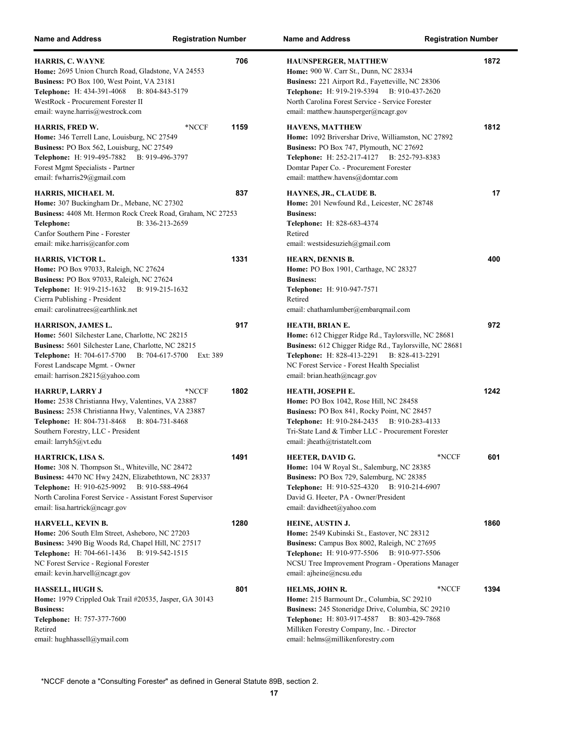| Name and Address | Registration Number |
| --- | --- |
| **HARRIS, C. WAYNE**<br>**Home:** 2695 Union Church Road, Gladstone, VA 24553<br>**Business:** PO Box 100, West Point, VA 23181<br>**Telephone:** H: 434-391-4068 B: 804-843-5179<br>WestRock - Procurement Forester II<br>email: wayne.harris@westrock.com | 706 |
| **HARRIS, FRED W.** *NCCF<br>**Home:** 346 Terrell Lane, Louisburg, NC 27549<br>**Business:** PO Box 562, Louisburg, NC 27549<br>**Telephone:** H: 919-495-7882 B: 919-496-3797<br>Forest Mgmt Specialists - Partner<br>email: fwharris29@gmail.com | 1159 |
| **HARRIS, MICHAEL M.**<br>**Home:** 307 Buckingham Dr., Mebane, NC 27302<br>**Business:** 4408 Mt. Hermon Rock Creek Road, Graham, NC 27253<br>**Telephone:** B: 336-213-2659<br>Canfor Southern Pine - Forester<br>email: mike.harris@canfor.com | 837 |
| **HARRIS, VICTOR L.**<br>**Home:** PO Box 97033, Raleigh, NC 27624<br>**Business:** PO Box 97033, Raleigh, NC 27624<br>**Telephone:** H: 919-215-1632 B: 919-215-1632<br>Cierra Publishing - President<br>email: carolinatrees@earthlink.net | 1331 |
| **HARRISON, JAMES L.**<br>**Home:** 5601 Silchester Lane, Charlotte, NC 28215<br>**Business:** 5601 Silchester Lane, Charlotte, NC 28215<br>**Telephone:** H: 704-617-5700 B: 704-617-5700 Ext: 389<br>Forest Landscape Mgmt. - Owner<br>email: harrison.28215@yahoo.com | 917 |
| **HARRUP, LARRY J** *NCCF<br>**Home:** 2538 Christianna Hwy, Valentines, VA 23887<br>**Business:** 2538 Christianna Hwy, Valentines, VA 23887<br>**Telephone:** H: 804-731-8468 B: 804-731-8468<br>Southern Forestry, LLC - President<br>email: larryh5@vt.edu | 1802 |
| **HARTRICK, LISA S.**<br>**Home:** 308 N. Thompson St., Whiteville, NC 28472<br>**Business:** 4470 NC Hwy 242N, Elizabethtown, NC 28337<br>**Telephone:** H: 910-625-9092 B: 910-588-4964<br>North Carolina Forest Service - Assistant Forest Supervisor<br>email: lisa.hartrick@ncagr.gov | 1491 |
| **HARVELL, KEVIN B.**<br>**Home:** 206 South Elm Street, Asheboro, NC 27203<br>**Business:** 3490 Big Woods Rd, Chapel Hill, NC 27517<br>**Telephone:** H: 704-661-1436 B: 919-542-1515<br>NC Forest Service - Regional Forester<br>email: kevin.harvell@ncagr.gov | 1280 |
| **HASSELL, HUGH S.**<br>**Home:** 1979 Crippled Oak Trail #20535, Jasper, GA 30143<br>**Business:**<br>**Telephone:** H: 757-377-7600<br>Retired<br>email: hughhassell@ymail.com | 801 |
| **HAUNSPERGER, MATTHEW**<br>**Home:** 900 W. Carr St., Dunn, NC 28334<br>**Business:** 221 Airport Rd., Fayetteville, NC 28306<br>**Telephone:** H: 919-219-5394 B: 910-437-2620<br>North Carolina Forest Service - Service Forester<br>email: matthew.haunsperger@ncagr.gov | 1872 |
| **HAVENS, MATTHEW**<br>**Home:** 1092 Brivershar Drive, Williamston, NC 27892<br>**Business:** PO Box 747, Plymouth, NC 27692<br>**Telephone:** H: 252-217-4127 B: 252-793-8383<br>Domtar Paper Co. - Procurement Forester<br>email: matthew.havens@domtar.com | 1812 |
| **HAYNES, JR., CLAUDE B.**<br>**Home:** 201 Newfound Rd., Leicester, NC 28748<br>**Business:**<br>**Telephone:** H: 828-683-4374<br>Retired<br>email: westsidesuzieh@gmail.com | 17 |
| **HEARN, DENNIS B.**<br>**Home:** PO Box 1901, Carthage, NC 28327<br>**Business:**<br>**Telephone:** H: 910-947-7571<br>Retired<br>email: chathamlumber@embarqmail.com | 400 |
| **HEATH, BRIAN E.**<br>**Home:** 612 Chigger Ridge Rd., Taylorsville, NC 28681<br>**Business:** 612 Chigger Ridge Rd., Taylorsville, NC 28681<br>**Telephone:** H: 828-413-2291 B: 828-413-2291<br>NC Forest Service - Forest Health Specialist<br>email: brian.heath@ncagr.gov | 972 |
| **HEATH, JOSEPH E.**<br>**Home:** PO Box 1042, Rose Hill, NC 28458<br>**Business:** PO Box 841, Rocky Point, NC 28457<br>**Telephone:** H: 910-284-2435 B: 910-283-4133<br>Tri-State Land & Timber LLC - Procurement Forester<br>email: jheath@tristatelt.com | 1242 |
| **HEETER, DAVID G.** *NCCF<br>**Home:** 104 W Royal St., Salemburg, NC 28385<br>**Business:** PO Box 729, Salemburg, NC 28385<br>**Telephone:** H: 910-525-4320 B: 910-214-6907<br>David G. Heeter, PA - Owner/President<br>email: davidheet@yahoo.com | 601 |
| **HEINE, AUSTIN J.**<br>**Home:** 2549 Kubinski St., Eastover, NC 28312<br>**Business:** Campus Box 8002, Raleigh, NC 27695<br>**Telephone:** H: 910-977-5506 B: 910-977-5506<br>NCSU Tree Improvement Program - Operations Manager<br>email: ajheine@ncsu.edu | 1860 |
| **HELMS, JOHN R.** *NCCF<br>**Home:** 215 Barmount Dr., Columbia, SC 29210<br>**Business:** 245 Stoneridge Drive, Columbia, SC 29210<br>**Telephone:** H: 803-917-4587 B: 803-429-7868<br>Milliken Forestry Company, Inc. - Director<br>email: helms@millikenforestry.com | 1394 |

*NCCF denote a "Consulting Forester" as defined in General Statute 89B, section 2.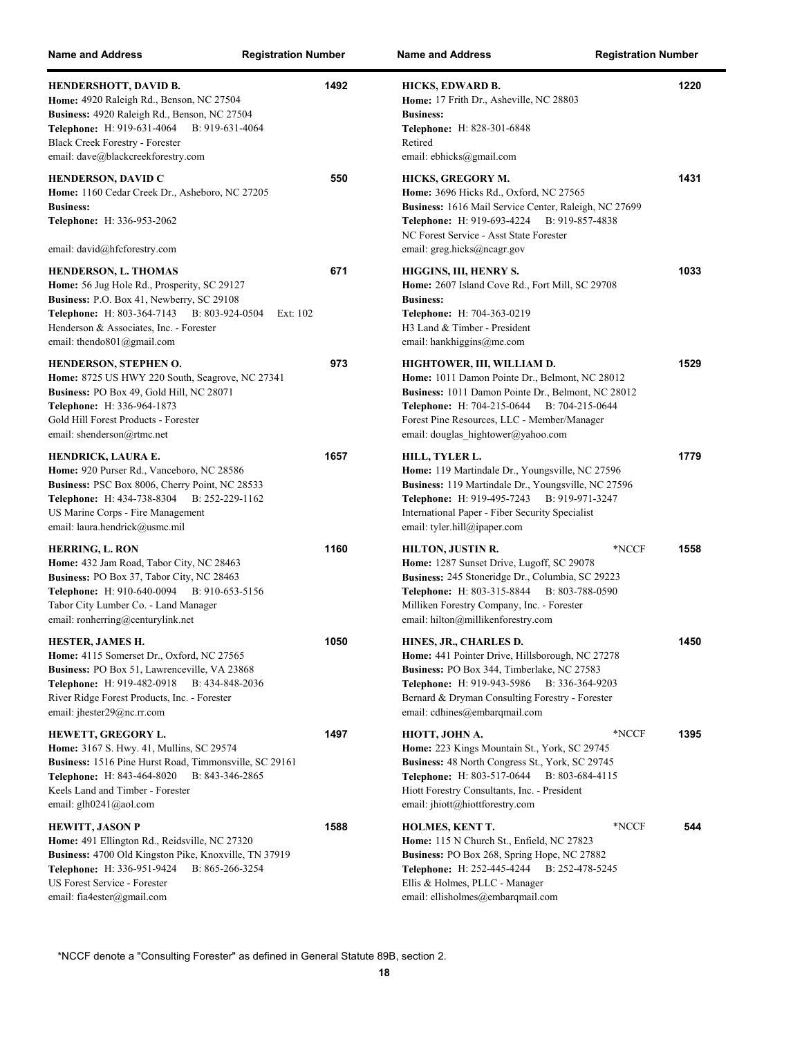| Name and Address | Registration Number |
|---|---|

**HENDERSHOTT, DAVID B.** — 1492
**Home:** 4920 Raleigh Rd., Benson, NC 27504
**Business:** 4920 Raleigh Rd., Benson, NC 27504
**Telephone:** H: 919-631-4064 B: 919-631-4064
Black Creek Forestry - Forester
email: dave@blackcreekforestry.com

**HENDERSON, DAVID C** — 550
**Home:** 1160 Cedar Creek Dr., Asheboro, NC 27205
**Business:**
**Telephone:** H: 336-953-2062
email: david@hfcforestry.com

**HENDERSON, L. THOMAS** — 671
**Home:** 56 Jug Hole Rd., Prosperity, SC 29127
**Business:** P.O. Box 41, Newberry, SC 29108
**Telephone:** H: 803-364-7143 B: 803-924-0504 Ext: 102
Henderson & Associates, Inc. - Forester
email: thendo801@gmail.com

**HENDERSON, STEPHEN O.** — 973
**Home:** 8725 US HWY 220 South, Seagrove, NC 27341
**Business:** PO Box 49, Gold Hill, NC 28071
**Telephone:** H: 336-964-1873
Gold Hill Forest Products - Forester
email: shenderson@rtmc.net

**HENDRICK, LAURA E.** — 1657
**Home:** 920 Purser Rd., Vanceboro, NC 28586
**Business:** PSC Box 8006, Cherry Point, NC 28533
**Telephone:** H: 434-738-8304 B: 252-229-1162
US Marine Corps - Fire Management
email: laura.hendrick@usmc.mil

**HERRING, L. RON** — 1160
**Home:** 432 Jam Road, Tabor City, NC 28463
**Business:** PO Box 37, Tabor City, NC 28463
**Telephone:** H: 910-640-0094 B: 910-653-5156
Tabor City Lumber Co. - Land Manager
email: ronherring@centurylink.net

**HESTER, JAMES H.** — 1050
**Home:** 4115 Somerset Dr., Oxford, NC 27565
**Business:** PO Box 51, Lawrenceville, VA 23868
**Telephone:** H: 919-482-0918 B: 434-848-2036
River Ridge Forest Products, Inc. - Forester
email: jhester29@nc.rr.com

**HEWETT, GREGORY L.** — 1497
**Home:** 3167 S. Hwy. 41, Mullins, SC 29574
**Business:** 1516 Pine Hurst Road, Timmonsville, SC 29161
**Telephone:** H: 843-464-8020 B: 843-346-2865
Keels Land and Timber - Forester
email: glh0241@aol.com

**HEWITT, JASON P** — 1588
**Home:** 491 Ellington Rd., Reidsville, NC 27320
**Business:** 4700 Old Kingston Pike, Knoxville, TN 37919
**Telephone:** H: 336-951-9424 B: 865-266-3254
US Forest Service - Forester
email: fia4ester@gmail.com

**HICKS, EDWARD B.** — 1220
**Home:** 17 Frith Dr., Asheville, NC 28803
**Business:**
**Telephone:** H: 828-301-6848
Retired
email: ebhicks@gmail.com

**HICKS, GREGORY M.** — 1431
**Home:** 3696 Hicks Rd., Oxford, NC 27565
**Business:** 1616 Mail Service Center, Raleigh, NC 27699
**Telephone:** H: 919-693-4224 B: 919-857-4838
NC Forest Service - Asst State Forester
email: greg.hicks@ncagr.gov

**HIGGINS, III, HENRY S.** — 1033
**Home:** 2607 Island Cove Rd., Fort Mill, SC 29708
**Business:**
**Telephone:** H: 704-363-0219
H3 Land & Timber - President
email: hankhiggins@me.com

**HIGHTOWER, III, WILLIAM D.** — 1529
**Home:** 1011 Damon Pointe Dr., Belmont, NC 28012
**Business:** 1011 Damon Pointe Dr., Belmont, NC 28012
**Telephone:** H: 704-215-0644 B: 704-215-0644
Forest Pine Resources, LLC - Member/Manager
email: douglas_hightower@yahoo.com

**HILL, TYLER L.** — 1779
**Home:** 119 Martindale Dr., Youngsville, NC 27596
**Business:** 119 Martindale Dr., Youngsville, NC 27596
**Telephone:** H: 919-495-7243 B: 919-971-3247
International Paper - Fiber Security Specialist
email: tyler.hill@ipaper.com

**HILTON, JUSTIN R.** *NCCF — 1558
**Home:** 1287 Sunset Drive, Lugoff, SC 29078
**Business:** 245 Stoneridge Dr., Columbia, SC 29223
**Telephone:** H: 803-315-8844 B: 803-788-0590
Milliken Forestry Company, Inc. - Forester
email: hilton@millikenforestry.com

**HINES, JR., CHARLES D.** — 1450
**Home:** 441 Pointer Drive, Hillsborough, NC 27278
**Business:** PO Box 344, Timberlake, NC 27583
**Telephone:** H: 919-943-5986 B: 336-364-9203
Bernard & Dryman Consulting Forestry - Forester
email: cdhines@embarqmail.com

**HIOTT, JOHN A.** *NCCF — 1395
**Home:** 223 Kings Mountain St., York, SC 29745
**Business:** 48 North Congress St., York, SC 29745
**Telephone:** H: 803-517-0644 B: 803-684-4115
Hiott Forestry Consultants, Inc. - President
email: jhiott@hiottforestry.com

**HOLMES, KENT T.** *NCCF — 544
**Home:** 115 N Church St., Enfield, NC 27823
**Business:** PO Box 268, Spring Hope, NC 27882
**Telephone:** H: 252-445-4244 B: 252-478-5245
Ellis & Holmes, PLLC - Manager
email: ellisholmes@embarqmail.com

*NCCF denote a "Consulting Forester" as defined in General Statute 89B, section 2.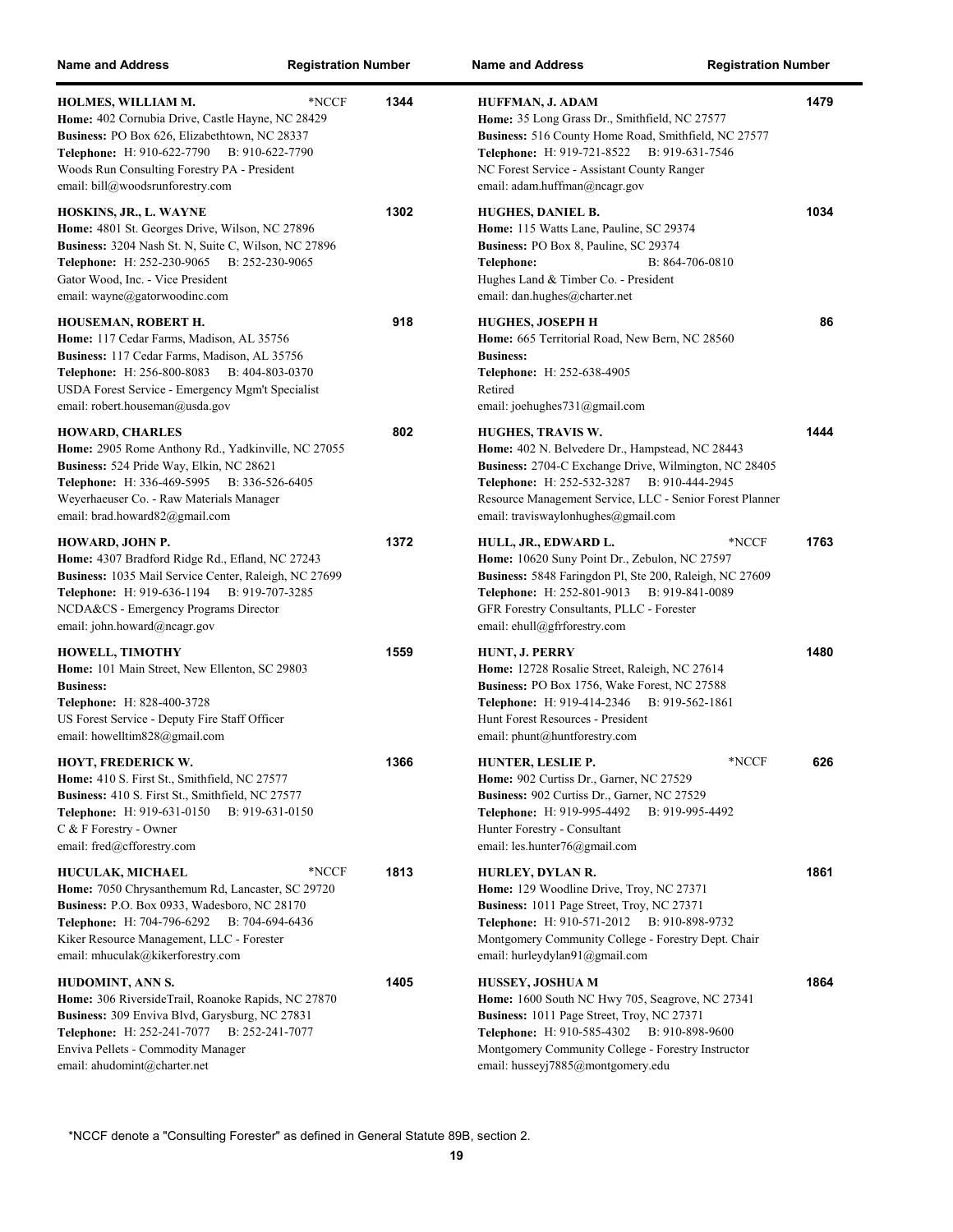| Name and Address | Registration Number |
| --- | --- |
| **HOLMES, WILLIAM M.** *NCCF<br>**Home:** 402 Cornubia Drive, Castle Hayne, NC 28429<br>**Business:** PO Box 626, Elizabethtown, NC 28337<br>**Telephone:** H: 910-622-7790 B: 910-622-7790<br>Woods Run Consulting Forestry PA - President<br>email: bill@woodsrunforestry.com | 1344 |
| **HOSKINS, JR., L. WAYNE**<br>**Home:** 4801 St. Georges Drive, Wilson, NC 27896<br>**Business:** 3204 Nash St. N, Suite C, Wilson, NC 27896<br>**Telephone:** H: 252-230-9065 B: 252-230-9065<br>Gator Wood, Inc. - Vice President<br>email: wayne@gatorwoodinc.com | 1302 |
| **HOUSEMAN, ROBERT H.**<br>**Home:** 117 Cedar Farms, Madison, AL 35756<br>**Business:** 117 Cedar Farms, Madison, AL 35756<br>**Telephone:** H: 256-800-8083 B: 404-803-0370<br>USDA Forest Service - Emergency Mgm't Specialist<br>email: robert.houseman@usda.gov | 918 |
| **HOWARD, CHARLES**<br>**Home:** 2905 Rome Anthony Rd., Yadkinville, NC 27055<br>**Business:** 524 Pride Way, Elkin, NC 28621<br>**Telephone:** H: 336-469-5995 B: 336-526-6405<br>Weyerhaeuser Co. - Raw Materials Manager<br>email: brad.howard82@gmail.com | 802 |
| **HOWARD, JOHN P.**<br>**Home:** 4307 Bradford Ridge Rd., Efland, NC 27243<br>**Business:** 1035 Mail Service Center, Raleigh, NC 27699<br>**Telephone:** H: 919-636-1194 B: 919-707-3285<br>NCDA&CS - Emergency Programs Director<br>email: john.howard@ncagr.gov | 1372 |
| **HOWELL, TIMOTHY**<br>**Home:** 101 Main Street, New Ellenton, SC 29803<br>**Business:**<br>**Telephone:** H: 828-400-3728<br>US Forest Service - Deputy Fire Staff Officer<br>email: howelltim828@gmail.com | 1559 |
| **HOYT, FREDERICK W.**<br>**Home:** 410 S. First St., Smithfield, NC 27577<br>**Business:** 410 S. First St., Smithfield, NC 27577<br>**Telephone:** H: 919-631-0150 B: 919-631-0150<br>C & F Forestry - Owner<br>email: fred@cfforestry.com | 1366 |
| **HUCULAK, MICHAEL** *NCCF<br>**Home:** 7050 Chrysanthemum Rd, Lancaster, SC 29720<br>**Business:** P.O. Box 0933, Wadesboro, NC 28170<br>**Telephone:** H: 704-796-6292 B: 704-694-6436<br>Kiker Resource Management, LLC - Forester<br>email: mhuculak@kikerforestry.com | 1813 |
| **HUDOMINT, ANN S.**<br>**Home:** 306 RiversideTrail, Roanoke Rapids, NC 27870<br>**Business:** 309 Enviva Blvd, Garysburg, NC 27831<br>**Telephone:** H: 252-241-7077 B: 252-241-7077<br>Enviva Pellets - Commodity Manager<br>email: ahudomint@charter.net | 1405 |
| **HUFFMAN, J. ADAM**<br>**Home:** 35 Long Grass Dr., Smithfield, NC 27577<br>**Business:** 516 County Home Road, Smithfield, NC 27577<br>**Telephone:** H: 919-721-8522 B: 919-631-7546<br>NC Forest Service - Assistant County Ranger<br>email: adam.huffman@ncagr.gov | 1479 |
| **HUGHES, DANIEL B.**<br>**Home:** 115 Watts Lane, Pauline, SC 29374<br>**Business:** PO Box 8, Pauline, SC 29374<br>**Telephone:** B: 864-706-0810<br>Hughes Land & Timber Co. - President<br>email: dan.hughes@charter.net | 1034 |
| **HUGHES, JOSEPH H**<br>**Home:** 665 Territorial Road, New Bern, NC 28560<br>**Business:**<br>**Telephone:** H: 252-638-4905<br>Retired<br>email: joehughes731@gmail.com | 86 |
| **HUGHES, TRAVIS W.**<br>**Home:** 402 N. Belvedere Dr., Hampstead, NC 28443<br>**Business:** 2704-C Exchange Drive, Wilmington, NC 28405<br>**Telephone:** H: 252-532-3287 B: 910-444-2945<br>Resource Management Service, LLC - Senior Forest Planner<br>email: traviswaylonhughes@gmail.com | 1444 |
| **HULL, JR., EDWARD L.** *NCCF<br>**Home:** 10620 Suny Point Dr., Zebulon, NC 27597<br>**Business:** 5848 Faringdon Pl, Ste 200, Raleigh, NC 27609<br>**Telephone:** H: 252-801-9013 B: 919-841-0089<br>GFR Forestry Consultants, PLLC - Forester<br>email: ehull@gfrforestry.com | 1763 |
| **HUNT, J. PERRY**<br>**Home:** 12728 Rosalie Street, Raleigh, NC 27614<br>**Business:** PO Box 1756, Wake Forest, NC 27588<br>**Telephone:** H: 919-414-2346 B: 919-562-1861<br>Hunt Forest Resources - President<br>email: phunt@huntforestry.com | 1480 |
| **HUNTER, LESLIE P.** *NCCF<br>**Home:** 902 Curtiss Dr., Garner, NC 27529<br>**Business:** 902 Curtiss Dr., Garner, NC 27529<br>**Telephone:** H: 919-995-4492 B: 919-995-4492<br>Hunter Forestry - Consultant<br>email: les.hunter76@gmail.com | 626 |
| **HURLEY, DYLAN R.**<br>**Home:** 129 Woodline Drive, Troy, NC 27371<br>**Business:** 1011 Page Street, Troy, NC 27371<br>**Telephone:** H: 910-571-2012 B: 910-898-9732<br>Montgomery Community College - Forestry Dept. Chair<br>email: hurleydylan91@gmail.com | 1861 |
| **HUSSEY, JOSHUA M**<br>**Home:** 1600 South NC Hwy 705, Seagrove, NC 27341<br>**Business:** 1011 Page Street, Troy, NC 27371<br>**Telephone:** H: 910-585-4302 B: 910-898-9600<br>Montgomery Community College - Forestry Instructor<br>email: husseyj7885@montgomery.edu | 1864 |

*NCCF denote a "Consulting Forester" as defined in General Statute 89B, section 2.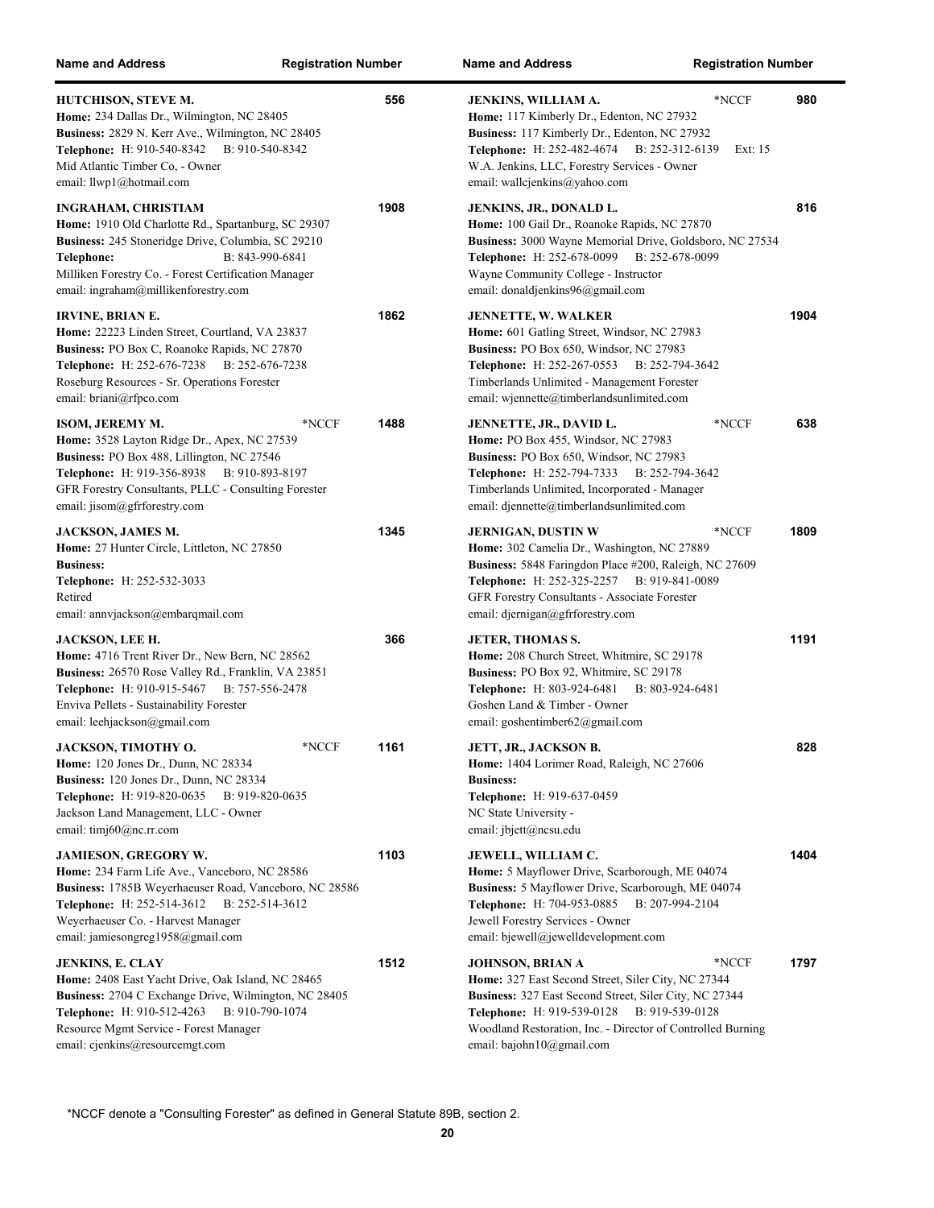| Name and Address | Registration Number |
|---|---|
| **HUTCHISON, STEVE M.**<br>**Home:** 234 Dallas Dr., Wilmington, NC 28405<br>**Business:** 2829 N. Kerr Ave., Wilmington, NC 28405<br>**Telephone:** H: 910-540-8342 B: 910-540-8342<br>Mid Atlantic Timber Co, - Owner<br>email: llwp1@hotmail.com | 556 |
| **INGRAHAM, CHRISTIAM**<br>**Home:** 1910 Old Charlotte Rd., Spartanburg, SC 29307<br>**Business:** 245 Stoneridge Drive, Columbia, SC 29210<br>**Telephone:** B: 843-990-6841<br>Milliken Forestry Co. - Forest Certification Manager<br>email: ingraham@millikenforestry.com | 1908 |
| **IRVINE, BRIAN E.**<br>**Home:** 22223 Linden Street, Courtland, VA 23837<br>**Business:** PO Box C, Roanoke Rapids, NC 27870<br>**Telephone:** H: 252-676-7238 B: 252-676-7238<br>Roseburg Resources - Sr. Operations Forester<br>email: briani@rfpco.com | 1862 |
| **ISOM, JEREMY M.** *NCCF<br>**Home:** 3528 Layton Ridge Dr., Apex, NC 27539<br>**Business:** PO Box 488, Lillington, NC 27546<br>**Telephone:** H: 919-356-8938 B: 910-893-8197<br>GFR Forestry Consultants, PLLC - Consulting Forester<br>email: jisom@gfrforestry.com | 1488 |
| **JACKSON, JAMES M.**<br>**Home:** 27 Hunter Circle, Littleton, NC 27850<br>**Business:**<br>**Telephone:** H: 252-532-3033<br>Retired<br>email: annvjackson@embarqmail.com | 1345 |
| **JACKSON, LEE H.**<br>**Home:** 4716 Trent River Dr., New Bern, NC 28562<br>**Business:** 26570 Rose Valley Rd., Franklin, VA 23851<br>**Telephone:** H: 910-915-5467 B: 757-556-2478<br>Enviva Pellets - Sustainability Forester<br>email: leehjackson@gmail.com | 366 |
| **JACKSON, TIMOTHY O.** *NCCF<br>**Home:** 120 Jones Dr., Dunn, NC 28334<br>**Business:** 120 Jones Dr., Dunn, NC 28334<br>**Telephone:** H: 919-820-0635 B: 919-820-0635<br>Jackson Land Management, LLC - Owner<br>email: timj60@nc.rr.com | 1161 |
| **JAMIESON, GREGORY W.**<br>**Home:** 234 Farm Life Ave., Vanceboro, NC 28586<br>**Business:** 1785B Weyerhaeuser Road, Vanceboro, NC 28586<br>**Telephone:** H: 252-514-3612 B: 252-514-3612<br>Weyerhaeuser Co. - Harvest Manager<br>email: jamiesongreg1958@gmail.com | 1103 |
| **JENKINS, E. CLAY**<br>**Home:** 2408 East Yacht Drive, Oak Island, NC 28465<br>**Business:** 2704 C Exchange Drive, Wilmington, NC 28405<br>**Telephone:** H: 910-512-4263 B: 910-790-1074<br>Resource Mgmt Service - Forest Manager<br>email: cjenkins@resourcemgt.com | 1512 |
| **JENKINS, WILLIAM A.** *NCCF<br>**Home:** 117 Kimberly Dr., Edenton, NC 27932<br>**Business:** 117 Kimberly Dr., Edenton, NC 27932<br>**Telephone:** H: 252-482-4674 B: 252-312-6139 Ext: 15<br>W.A. Jenkins, LLC, Forestry Services - Owner<br>email: wallcjenkins@yahoo.com | 980 |
| **JENKINS, JR., DONALD L.**<br>**Home:** 100 Gail Dr., Roanoke Rapids, NC 27870<br>**Business:** 3000 Wayne Memorial Drive, Goldsboro, NC 27534<br>**Telephone:** H: 252-678-0099 B: 252-678-0099<br>Wayne Community College - Instructor<br>email: donaldjenkins96@gmail.com | 816 |
| **JENNETTE, W. WALKER**<br>**Home:** 601 Gatling Street, Windsor, NC 27983<br>**Business:** PO Box 650, Windsor, NC 27983<br>**Telephone:** H: 252-267-0553 B: 252-794-3642<br>Timberlands Unlimited - Management Forester<br>email: wjennette@timberlandsunlimited.com | 1904 |
| **JENNETTE, JR., DAVID L.** *NCCF<br>**Home:** PO Box 455, Windsor, NC 27983<br>**Business:** PO Box 650, Windsor, NC 27983<br>**Telephone:** H: 252-794-7333 B: 252-794-3642<br>Timberlands Unlimited, Incorporated - Manager<br>email: djennette@timberlandsunlimited.com | 638 |
| **JERNIGAN, DUSTIN W** *NCCF<br>**Home:** 302 Camelia Dr., Washington, NC 27889<br>**Business:** 5848 Faringdon Place #200, Raleigh, NC 27609<br>**Telephone:** H: 252-325-2257 B: 919-841-0089<br>GFR Forestry Consultants - Associate Forester<br>email: djernigan@gfrforestry.com | 1809 |
| **JETER, THOMAS S.**<br>**Home:** 208 Church Street, Whitmire, SC 29178<br>**Business:** PO Box 92, Whitmire, SC 29178<br>**Telephone:** H: 803-924-6481 B: 803-924-6481<br>Goshen Land & Timber - Owner<br>email: goshentimber62@gmail.com | 1191 |
| **JETT, JR., JACKSON B.**<br>**Home:** 1404 Lorimer Road, Raleigh, NC 27606<br>**Business:**<br>**Telephone:** H: 919-637-0459<br>NC State University -<br>email: jbjett@ncsu.edu | 828 |
| **JEWELL, WILLIAM C.**<br>**Home:** 5 Mayflower Drive, Scarborough, ME 04074<br>**Business:** 5 Mayflower Drive, Scarborough, ME 04074<br>**Telephone:** H: 704-953-0885 B: 207-994-2104<br>Jewell Forestry Services - Owner<br>email: bjewell@jewelldevelopment.com | 1404 |
| **JOHNSON, BRIAN A** *NCCF<br>**Home:** 327 East Second Street, Siler City, NC 27344<br>**Business:** 327 East Second Street, Siler City, NC 27344<br>**Telephone:** H: 919-539-0128 B: 919-539-0128<br>Woodland Restoration, Inc. - Director of Controlled Burning<br>email: bajohn10@gmail.com | 1797 |

*NCCF denote a "Consulting Forester" as defined in General Statute 89B, section 2.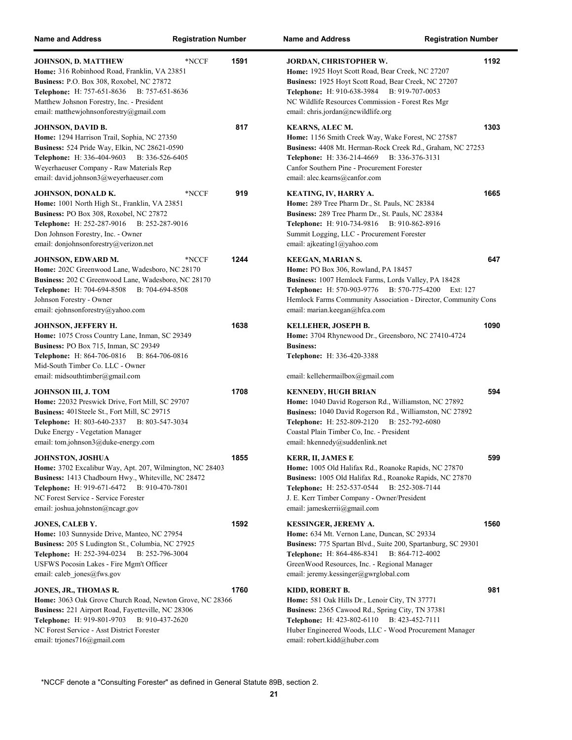| Name and Address | | Registration Number |
|---|---|---|
| **JOHNSON, D. MATTHEW**<br>**Home:** 316 Robinhood Road, Franklin, VA 23851<br>**Business:** P.O. Box 308, Roxobel, NC 27872<br>**Telephone:** H: 757-651-8636 B: 757-651-8636<br>Matthew Johsnon Forestry, Inc. - President<br>email: matthewjohnsonforestry@gmail.com | *NCCF | 1591 |
| **JOHNSON, DAVID B.**<br>**Home:** 1294 Harrison Trail, Sophia, NC 27350<br>**Business:** 524 Pride Way, Elkin, NC 28621-0590<br>**Telephone:** H: 336-404-9603 B: 336-526-6405<br>Weyerhaeuser Company - Raw Materials Rep<br>email: david.johnson3@weyerhaeuser.com | | 817 |
| **JOHNSON, DONALD K.**<br>**Home:** 1001 North High St., Franklin, VA 23851<br>**Business:** PO Box 308, Roxobel, NC 27872<br>**Telephone:** H: 252-287-9016 B: 252-287-9016<br>Don Johnson Forestry, Inc. - Owner<br>email: donjohnsonforestry@verizon.net | *NCCF | 919 |
| **JOHNSON, EDWARD M.**<br>**Home:** 202C Greenwood Lane, Wadesboro, NC 28170<br>**Business:** 202 C Greenwood Lane, Wadesboro, NC 28170<br>**Telephone:** H: 704-694-8508 B: 704-694-8508<br>Johnson Forestry - Owner<br>email: ejohnsonforestry@yahoo.com | *NCCF | 1244 |
| **JOHNSON, JEFFERY H.**<br>**Home:** 1075 Cross Country Lane, Inman, SC 29349<br>**Business:** PO Box 715, Inman, SC 29349<br>**Telephone:** H: 864-706-0816 B: 864-706-0816<br>Mid-South Timber Co. LLC - Owner<br>email: midsouthtimber@gmail.com | | 1638 |
| **JOHNSON III, J. TOM**<br>**Home:** 22032 Preswick Drive, Fort Mill, SC 29707<br>**Business:** 401Steele St., Fort Mill, SC 29715<br>**Telephone:** H: 803-640-2337 B: 803-547-3034<br>Duke Energy - Vegetation Manager<br>email: tom.johnson3@duke-energy.com | | 1708 |
| **JOHNSTON, JOSHUA**<br>**Home:** 3702 Excalibur Way, Apt. 207, Wilmington, NC 28403<br>**Business:** 1413 Chadbourn Hwy., Whiteville, NC 28472<br>**Telephone:** H: 919-671-6472 B: 910-470-7801<br>NC Forest Service - Service Forester<br>email: joshua.johnston@ncagr.gov | | 1855 |
| **JONES, CALEB Y.**<br>**Home:** 103 Sunnyside Drive, Manteo, NC 27954<br>**Business:** 205 S Ludington St., Columbia, NC 27925<br>**Telephone:** H: 252-394-0234 B: 252-796-3004<br>USFWS Pocosin Lakes - Fire Mgm't Officer<br>email: caleb_jones@fws.gov | | 1592 |
| **JONES, JR., THOMAS R.**<br>**Home:** 3063 Oak Grove Church Road, Newton Grove, NC 28366<br>**Business:** 221 Airport Road, Fayetteville, NC 28306<br>**Telephone:** H: 919-801-9703 B: 910-437-2620<br>NC Forest Service - Asst District Forester<br>email: trjones716@gmail.com | | 1760 |
| **JORDAN, CHRISTOPHER W.**<br>**Home:** 1925 Hoyt Scott Road, Bear Creek, NC 27207<br>**Business:** 1925 Hoyt Scott Road, Bear Creek, NC 27207<br>**Telephone:** H: 910-638-3984 B: 919-707-0053<br>NC Wildlife Resources Commission - Forest Res Mgr<br>email: chris.jordan@ncwildlife.org | | 1192 |
| **KEARNS, ALEC M.**<br>**Home:** 1156 Smith Creek Way, Wake Forest, NC 27587<br>**Business:** 4408 Mt. Herman-Rock Creek Rd., Graham, NC 27253<br>**Telephone:** H: 336-214-4669 B: 336-376-3131<br>Canfor Southern Pine - Procurement Forester<br>email: alec.kearns@canfor.com | | 1303 |
| **KEATING, IV, HARRY A.**<br>**Home:** 289 Tree Pharm Dr., St. Pauls, NC 28384<br>**Business:** 289 Tree Pharm Dr., St. Pauls, NC 28384<br>**Telephone:** H: 910-734-9816 B: 910-862-8916<br>Summit Logging, LLC - Procurement Forester<br>email: ajkeating1@yahoo.com | | 1665 |
| **KEEGAN, MARIAN S.**<br>**Home:** PO Box 306, Rowland, PA 18457<br>**Business:** 1007 Hemlock Farms, Lords Valley, PA 18428<br>**Telephone:** H: 570-903-9776 B: 570-775-4200 Ext: 127<br>Hemlock Farms Community Association - Director, Community Cons<br>email: marian.keegan@hfca.com | | 647 |
| **KELLEHER, JOSEPH B.**<br>**Home:** 3704 Rhynewood Dr., Greensboro, NC 27410-4724<br>**Business:**<br>**Telephone:** H: 336-420-3388<br>email: kellehermailbox@gmail.com | | 1090 |
| **KENNEDY, HUGH BRIAN**<br>**Home:** 1040 David Rogerson Rd., Williamston, NC 27892<br>**Business:** 1040 David Rogerson Rd., Williamston, NC 27892<br>**Telephone:** H: 252-809-2120 B: 252-792-6080<br>Coastal Plain Timber Co, Inc. - President<br>email: hkennedy@suddenlink.net | | 594 |
| **KERR, II, JAMES E**<br>**Home:** 1005 Old Halifax Rd., Roanoke Rapids, NC 27870<br>**Business:** 1005 Old Halifax Rd., Roanoke Rapids, NC 27870<br>**Telephone:** H: 252-537-0544 B: 252-308-7144<br>J. E. Kerr Timber Company - Owner/President<br>email: jameskerrii@gmail.com | | 599 |
| **KESSINGER, JEREMY A.**<br>**Home:** 634 Mt. Vernon Lane, Duncan, SC 29334<br>**Business:** 775 Spartan Blvd., Suite 200, Spartanburg, SC 29301<br>**Telephone:** H: 864-486-8341 B: 864-712-4002<br>GreenWood Resources, Inc. - Regional Manager<br>email: jeremy.kessinger@gwrglobal.com | | 1560 |
| **KIDD, ROBERT B.**<br>**Home:** 581 Oak Hills Dr., Lenoir City, TN 37771<br>**Business:** 2365 Cawood Rd., Spring City, TN 37381<br>**Telephone:** H: 423-802-6110 B: 423-452-7111<br>Huber Engineered Woods, LLC - Wood Procurement Manager<br>email: robert.kidd@huber.com | | 981 |

*NCCF denote a "Consulting Forester" as defined in General Statute 89B, section 2.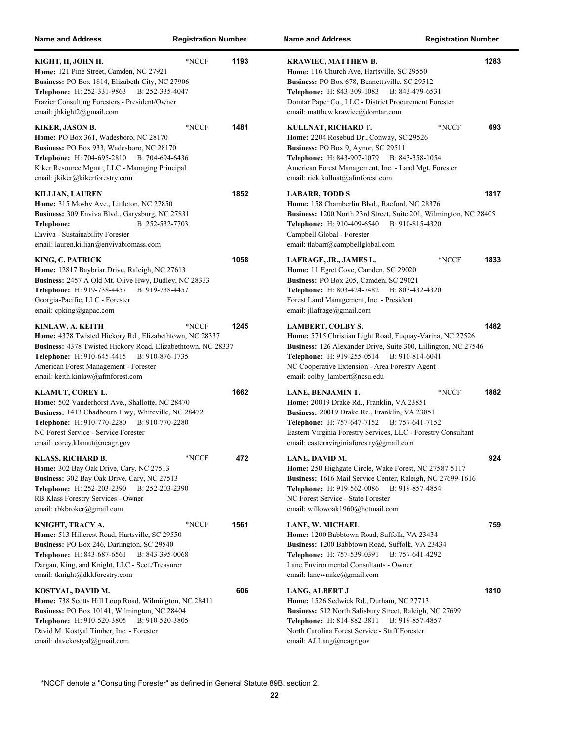| Name and Address | Registration Number |
|---|---|

**KIGHT, II, JOHN H.** *NCCF **1193**
**Home:** 121 Pine Street, Camden, NC 27921
**Business:** PO Box 1814, Elizabeth City, NC 27906
**Telephone:** H: 252-331-9863 B: 252-335-4047
Frazier Consulting Foresters - President/Owner
email: jhkight2@gmail.com

**KIKER, JASON B.** *NCCF **1481**
**Home:** PO Box 361, Wadesboro, NC 28170
**Business:** PO Box 933, Wadesboro, NC 28170
**Telephone:** H: 704-695-2810 B: 704-694-6436
Kiker Resource Mgmt., LLC - Managing Principal
email: jkiker@kikerforestry.com

**KILLIAN, LAUREN** **1852**
**Home:** 315 Mosby Ave., Littleton, NC 27850
**Business:** 309 Enviva Blvd., Garysburg, NC 27831
**Telephone:** B: 252-532-7703
Enviva - Sustainability Forester
email: lauren.killian@envivabiomass.com

**KING, C. PATRICK** **1058**
**Home:** 12817 Baybriar Drive, Raleigh, NC 27613
**Business:** 2457 A Old Mt. Olive Hwy, Dudley, NC 28333
**Telephone:** H: 919-738-4457 B: 919-738-4457
Georgia-Pacific, LLC - Forester
email: cpking@gapac.com

**KINLAW, A. KEITH** *NCCF **1245**
**Home:** 4378 Twisted Hickory Rd., Elizabethtown, NC 28337
**Business:** 4378 Twisted Hickory Road, Elizabethtown, NC 28337
**Telephone:** H: 910-645-4415 B: 910-876-1735
American Forest Management - Forester
email: keith.kinlaw@afmforest.com

**KLAMUT, COREY L.** **1662**
**Home:** 502 Vanderhorst Ave., Shallotte, NC 28470
**Business:** 1413 Chadbourn Hwy, Whiteville, NC 28472
**Telephone:** H: 910-770-2280 B: 910-770-2280
NC Forest Service - Service Forester
email: corey.klamut@ncagr.gov

**KLASS, RICHARD B.** *NCCF **472**
**Home:** 302 Bay Oak Drive, Cary, NC 27513
**Business:** 302 Bay Oak Drive, Cary, NC 27513
**Telephone:** H: 252-203-2390 B: 252-203-2390
RB Klass Forestry Services - Owner
email: rbkbroker@gmail.com

**KNIGHT, TRACY A.** *NCCF **1561**
**Home:** 513 Hillcrest Road, Hartsville, SC 29550
**Business:** PO Box 246, Darlington, SC 29540
**Telephone:** H: 843-687-6561 B: 843-395-0068
Dargan, King, and Knight, LLC - Sect./Treasurer
email: tknight@dkkforestry.com

**KOSTYAL, DAVID M.** **606**
**Home:** 738 Scotts Hill Loop Road, Wilmington, NC 28411
**Business:** PO Box 10141, Wilmington, NC 28404
**Telephone:** H: 910-520-3805 B: 910-520-3805
David M. Kostyal Timber, Inc. - Forester
email: davekostyal@gmail.com

**KRAWIEC, MATTHEW B.** **1283**
**Home:** 116 Church Ave, Hartsville, SC 29550
**Business:** PO Box 678, Bennettsville, SC 29512
**Telephone:** H: 843-309-1083 B: 843-479-6531
Domtar Paper Co., LLC - District Procurement Forester
email: matthew.krawiec@domtar.com

**KULLNAT, RICHARD T.** *NCCF **693**
**Home:** 2204 Rosebud Dr., Conway, SC 29526
**Business:** PO Box 9, Aynor, SC 29511
**Telephone:** H: 843-907-1079 B: 843-358-1054
American Forest Management, Inc. - Land Mgt. Forester
email: rick.kullnat@afmforest.com

**LABARR, TODD S** **1817**
**Home:** 158 Chamberlin Blvd., Raeford, NC 28376
**Business:** 1200 North 23rd Street, Suite 201, Wilmington, NC 28405
**Telephone:** H: 910-409-6540 B: 910-815-4320
Campbell Global - Forester
email: tlabarr@campbellglobal.com

**LAFRAGE, JR., JAMES L.** *NCCF **1833**
**Home:** 11 Egret Cove, Camden, SC 29020
**Business:** PO Box 205, Camden, SC 29021
**Telephone:** H: 803-424-7482 B: 803-432-4320
Forest Land Management, Inc. - President
email: jllafrage@gmail.com

**LAMBERT, COLBY S.** **1482**
**Home:** 5715 Christian Light Road, Fuquay-Varina, NC 27526
**Business:** 126 Alexander Drive, Suite 300, Lillington, NC 27546
**Telephone:** H: 919-255-0514 B: 910-814-6041
NC Cooperative Extension - Area Forestry Agent
email: colby_lambert@ncsu.edu

**LANE, BENJAMIN T.** *NCCF **1882**
**Home:** 20019 Drake Rd., Franklin, VA 23851
**Business:** 20019 Drake Rd., Franklin, VA 23851
**Telephone:** H: 757-647-7152 B: 757-641-7152
Eastern Virginia Forestry Services, LLC - Forestry Consultant
email: easternvirginiaforestry@gmail.com

**LANE, DAVID M.** **924**
**Home:** 250 Highgate Circle, Wake Forest, NC 27587-5117
**Business:** 1616 Mail Service Center, Raleigh, NC 27699-1616
**Telephone:** H: 919-562-0086 B: 919-857-4854
NC Forest Service - State Forester
email: willowoak1960@hotmail.com

**LANE, W. MICHAEL** **759**
**Home:** 1200 Babbtown Road, Suffolk, VA 23434
**Business:** 1200 Babbtown Road, Suffolk, VA 23434
**Telephone:** H: 757-539-0391 B: 757-641-4292
Lane Environmental Consultants - Owner
email: lanewmike@gmail.com

**LANG, ALBERT J** **1810**
**Home:** 1526 Sedwick Rd., Durham, NC 27713
**Business:** 512 North Salisbury Street, Raleigh, NC 27699
**Telephone:** H: 814-882-3811 B: 919-857-4857
North Carolina Forest Service - Staff Forester
email: AJ.Lang@ncagr.gov

*NCCF denote a "Consulting Forester" as defined in General Statute 89B, section 2.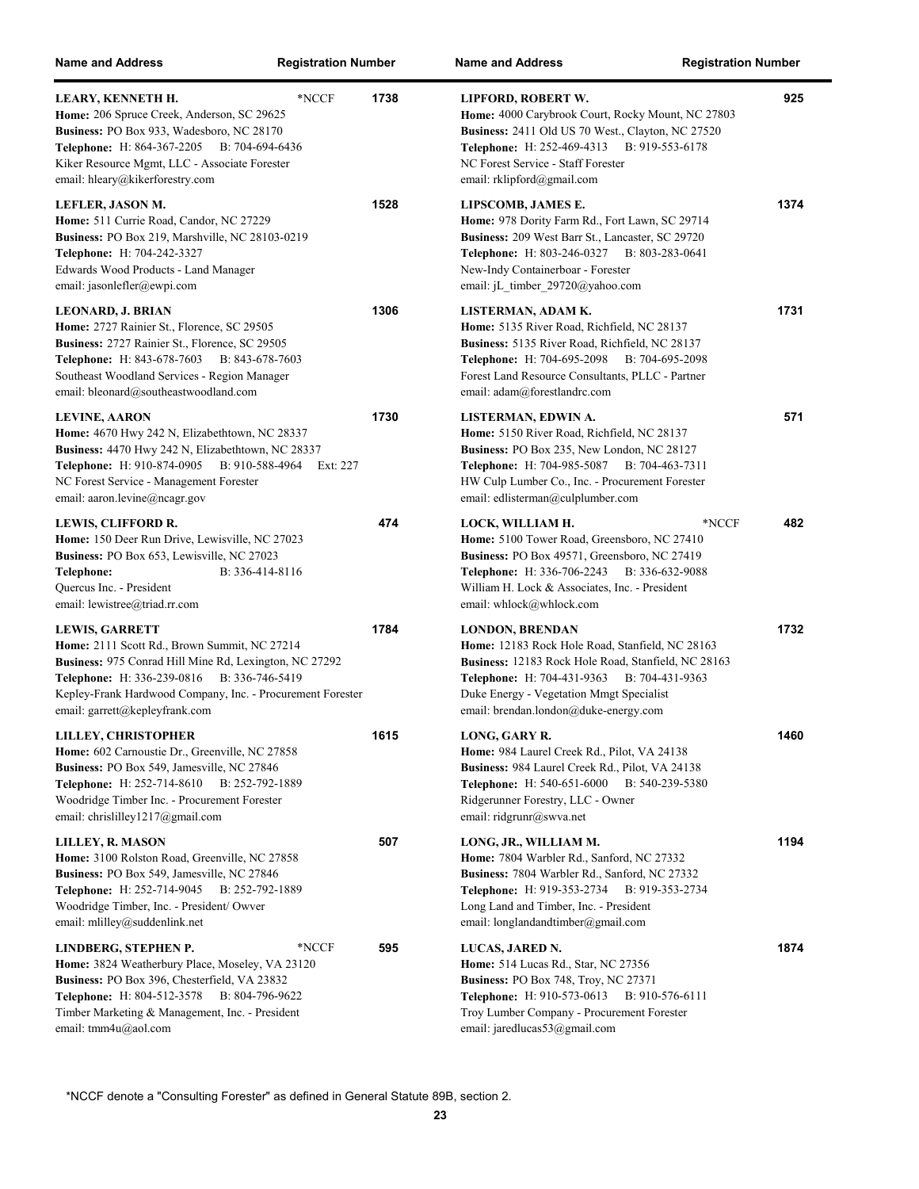| Name and Address | Registration Number |
|---|---|
| **LEARY, KENNETH H.** *NCCF<br>**Home:** 206 Spruce Creek, Anderson, SC 29625<br>**Business:** PO Box 933, Wadesboro, NC 28170<br>**Telephone:** H: 864-367-2205 B: 704-694-6436<br>Kiker Resource Mgmt, LLC - Associate Forester<br>email: hleary@kikerforestry.com | 1738 |
| **LEFLER, JASON M.**<br>**Home:** 511 Currie Road, Candor, NC 27229<br>**Business:** PO Box 219, Marshville, NC 28103-0219<br>**Telephone:** H: 704-242-3327<br>Edwards Wood Products - Land Manager<br>email: jasonlefler@ewpi.com | 1528 |
| **LEONARD, J. BRIAN**<br>**Home:** 2727 Rainier St., Florence, SC 29505<br>**Business:** 2727 Rainier St., Florence, SC 29505<br>**Telephone:** H: 843-678-7603 B: 843-678-7603<br>Southeast Woodland Services - Region Manager<br>email: bleonard@southeastwoodland.com | 1306 |
| **LEVINE, AARON**<br>**Home:** 4670 Hwy 242 N, Elizabethtown, NC 28337<br>**Business:** 4470 Hwy 242 N, Elizabethtown, NC 28337<br>**Telephone:** H: 910-874-0905 B: 910-588-4964 Ext: 227<br>NC Forest Service - Management Forester<br>email: aaron.levine@ncagr.gov | 1730 |
| **LEWIS, CLIFFORD R.**<br>**Home:** 150 Deer Run Drive, Lewisville, NC 27023<br>**Business:** PO Box 653, Lewisville, NC 27023<br>**Telephone:** B: 336-414-8116<br>Quercus Inc. - President<br>email: lewistree@triad.rr.com | 474 |
| **LEWIS, GARRETT**<br>**Home:** 2111 Scott Rd., Brown Summit, NC 27214<br>**Business:** 975 Conrad Hill Mine Rd, Lexington, NC 27292<br>**Telephone:** H: 336-239-0816 B: 336-746-5419<br>Kepley-Frank Hardwood Company, Inc. - Procurement Forester<br>email: garrett@kepleyfrank.com | 1784 |
| **LILLEY, CHRISTOPHER**<br>**Home:** 602 Carnoustie Dr., Greenville, NC 27858<br>**Business:** PO Box 549, Jamesville, NC 27846<br>**Telephone:** H: 252-714-8610 B: 252-792-1889<br>Woodridge Timber Inc. - Procurement Forester<br>email: chrislilley1217@gmail.com | 1615 |
| **LILLEY, R. MASON**<br>**Home:** 3100 Rolston Road, Greenville, NC 27858<br>**Business:** PO Box 549, Jamesville, NC 27846<br>**Telephone:** H: 252-714-9045 B: 252-792-1889<br>Woodridge Timber, Inc. - President/ Owver<br>email: mlilley@suddenlink.net | 507 |
| **LINDBERG, STEPHEN P.** *NCCF<br>**Home:** 3824 Weatherbury Place, Moseley, VA 23120<br>**Business:** PO Box 396, Chesterfield, VA 23832<br>**Telephone:** H: 804-512-3578 B: 804-796-9622<br>Timber Marketing & Management, Inc. - President<br>email: tmm4u@aol.com | 595 |
| **LIPFORD, ROBERT W.**<br>**Home:** 4000 Carybrook Court, Rocky Mount, NC 27803<br>**Business:** 2411 Old US 70 West., Clayton, NC 27520<br>**Telephone:** H: 252-469-4313 B: 919-553-6178<br>NC Forest Service - Staff Forester<br>email: rklipford@gmail.com | 925 |
| **LIPSCOMB, JAMES E.**<br>**Home:** 978 Dority Farm Rd., Fort Lawn, SC 29714<br>**Business:** 209 West Barr St., Lancaster, SC 29720<br>**Telephone:** H: 803-246-0327 B: 803-283-0641<br>New-Indy Containerboar - Forester<br>email: jL_timber_29720@yahoo.com | 1374 |
| **LISTERMAN, ADAM K.**<br>**Home:** 5135 River Road, Richfield, NC 28137<br>**Business:** 5135 River Road, Richfield, NC 28137<br>**Telephone:** H: 704-695-2098 B: 704-695-2098<br>Forest Land Resource Consultants, PLLC - Partner<br>email: adam@forestlandrc.com | 1731 |
| **LISTERMAN, EDWIN A.**<br>**Home:** 5150 River Road, Richfield, NC 28137<br>**Business:** PO Box 235, New London, NC 28127<br>**Telephone:** H: 704-985-5087 B: 704-463-7311<br>HW Culp Lumber Co., Inc. - Procurement Forester<br>email: edlisterman@culplumber.com | 571 |
| **LOCK, WILLIAM H.** *NCCF<br>**Home:** 5100 Tower Road, Greensboro, NC 27410<br>**Business:** PO Box 49571, Greensboro, NC 27419<br>**Telephone:** H: 336-706-2243 B: 336-632-9088<br>William H. Lock & Associates, Inc. - President<br>email: whlock@whlock.com | 482 |
| **LONDON, BRENDAN**<br>**Home:** 12183 Rock Hole Road, Stanfield, NC 28163<br>**Business:** 12183 Rock Hole Road, Stanfield, NC 28163<br>**Telephone:** H: 704-431-9363 B: 704-431-9363<br>Duke Energy - Vegetation Mmgt Specialist<br>email: brendan.london@duke-energy.com | 1732 |
| **LONG, GARY R.**<br>**Home:** 984 Laurel Creek Rd., Pilot, VA 24138<br>**Business:** 984 Laurel Creek Rd., Pilot, VA 24138<br>**Telephone:** H: 540-651-6000 B: 540-239-5380<br>Ridgerunner Forestry, LLC - Owner<br>email: ridgrunr@swva.net | 1460 |
| **LONG, JR., WILLIAM M.**<br>**Home:** 7804 Warbler Rd., Sanford, NC 27332<br>**Business:** 7804 Warbler Rd., Sanford, NC 27332<br>**Telephone:** H: 919-353-2734 B: 919-353-2734<br>Long Land and Timber, Inc. - President<br>email: longlandandtimber@gmail.com | 1194 |
| **LUCAS, JARED N.**<br>**Home:** 514 Lucas Rd., Star, NC 27356<br>**Business:** PO Box 748, Troy, NC 27371<br>**Telephone:** H: 910-573-0613 B: 910-576-6111<br>Troy Lumber Company - Procurement Forester<br>email: jaredlucas53@gmail.com | 1874 |

*NCCF denote a "Consulting Forester" as defined in General Statute 89B, section 2.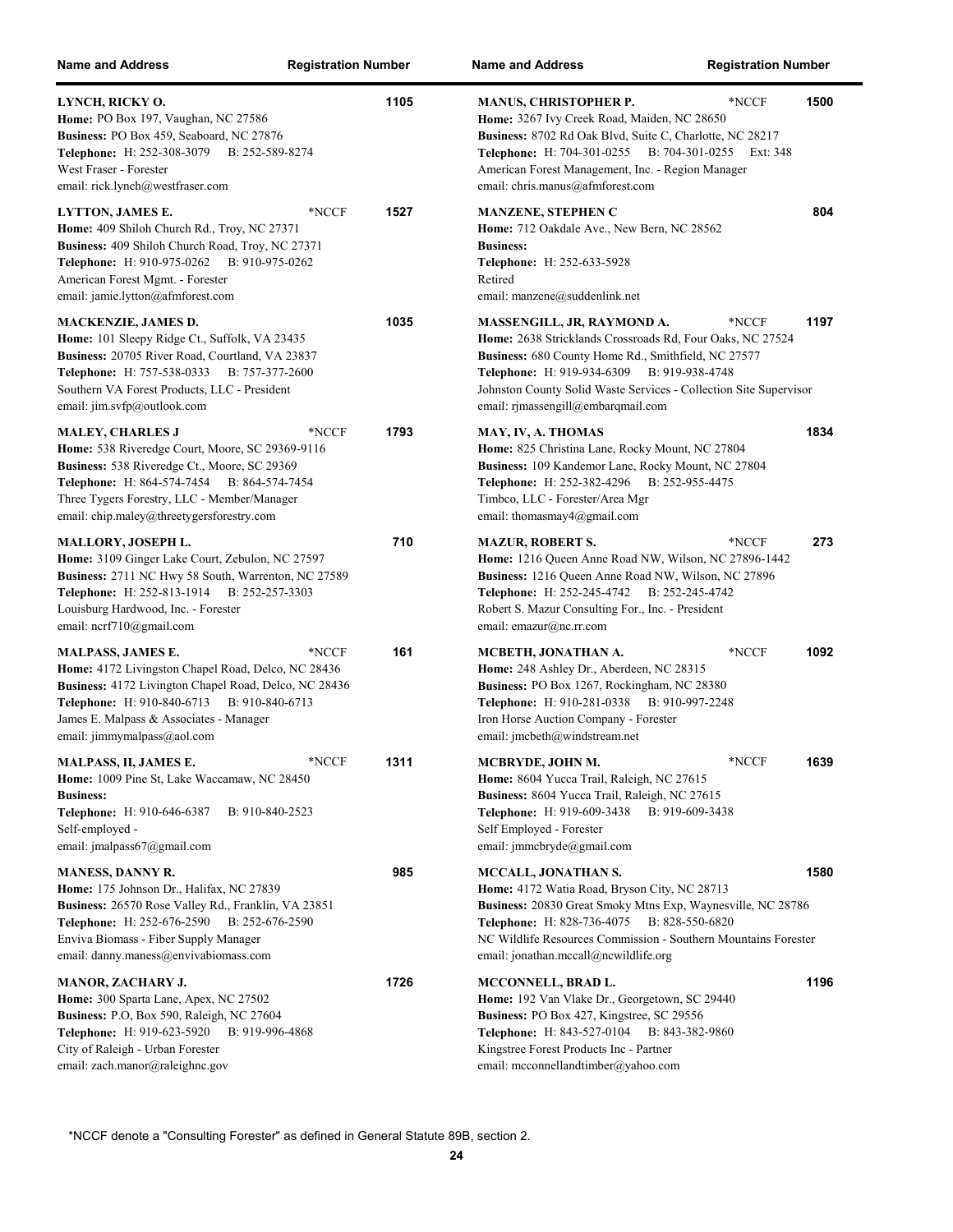| Name and Address | Registration Number |
|---|---|
| **LYNCH, RICKY O.**<br>**Home:** PO Box 197, Vaughan, NC 27586<br>**Business:** PO Box 459, Seaboard, NC 27876<br>**Telephone:** H: 252-308-3079 B: 252-589-8274<br>West Fraser - Forester<br>email: rick.lynch@westfraser.com | 1105 |
| **LYTTON, JAMES E.** *NCCF<br>**Home:** 409 Shiloh Church Rd., Troy, NC 27371<br>**Business:** 409 Shiloh Church Road, Troy, NC 27371<br>**Telephone:** H: 910-975-0262 B: 910-975-0262<br>American Forest Mgmt. - Forester<br>email: jamie.lytton@afmforest.com | 1527 |
| **MACKENZIE, JAMES D.**<br>**Home:** 101 Sleepy Ridge Ct., Suffolk, VA 23435<br>**Business:** 20705 River Road, Courtland, VA 23837<br>**Telephone:** H: 757-538-0333 B: 757-377-2600<br>Southern VA Forest Products, LLC - President<br>email: jim.svfp@outlook.com | 1035 |
| **MALEY, CHARLES J** *NCCF<br>**Home:** 538 Riveredge Court, Moore, SC 29369-9116<br>**Business:** 538 Riveredge Ct., Moore, SC 29369<br>**Telephone:** H: 864-574-7454 B: 864-574-7454<br>Three Tygers Forestry, LLC - Member/Manager<br>email: chip.maley@threetygersforestry.com | 1793 |
| **MALLORY, JOSEPH L.**<br>**Home:** 3109 Ginger Lake Court, Zebulon, NC 27597<br>**Business:** 2711 NC Hwy 58 South, Warrenton, NC 27589<br>**Telephone:** H: 252-813-1914 B: 252-257-3303<br>Louisburg Hardwood, Inc. - Forester<br>email: ncrf710@gmail.com | 710 |
| **MALPASS, JAMES E.** *NCCF<br>**Home:** 4172 Livingston Chapel Road, Delco, NC 28436<br>**Business:** 4172 Livington Chapel Road, Delco, NC 28436<br>**Telephone:** H: 910-840-6713 B: 910-840-6713<br>James E. Malpass & Associates - Manager<br>email: jimmymalpass@aol.com | 161 |
| **MALPASS, II, JAMES E.** *NCCF<br>**Home:** 1009 Pine St, Lake Waccamaw, NC 28450<br>**Business:**<br>**Telephone:** H: 910-646-6387 B: 910-840-2523<br>Self-employed -<br>email: jmalpass67@gmail.com | 1311 |
| **MANESS, DANNY R.**<br>**Home:** 175 Johnson Dr., Halifax, NC 27839<br>**Business:** 26570 Rose Valley Rd., Franklin, VA 23851<br>**Telephone:** H: 252-676-2590 B: 252-676-2590<br>Enviva Biomass - Fiber Supply Manager<br>email: danny.maness@envivabiomass.com | 985 |
| **MANOR, ZACHARY J.**<br>**Home:** 300 Sparta Lane, Apex, NC 27502<br>**Business:** P.O, Box 590, Raleigh, NC 27604<br>**Telephone:** H: 919-623-5920 B: 919-996-4868<br>City of Raleigh - Urban Forester<br>email: zach.manor@raleighnc.gov | 1726 |
| **MANUS, CHRISTOPHER P.** *NCCF<br>**Home:** 3267 Ivy Creek Road, Maiden, NC 28650<br>**Business:** 8702 Rd Oak Blvd, Suite C, Charlotte, NC 28217<br>**Telephone:** H: 704-301-0255 B: 704-301-0255 Ext: 348<br>American Forest Management, Inc. - Region Manager<br>email: chris.manus@afmforest.com | 1500 |
| **MANZENE, STEPHEN C**<br>**Home:** 712 Oakdale Ave., New Bern, NC 28562<br>**Business:**<br>**Telephone:** H: 252-633-5928<br>Retired<br>email: manzene@suddenlink.net | 804 |
| **MASSENGILL, JR, RAYMOND A.** *NCCF<br>**Home:** 2638 Stricklands Crossroads Rd, Four Oaks, NC 27524<br>**Business:** 680 County Home Rd., Smithfield, NC 27577<br>**Telephone:** H: 919-934-6309 B: 919-938-4748<br>Johnston County Solid Waste Services - Collection Site Supervisor<br>email: rjmassengill@embarqmail.com | 1197 |
| **MAY, IV, A. THOMAS**<br>**Home:** 825 Christina Lane, Rocky Mount, NC 27804<br>**Business:** 109 Kandemor Lane, Rocky Mount, NC 27804<br>**Telephone:** H: 252-382-4296 B: 252-955-4475<br>Timbco, LLC - Forester/Area Mgr<br>email: thomasmay4@gmail.com | 1834 |
| **MAZUR, ROBERT S.** *NCCF<br>**Home:** 1216 Queen Anne Road NW, Wilson, NC 27896-1442<br>**Business:** 1216 Queen Anne Road NW, Wilson, NC 27896<br>**Telephone:** H: 252-245-4742 B: 252-245-4742<br>Robert S. Mazur Consulting For., Inc. - President<br>email: emazur@nc.rr.com | 273 |
| **MCBETH, JONATHAN A.** *NCCF<br>**Home:** 248 Ashley Dr., Aberdeen, NC 28315<br>**Business:** PO Box 1267, Rockingham, NC 28380<br>**Telephone:** H: 910-281-0338 B: 910-997-2248<br>Iron Horse Auction Company - Forester<br>email: jmcbeth@windstream.net | 1092 |
| **MCBRYDE, JOHN M.** *NCCF<br>**Home:** 8604 Yucca Trail, Raleigh, NC 27615<br>**Business:** 8604 Yucca Trail, Raleigh, NC 27615<br>**Telephone:** H: 919-609-3438 B: 919-609-3438<br>Self Employed - Forester<br>email: jmmcbryde@gmail.com | 1639 |
| **MCCALL, JONATHAN S.**<br>**Home:** 4172 Watia Road, Bryson City, NC 28713<br>**Business:** 20830 Great Smoky Mtns Exp, Waynesville, NC 28786<br>**Telephone:** H: 828-736-4075 B: 828-550-6820<br>NC Wildlife Resources Commission - Southern Mountains Forester<br>email: jonathan.mccall@ncwildlife.org | 1580 |
| **MCCONNELL, BRAD L.**<br>**Home:** 192 Van Vlake Dr., Georgetown, SC 29440<br>**Business:** PO Box 427, Kingstree, SC 29556<br>**Telephone:** H: 843-527-0104 B: 843-382-9860<br>Kingstree Forest Products Inc - Partner<br>email: mcconnellandtimber@yahoo.com | 1196 |

*NCCF denote a "Consulting Forester" as defined in General Statute 89B, section 2.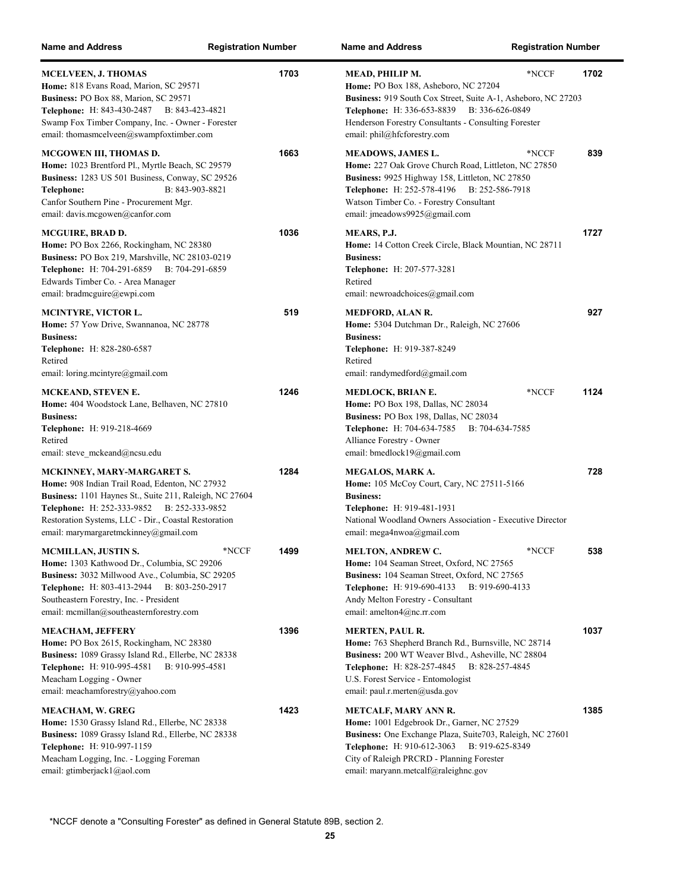| Name and Address | Registration Number |
|---|---|
| **MCELVEEN, J. THOMAS**<br>**Home:** 818 Evans Road, Marion, SC 29571<br>**Business:** PO Box 88, Marion, SC 29571<br>**Telephone:** H: 843-430-2487 B: 843-423-4821<br>Swamp Fox Timber Company, Inc. - Owner - Forester<br>email: thomasmcelveen@swampfoxtimber.com | 1703 |
| **MCGOWEN III, THOMAS D.**<br>**Home:** 1023 Brentford Pl., Myrtle Beach, SC 29579<br>**Business:** 1283 US 501 Business, Conway, SC 29526<br>**Telephone:** B: 843-903-8821<br>Canfor Southern Pine - Procurement Mgr.<br>email: davis.mcgowen@canfor.com | 1663 |
| **MCGUIRE, BRAD D.**<br>**Home:** PO Box 2266, Rockingham, NC 28380<br>**Business:** PO Box 219, Marshville, NC 28103-0219<br>**Telephone:** H: 704-291-6859 B: 704-291-6859<br>Edwards Timber Co. - Area Manager<br>email: bradmcguire@ewpi.com | 1036 |
| **MCINTYRE, VICTOR L.**<br>**Home:** 57 Yow Drive, Swannanoa, NC 28778<br>**Business:**<br>**Telephone:** H: 828-280-6587<br>Retired<br>email: loring.mcintyre@gmail.com | 519 |
| **MCKEAND, STEVEN E.**<br>**Home:** 404 Woodstock Lane, Belhaven, NC 27810<br>**Business:**<br>**Telephone:** H: 919-218-4669<br>Retired<br>email: steve_mckeand@ncsu.edu | 1246 |
| **MCKINNEY, MARY-MARGARET S.**<br>**Home:** 908 Indian Trail Road, Edenton, NC 27932<br>**Business:** 1101 Haynes St., Suite 211, Raleigh, NC 27604<br>**Telephone:** H: 252-333-9852 B: 252-333-9852<br>Restoration Systems, LLC - Dir., Coastal Restoration<br>email: marymargaretmckinney@gmail.com | 1284 |
| **MCMILLAN, JUSTIN S.** *NCCF<br>**Home:** 1303 Kathwood Dr., Columbia, SC 29206<br>**Business:** 3032 Millwood Ave., Columbia, SC 29205<br>**Telephone:** H: 803-413-2944 B: 803-250-2917<br>Southeastern Forestry, Inc. - President<br>email: mcmillan@southeasternforestry.com | 1499 |
| **MEACHAM, JEFFERY**<br>**Home:** PO Box 2615, Rockingham, NC 28380<br>**Business:** 1089 Grassy Island Rd., Ellerbe, NC 28338<br>**Telephone:** H: 910-995-4581 B: 910-995-4581<br>Meacham Logging - Owner<br>email: meachamforestry@yahoo.com | 1396 |
| **MEACHAM, W. GREG**<br>**Home:** 1530 Grassy Island Rd., Ellerbe, NC 28338<br>**Business:** 1089 Grassy Island Rd., Ellerbe, NC 28338<br>**Telephone:** H: 910-997-1159<br>Meacham Logging, Inc. - Logging Foreman<br>email: gtimberjack1@aol.com | 1423 |
| **MEAD, PHILIP M.** *NCCF<br>**Home:** PO Box 188, Asheboro, NC 27204<br>**Business:** 919 South Cox Street, Suite A-1, Asheboro, NC 27203<br>**Telephone:** H: 336-653-8839 B: 336-626-0849<br>Henderson Forestry Consultants - Consulting Forester<br>email: phil@hfcforestry.com | 1702 |
| **MEADOWS, JAMES L.** *NCCF<br>**Home:** 227 Oak Grove Church Road, Littleton, NC 27850<br>**Business:** 9925 Highway 158, Littleton, NC 27850<br>**Telephone:** H: 252-578-4196 B: 252-586-7918<br>Watson Timber Co. - Forestry Consultant<br>email: jmeadows9925@gmail.com | 839 |
| **MEARS, P.J.**<br>**Home:** 14 Cotton Creek Circle, Black Mountian, NC 28711<br>**Business:**<br>**Telephone:** H: 207-577-3281<br>Retired<br>email: newroadchoices@gmail.com | 1727 |
| **MEDFORD, ALAN R.**<br>**Home:** 5304 Dutchman Dr., Raleigh, NC 27606<br>**Business:**<br>**Telephone:** H: 919-387-8249<br>Retired<br>email: randymedford@gmail.com | 927 |
| **MEDLOCK, BRIAN E.** *NCCF<br>**Home:** PO Box 198, Dallas, NC 28034<br>**Business:** PO Box 198, Dallas, NC 28034<br>**Telephone:** H: 704-634-7585 B: 704-634-7585<br>Alliance Forestry - Owner<br>email: bmedlock19@gmail.com | 1124 |
| **MEGALOS, MARK A.**<br>**Home:** 105 McCoy Court, Cary, NC 27511-5166<br>**Business:**<br>**Telephone:** H: 919-481-1931<br>National Woodland Owners Association - Executive Director<br>email: mega4nwoa@gmail.com | 728 |
| **MELTON, ANDREW C.** *NCCF<br>**Home:** 104 Seaman Street, Oxford, NC 27565<br>**Business:** 104 Seaman Street, Oxford, NC 27565<br>**Telephone:** H: 919-690-4133 B: 919-690-4133<br>Andy Melton Forestry - Consultant<br>email: amelton4@nc.rr.com | 538 |
| **MERTEN, PAUL R.**<br>**Home:** 763 Shepherd Branch Rd., Burnsville, NC 28714<br>**Business:** 200 WT Weaver Blvd., Asheville, NC 28804<br>**Telephone:** H: 828-257-4845 B: 828-257-4845<br>U.S. Forest Service - Entomologist<br>email: paul.r.merten@usda.gov | 1037 |
| **METCALF, MARY ANN R.**<br>**Home:** 1001 Edgebrook Dr., Garner, NC 27529<br>**Business:** One Exchange Plaza, Suite703, Raleigh, NC 27601<br>**Telephone:** H: 910-612-3063 B: 919-625-8349<br>City of Raleigh PRCRD - Planning Forester<br>email: maryann.metcalf@raleighnc.gov | 1385 |

*NCCF denote a "Consulting Forester" as defined in General Statute 89B, section 2.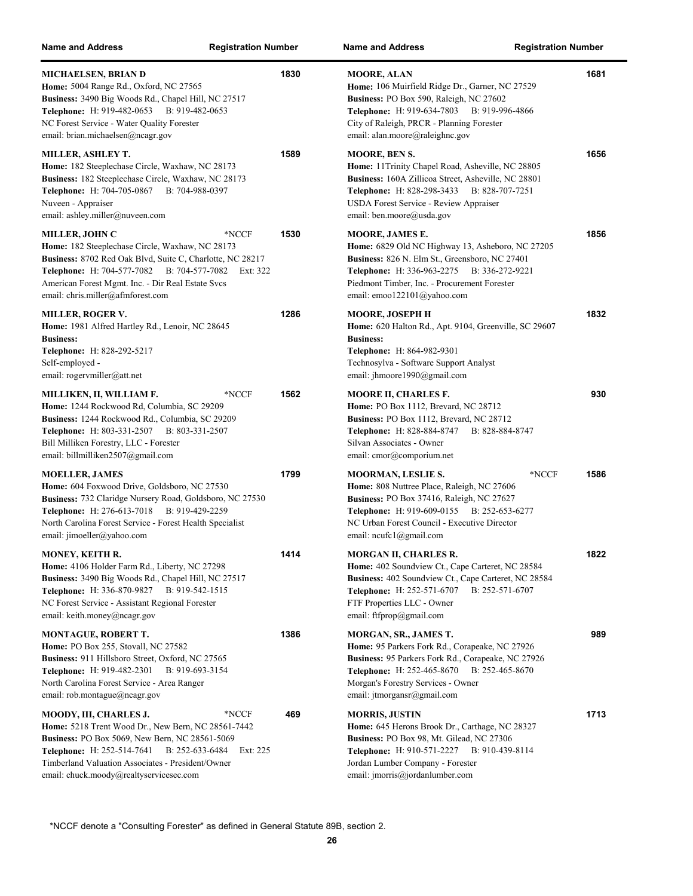| Name and Address | Registration Number |
| --- | --- |
| **MICHAELSEN, BRIAN D**<br>**Home:** 5004 Range Rd., Oxford, NC 27565<br>**Business:** 3490 Big Woods Rd., Chapel Hill, NC 27517<br>**Telephone:** H: 919-482-0653 B: 919-482-0653<br>NC Forest Service - Water Quality Forester<br>email: brian.michaelsen@ncagr.gov | 1830 |
| **MILLER, ASHLEY T.**<br>**Home:** 182 Steeplechase Circle, Waxhaw, NC 28173<br>**Business:** 182 Steeplechase Circle, Waxhaw, NC 28173<br>**Telephone:** H: 704-705-0867 B: 704-988-0397<br>Nuveen - Appraiser<br>email: ashley.miller@nuveen.com | 1589 |
| **MILLER, JOHN C** *NCCF<br>**Home:** 182 Steeplechase Circle, Waxhaw, NC 28173<br>**Business:** 8702 Red Oak Blvd, Suite C, Charlotte, NC 28217<br>**Telephone:** H: 704-577-7082 B: 704-577-7082 Ext: 322<br>American Forest Mgmt. Inc. - Dir Real Estate Svcs<br>email: chris.miller@afmforest.com | 1530 |
| **MILLER, ROGER V.**<br>**Home:** 1981 Alfred Hartley Rd., Lenoir, NC 28645<br>**Business:**<br>**Telephone:** H: 828-292-5217<br>Self-employed -<br>email: rogervmiller@att.net | 1286 |
| **MILLIKEN, II, WILLIAM F.** *NCCF<br>**Home:** 1244 Rockwood Rd, Columbia, SC 29209<br>**Business:** 1244 Rockwood Rd., Columbia, SC 29209<br>**Telephone:** H: 803-331-2507 B: 803-331-2507<br>Bill Milliken Forestry, LLC - Forester<br>email: billmilliken2507@gmail.com | 1562 |
| **MOELLER, JAMES**<br>**Home:** 604 Foxwood Drive, Goldsboro, NC 27530<br>**Business:** 732 Claridge Nursery Road, Goldsboro, NC 27530<br>**Telephone:** H: 276-613-7018 B: 919-429-2259<br>North Carolina Forest Service - Forest Health Specialist<br>email: jimoeller@yahoo.com | 1799 |
| **MONEY, KEITH R.**<br>**Home:** 4106 Holder Farm Rd., Liberty, NC 27298<br>**Business:** 3490 Big Woods Rd., Chapel Hill, NC 27517<br>**Telephone:** H: 336-870-9827 B: 919-542-1515<br>NC Forest Service - Assistant Regional Forester<br>email: keith.money@ncagr.gov | 1414 |
| **MONTAGUE, ROBERT T.**<br>**Home:** PO Box 255, Stovall, NC 27582<br>**Business:** 911 Hillsboro Street, Oxford, NC 27565<br>**Telephone:** H: 919-482-2301 B: 919-693-3154<br>North Carolina Forest Service - Area Ranger<br>email: rob.montague@ncagr.gov | 1386 |
| **MOODY, III, CHARLES J.** *NCCF<br>**Home:** 5218 Trent Wood Dr., New Bern, NC 28561-7442<br>**Business:** PO Box 5069, New Bern, NC 28561-5069<br>**Telephone:** H: 252-514-7641 B: 252-633-6484 Ext: 225<br>Timberland Valuation Associates - President/Owner<br>email: chuck.moody@realtyservicesec.com | 469 |
| **MOORE, ALAN**<br>**Home:** 106 Muirfield Ridge Dr., Garner, NC 27529<br>**Business:** PO Box 590, Raleigh, NC 27602<br>**Telephone:** H: 919-634-7803 B: 919-996-4866<br>City of Raleigh, PRCR - Planning Forester<br>email: alan.moore@raleighnc.gov | 1681 |
| **MOORE, BEN S.**<br>**Home:** 11Trinity Chapel Road, Asheville, NC 28805<br>**Business:** 160A Zillicoa Street, Asheville, NC 28801<br>**Telephone:** H: 828-298-3433 B: 828-707-7251<br>USDA Forest Service - Review Appraiser<br>email: ben.moore@usda.gov | 1656 |
| **MOORE, JAMES E.**<br>**Home:** 6829 Old NC Highway 13, Asheboro, NC 27205<br>**Business:** 826 N. Elm St., Greensboro, NC 27401<br>**Telephone:** H: 336-963-2275 B: 336-272-9221<br>Piedmont Timber, Inc. - Procurement Forester<br>email: emoo122101@yahoo.com | 1856 |
| **MOORE, JOSEPH H**<br>**Home:** 620 Halton Rd., Apt. 9104, Greenville, SC 29607<br>**Business:**<br>**Telephone:** H: 864-982-9301<br>Technosylva - Software Support Analyst<br>email: jhmoore1990@gmail.com | 1832 |
| **MOORE II, CHARLES F.**<br>**Home:** PO Box 1112, Brevard, NC 28712<br>**Business:** PO Box 1112, Brevard, NC 28712<br>**Telephone:** H: 828-884-8747 B: 828-884-8747<br>Silvan Associates - Owner<br>email: cmor@comporium.net | 930 |
| **MOORMAN, LESLIE S.** *NCCF<br>**Home:** 808 Nuttree Place, Raleigh, NC 27606<br>**Business:** PO Box 37416, Raleigh, NC 27627<br>**Telephone:** H: 919-609-0155 B: 252-653-6277<br>NC Urban Forest Council - Executive Director<br>email: ncufc1@gmail.com | 1586 |
| **MORGAN II, CHARLES R.**<br>**Home:** 402 Soundview Ct., Cape Carteret, NC 28584<br>**Business:** 402 Soundview Ct., Cape Carteret, NC 28584<br>**Telephone:** H: 252-571-6707 B: 252-571-6707<br>FTF Properties LLC - Owner<br>email: ftfprop@gmail.com | 1822 |
| **MORGAN, SR., JAMES T.**<br>**Home:** 95 Parkers Fork Rd., Corapeake, NC 27926<br>**Business:** 95 Parkers Fork Rd., Corapeake, NC 27926<br>**Telephone:** H: 252-465-8670 B: 252-465-8670<br>Morgan's Forestry Services - Owner<br>email: jtmorgansr@gmail.com | 989 |
| **MORRIS, JUSTIN**<br>**Home:** 645 Herons Brook Dr., Carthage, NC 28327<br>**Business:** PO Box 98, Mt. Gilead, NC 27306<br>**Telephone:** H: 910-571-2227 B: 910-439-8114<br>Jordan Lumber Company - Forester<br>email: jmorris@jordanlumber.com | 1713 |

*NCCF denote a "Consulting Forester" as defined in General Statute 89B, section 2.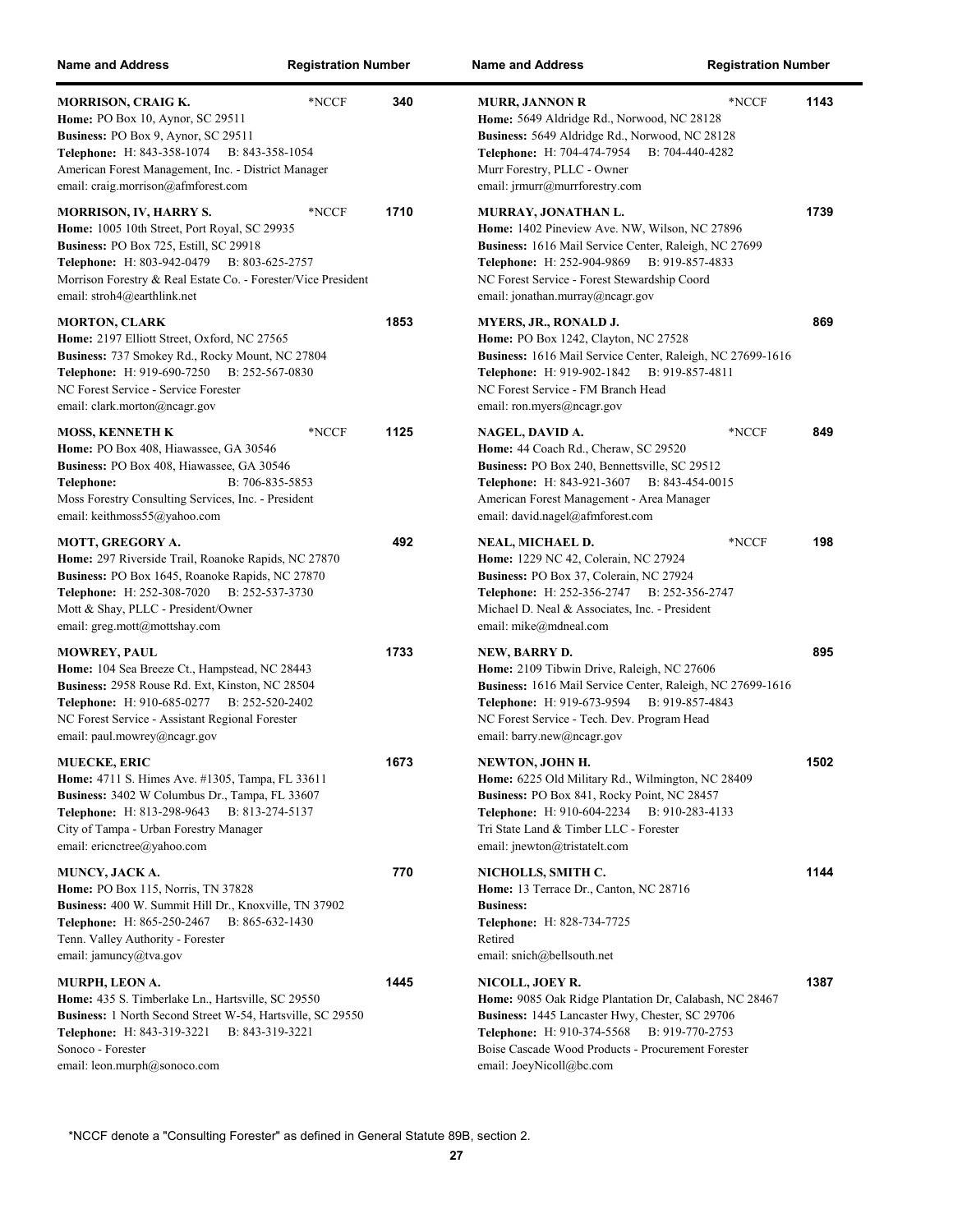| Name and Address | | Registration Number |
|---|---|---|
| **MORRISON, CRAIG K.**<br>**Home:** PO Box 10, Aynor, SC 29511<br>**Business:** PO Box 9, Aynor, SC 29511<br>**Telephone:** H: 843-358-1074 B: 843-358-1054<br>American Forest Management, Inc. - District Manager<br>email: craig.morrison@afmforest.com | *NCCF | 340 |
| **MORRISON, IV, HARRY S.**<br>**Home:** 1005 10th Street, Port Royal, SC 29935<br>**Business:** PO Box 725, Estill, SC 29918<br>**Telephone:** H: 803-942-0479 B: 803-625-2757<br>Morrison Forestry & Real Estate Co. - Forester/Vice President<br>email: stroh4@earthlink.net | *NCCF | 1710 |
| **MORTON, CLARK**<br>**Home:** 2197 Elliott Street, Oxford, NC 27565<br>**Business:** 737 Smokey Rd., Rocky Mount, NC 27804<br>**Telephone:** H: 919-690-7250 B: 252-567-0830<br>NC Forest Service - Service Forester<br>email: clark.morton@ncagr.gov | | 1853 |
| **MOSS, KENNETH K**<br>**Home:** PO Box 408, Hiawassee, GA 30546<br>**Business:** PO Box 408, Hiawassee, GA 30546<br>**Telephone:** B: 706-835-5853<br>Moss Forestry Consulting Services, Inc. - President<br>email: keithmoss55@yahoo.com | *NCCF | 1125 |
| **MOTT, GREGORY A.**<br>**Home:** 297 Riverside Trail, Roanoke Rapids, NC 27870<br>**Business:** PO Box 1645, Roanoke Rapids, NC 27870<br>**Telephone:** H: 252-308-7020 B: 252-537-3730<br>Mott & Shay, PLLC - President/Owner<br>email: greg.mott@mottshay.com | | 492 |
| **MOWREY, PAUL**<br>**Home:** 104 Sea Breeze Ct., Hampstead, NC 28443<br>**Business:** 2958 Rouse Rd. Ext, Kinston, NC 28504<br>**Telephone:** H: 910-685-0277 B: 252-520-2402<br>NC Forest Service - Assistant Regional Forester<br>email: paul.mowrey@ncagr.gov | | 1733 |
| **MUECKE, ERIC**<br>**Home:** 4711 S. Himes Ave. #1305, Tampa, FL 33611<br>**Business:** 3402 W Columbus Dr., Tampa, FL 33607<br>**Telephone:** H: 813-298-9643 B: 813-274-5137<br>City of Tampa - Urban Forestry Manager<br>email: ericnctree@yahoo.com | | 1673 |
| **MUNCY, JACK A.**<br>**Home:** PO Box 115, Norris, TN 37828<br>**Business:** 400 W. Summit Hill Dr., Knoxville, TN 37902<br>**Telephone:** H: 865-250-2467 B: 865-632-1430<br>Tenn. Valley Authority - Forester<br>email: jamuncy@tva.gov | | 770 |
| **MURPH, LEON A.**<br>**Home:** 435 S. Timberlake Ln., Hartsville, SC 29550<br>**Business:** 1 North Second Street W-54, Hartsville, SC 29550<br>**Telephone:** H: 843-319-3221 B: 843-319-3221<br>Sonoco - Forester<br>email: leon.murph@sonoco.com | | 1445 |
| **MURR, JANNON R**<br>**Home:** 5649 Aldridge Rd., Norwood, NC 28128<br>**Business:** 5649 Aldridge Rd., Norwood, NC 28128<br>**Telephone:** H: 704-474-7954 B: 704-440-4282<br>Murr Forestry, PLLC - Owner<br>email: jrmurr@murrforestry.com | *NCCF | 1143 |
| **MURRAY, JONATHAN L.**<br>**Home:** 1402 Pineview Ave. NW, Wilson, NC 27896<br>**Business:** 1616 Mail Service Center, Raleigh, NC 27699<br>**Telephone:** H: 252-904-9869 B: 919-857-4833<br>NC Forest Service - Forest Stewardship Coord<br>email: jonathan.murray@ncagr.gov | | 1739 |
| **MYERS, JR., RONALD J.**<br>**Home:** PO Box 1242, Clayton, NC 27528<br>**Business:** 1616 Mail Service Center, Raleigh, NC 27699-1616<br>**Telephone:** H: 919-902-1842 B: 919-857-4811<br>NC Forest Service - FM Branch Head<br>email: ron.myers@ncagr.gov | | 869 |
| **NAGEL, DAVID A.**<br>**Home:** 44 Coach Rd., Cheraw, SC 29520<br>**Business:** PO Box 240, Bennettsville, SC 29512<br>**Telephone:** H: 843-921-3607 B: 843-454-0015<br>American Forest Management - Area Manager<br>email: david.nagel@afmforest.com | *NCCF | 849 |
| **NEAL, MICHAEL D.**<br>**Home:** 1229 NC 42, Colerain, NC 27924<br>**Business:** PO Box 37, Colerain, NC 27924<br>**Telephone:** H: 252-356-2747 B: 252-356-2747<br>Michael D. Neal & Associates, Inc. - President<br>email: mike@mdneal.com | *NCCF | 198 |
| **NEW, BARRY D.**<br>**Home:** 2109 Tibwin Drive, Raleigh, NC 27606<br>**Business:** 1616 Mail Service Center, Raleigh, NC 27699-1616<br>**Telephone:** H: 919-673-9594 B: 919-857-4843<br>NC Forest Service - Tech. Dev. Program Head<br>email: barry.new@ncagr.gov | | 895 |
| **NEWTON, JOHN H.**<br>**Home:** 6225 Old Military Rd., Wilmington, NC 28409<br>**Business:** PO Box 841, Rocky Point, NC 28457<br>**Telephone:** H: 910-604-2234 B: 910-283-4133<br>Tri State Land & Timber LLC - Forester<br>email: jnewton@tristatelt.com | | 1502 |
| **NICHOLLS, SMITH C.**<br>**Home:** 13 Terrace Dr., Canton, NC 28716<br>**Business:**<br>**Telephone:** H: 828-734-7725<br>Retired<br>email: snich@bellsouth.net | | 1144 |
| **NICOLL, JOEY R.**<br>**Home:** 9085 Oak Ridge Plantation Dr, Calabash, NC 28467<br>**Business:** 1445 Lancaster Hwy, Chester, SC 29706<br>**Telephone:** H: 910-374-5568 B: 919-770-2753<br>Boise Cascade Wood Products - Procurement Forester<br>email: JoeyNicoll@bc.com | | 1387 |

*NCCF denote a "Consulting Forester" as defined in General Statute 89B, section 2.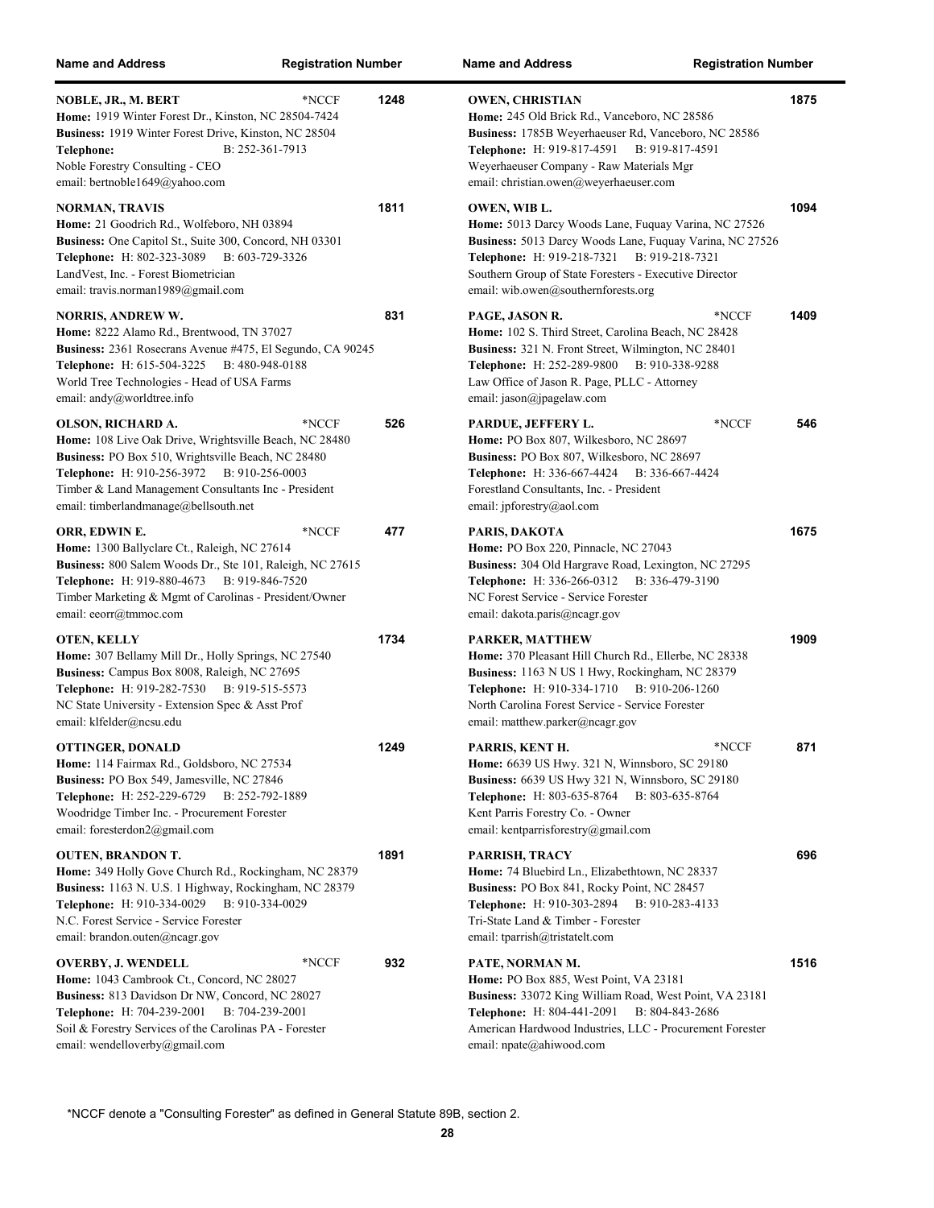| Name and Address | Registration Number |
|---|---|

**NOBLE, JR., M. BERT** *NCCF 1248
**Home:** 1919 Winter Forest Dr., Kinston, NC 28504-7424
**Business:** 1919 Winter Forest Drive, Kinston, NC 28504
**Telephone:** B: 252-361-7913
Noble Forestry Consulting - CEO
email: bertnoble1649@yahoo.com

**NORMAN, TRAVIS** 1811
**Home:** 21 Goodrich Rd., Wolfeboro, NH 03894
**Business:** One Capitol St., Suite 300, Concord, NH 03301
**Telephone:** H: 802-323-3089 B: 603-729-3326
LandVest, Inc. - Forest Biometrician
email: travis.norman1989@gmail.com

**NORRIS, ANDREW W.** 831
**Home:** 8222 Alamo Rd., Brentwood, TN 37027
**Business:** 2361 Rosecrans Avenue #475, El Segundo, CA 90245
**Telephone:** H: 615-504-3225 B: 480-948-0188
World Tree Technologies - Head of USA Farms
email: andy@worldtree.info

**OLSON, RICHARD A.** *NCCF 526
**Home:** 108 Live Oak Drive, Wrightsville Beach, NC 28480
**Business:** PO Box 510, Wrightsville Beach, NC 28480
**Telephone:** H: 910-256-3972 B: 910-256-0003
Timber & Land Management Consultants Inc - President
email: timberlandmanage@bellsouth.net

**ORR, EDWIN E.** *NCCF 477
**Home:** 1300 Ballyclare Ct., Raleigh, NC 27614
**Business:** 800 Salem Woods Dr., Ste 101, Raleigh, NC 27615
**Telephone:** H: 919-880-4673 B: 919-846-7520
Timber Marketing & Mgmt of Carolinas - President/Owner
email: eeorr@tmmoc.com

**OTEN, KELLY** 1734
**Home:** 307 Bellamy Mill Dr., Holly Springs, NC 27540
**Business:** Campus Box 8008, Raleigh, NC 27695
**Telephone:** H: 919-282-7530 B: 919-515-5573
NC State University - Extension Spec & Asst Prof
email: klfelder@ncsu.edu

**OTTINGER, DONALD** 1249
**Home:** 114 Fairmax Rd., Goldsboro, NC 27534
**Business:** PO Box 549, Jamesville, NC 27846
**Telephone:** H: 252-229-6729 B: 252-792-1889
Woodridge Timber Inc. - Procurement Forester
email: foresterdon2@gmail.com

**OUTEN, BRANDON T.** 1891
**Home:** 349 Holly Gove Church Rd., Rockingham, NC 28379
**Business:** 1163 N. U.S. 1 Highway, Rockingham, NC 28379
**Telephone:** H: 910-334-0029 B: 910-334-0029
N.C. Forest Service - Service Forester
email: brandon.outen@ncagr.gov

**OVERBY, J. WENDELL** *NCCF 932
**Home:** 1043 Cambrook Ct., Concord, NC 28027
**Business:** 813 Davidson Dr NW, Concord, NC 28027
**Telephone:** H: 704-239-2001 B: 704-239-2001
Soil & Forestry Services of the Carolinas PA - Forester
email: wendelloverby@gmail.com

**OWEN, CHRISTIAN** 1875
**Home:** 245 Old Brick Rd., Vanceboro, NC 28586
**Business:** 1785B Weyerhaeuser Rd, Vanceboro, NC 28586
**Telephone:** H: 919-817-4591 B: 919-817-4591
Weyerhaeuser Company - Raw Materials Mgr
email: christian.owen@weyerhaeuser.com

**OWEN, WIB L.** 1094
**Home:** 5013 Darcy Woods Lane, Fuquay Varina, NC 27526
**Business:** 5013 Darcy Woods Lane, Fuquay Varina, NC 27526
**Telephone:** H: 919-218-7321 B: 919-218-7321
Southern Group of State Foresters - Executive Director
email: wib.owen@southernforests.org

**PAGE, JASON R.** *NCCF 1409
**Home:** 102 S. Third Street, Carolina Beach, NC 28428
**Business:** 321 N. Front Street, Wilmington, NC 28401
**Telephone:** H: 252-289-9800 B: 910-338-9288
Law Office of Jason R. Page, PLLC - Attorney
email: jason@jpagelaw.com

**PARDUE, JEFFERY L.** *NCCF 546
**Home:** PO Box 807, Wilkesboro, NC 28697
**Business:** PO Box 807, Wilkesboro, NC 28697
**Telephone:** H: 336-667-4424 B: 336-667-4424
Forestland Consultants, Inc. - President
email: jpforestry@aol.com

**PARIS, DAKOTA** 1675
**Home:** PO Box 220, Pinnacle, NC 27043
**Business:** 304 Old Hargrave Road, Lexington, NC 27295
**Telephone:** H: 336-266-0312 B: 336-479-3190
NC Forest Service - Service Forester
email: dakota.paris@ncagr.gov

**PARKER, MATTHEW** 1909
**Home:** 370 Pleasant Hill Church Rd., Ellerbe, NC 28338
**Business:** 1163 N US 1 Hwy, Rockingham, NC 28379
**Telephone:** H: 910-334-1710 B: 910-206-1260
North Carolina Forest Service - Service Forester
email: matthew.parker@ncagr.gov

**PARRIS, KENT H.** *NCCF 871
**Home:** 6639 US Hwy. 321 N, Winnsboro, SC 29180
**Business:** 6639 US Hwy 321 N, Winnsboro, SC 29180
**Telephone:** H: 803-635-8764 B: 803-635-8764
Kent Parris Forestry Co. - Owner
email: kentparrisforestry@gmail.com

**PARRISH, TRACY** 696
**Home:** 74 Bluebird Ln., Elizabethtown, NC 28337
**Business:** PO Box 841, Rocky Point, NC 28457
**Telephone:** H: 910-303-2894 B: 910-283-4133
Tri-State Land & Timber - Forester
email: tparrish@tristatelt.com

**PATE, NORMAN M.** 1516
**Home:** PO Box 885, West Point, VA 23181
**Business:** 33072 King William Road, West Point, VA 23181
**Telephone:** H: 804-441-2091 B: 804-843-2686
American Hardwood Industries, LLC - Procurement Forester
email: npate@ahiwood.com

*NCCF denote a "Consulting Forester" as defined in General Statute 89B, section 2.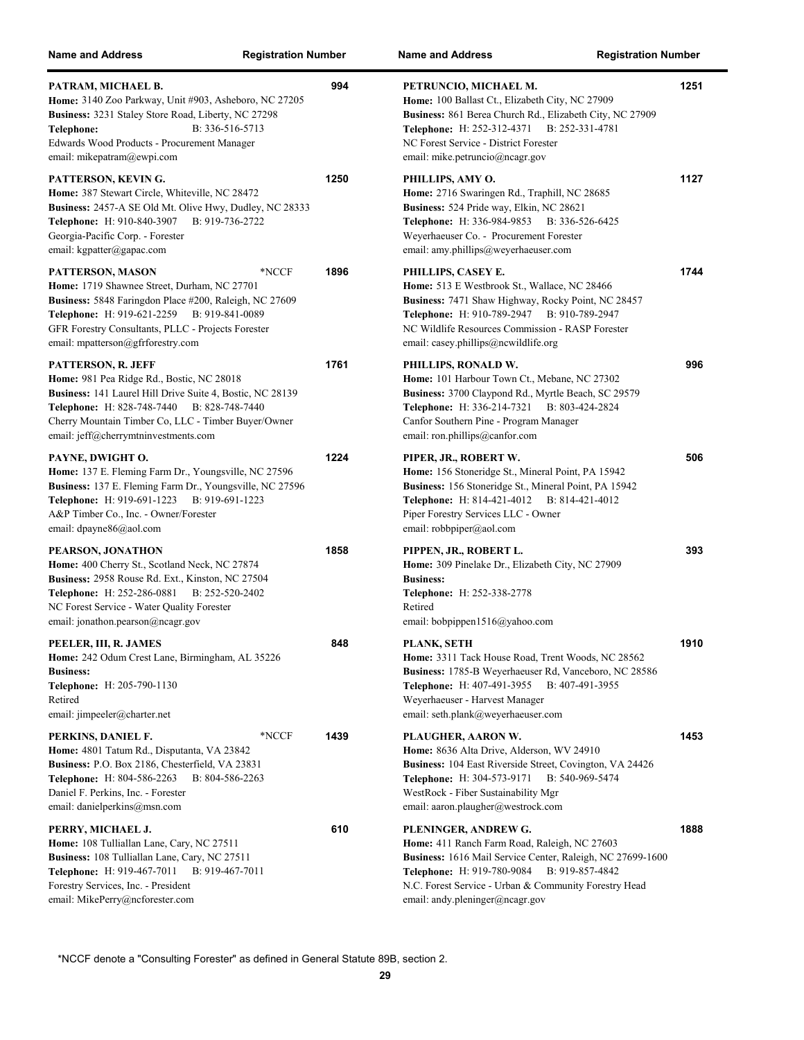| Name and Address | Registration Number |
|---|---|
| **PATRAM, MICHAEL B.**<br>**Home:** 3140 Zoo Parkway, Unit #903, Asheboro, NC 27205<br>**Business:** 3231 Staley Store Road, Liberty, NC 27298<br>**Telephone:** B: 336-516-5713<br>Edwards Wood Products - Procurement Manager<br>email: mikepatram@ewpi.com | 994 |
| **PATTERSON, KEVIN G.**<br>**Home:** 387 Stewart Circle, Whiteville, NC 28472<br>**Business:** 2457-A SE Old Mt. Olive Hwy, Dudley, NC 28333<br>**Telephone:** H: 910-840-3907 B: 919-736-2722<br>Georgia-Pacific Corp. - Forester<br>email: kgpatter@gapac.com | 1250 |
| **PATTERSON, MASON** *NCCF<br>**Home:** 1719 Shawnee Street, Durham, NC 27701<br>**Business:** 5848 Faringdon Place #200, Raleigh, NC 27609<br>**Telephone:** H: 919-621-2259 B: 919-841-0089<br>GFR Forestry Consultants, PLLC - Projects Forester<br>email: mpatterson@gfrforestry.com | 1896 |
| **PATTERSON, R. JEFF**<br>**Home:** 981 Pea Ridge Rd., Bostic, NC 28018<br>**Business:** 141 Laurel Hill Drive Suite 4, Bostic, NC 28139<br>**Telephone:** H: 828-748-7440 B: 828-748-7440<br>Cherry Mountain Timber Co, LLC - Timber Buyer/Owner<br>email: jeff@cherrymtninvestments.com | 1761 |
| **PAYNE, DWIGHT O.**<br>**Home:** 137 E. Fleming Farm Dr., Youngsville, NC 27596<br>**Business:** 137 E. Fleming Farm Dr., Youngsville, NC 27596<br>**Telephone:** H: 919-691-1223 B: 919-691-1223<br>A&P Timber Co., Inc. - Owner/Forester<br>email: dpayne86@aol.com | 1224 |
| **PEARSON, JONATHON**<br>**Home:** 400 Cherry St., Scotland Neck, NC 27874<br>**Business:** 2958 Rouse Rd. Ext., Kinston, NC 27504<br>**Telephone:** H: 252-286-0881 B: 252-520-2402<br>NC Forest Service - Water Quality Forester<br>email: jonathon.pearson@ncagr.gov | 1858 |
| **PEELER, III, R. JAMES**<br>**Home:** 242 Odum Crest Lane, Birmingham, AL 35226<br>**Business:**<br>**Telephone:** H: 205-790-1130<br>Retired<br>email: jimpeeler@charter.net | 848 |
| **PERKINS, DANIEL F.** *NCCF<br>**Home:** 4801 Tatum Rd., Disputanta, VA 23842<br>**Business:** P.O. Box 2186, Chesterfield, VA 23831<br>**Telephone:** H: 804-586-2263 B: 804-586-2263<br>Daniel F. Perkins, Inc. - Forester<br>email: danielperkins@msn.com | 1439 |
| **PERRY, MICHAEL J.**<br>**Home:** 108 Tulliallan Lane, Cary, NC 27511<br>**Business:** 108 Tulliallan Lane, Cary, NC 27511<br>**Telephone:** H: 919-467-7011 B: 919-467-7011<br>Forestry Services, Inc. - President<br>email: MikePerry@ncforester.com | 610 |
| **PETRUNCIO, MICHAEL M.**<br>**Home:** 100 Ballast Ct., Elizabeth City, NC 27909<br>**Business:** 861 Berea Church Rd., Elizabeth City, NC 27909<br>**Telephone:** H: 252-312-4371 B: 252-331-4781<br>NC Forest Service - District Forester<br>email: mike.petruncio@ncagr.gov | 1251 |
| **PHILLIPS, AMY O.**<br>**Home:** 2716 Swaringen Rd., Traphill, NC 28685<br>**Business:** 524 Pride way, Elkin, NC 28621<br>**Telephone:** H: 336-984-9853 B: 336-526-6425<br>Weyerhaeuser Co. - Procurement Forester<br>email: amy.phillips@weyerhaeuser.com | 1127 |
| **PHILLIPS, CASEY E.**<br>**Home:** 513 E Westbrook St., Wallace, NC 28466<br>**Business:** 7471 Shaw Highway, Rocky Point, NC 28457<br>**Telephone:** H: 910-789-2947 B: 910-789-2947<br>NC Wildlife Resources Commission - RASP Forester<br>email: casey.phillips@ncwildlife.org | 1744 |
| **PHILLIPS, RONALD W.**<br>**Home:** 101 Harbour Town Ct., Mebane, NC 27302<br>**Business:** 3700 Claypond Rd., Myrtle Beach, SC 29579<br>**Telephone:** H: 336-214-7321 B: 803-424-2824<br>Canfor Southern Pine - Program Manager<br>email: ron.phillips@canfor.com | 996 |
| **PIPER, JR., ROBERT W.**<br>**Home:** 156 Stoneridge St., Mineral Point, PA 15942<br>**Business:** 156 Stoneridge St., Mineral Point, PA 15942<br>**Telephone:** H: 814-421-4012 B: 814-421-4012<br>Piper Forestry Services LLC - Owner<br>email: robbpiper@aol.com | 506 |
| **PIPPEN, JR., ROBERT L.**<br>**Home:** 309 Pinelake Dr., Elizabeth City, NC 27909<br>**Business:**<br>**Telephone:** H: 252-338-2778<br>Retired<br>email: bobpippen1516@yahoo.com | 393 |
| **PLANK, SETH**<br>**Home:** 3311 Tack House Road, Trent Woods, NC 28562<br>**Business:** 1785-B Weyerhaeuser Rd, Vanceboro, NC 28586<br>**Telephone:** H: 407-491-3955 B: 407-491-3955<br>Weyerhaeuser - Harvest Manager<br>email: seth.plank@weyerhaeuser.com | 1910 |
| **PLAUGHER, AARON W.**<br>**Home:** 8636 Alta Drive, Alderson, WV 24910<br>**Business:** 104 East Riverside Street, Covington, VA 24426<br>**Telephone:** H: 304-573-9171 B: 540-969-5474<br>WestRock - Fiber Sustainability Mgr<br>email: aaron.plaugher@westrock.com | 1453 |
| **PLENINGER, ANDREW G.**<br>**Home:** 411 Ranch Farm Road, Raleigh, NC 27603<br>**Business:** 1616 Mail Service Center, Raleigh, NC 27699-1600<br>**Telephone:** H: 919-780-9084 B: 919-857-4842<br>N.C. Forest Service - Urban & Community Forestry Head<br>email: andy.pleninger@ncagr.gov | 1888 |

*NCCF denote a "Consulting Forester" as defined in General Statute 89B, section 2.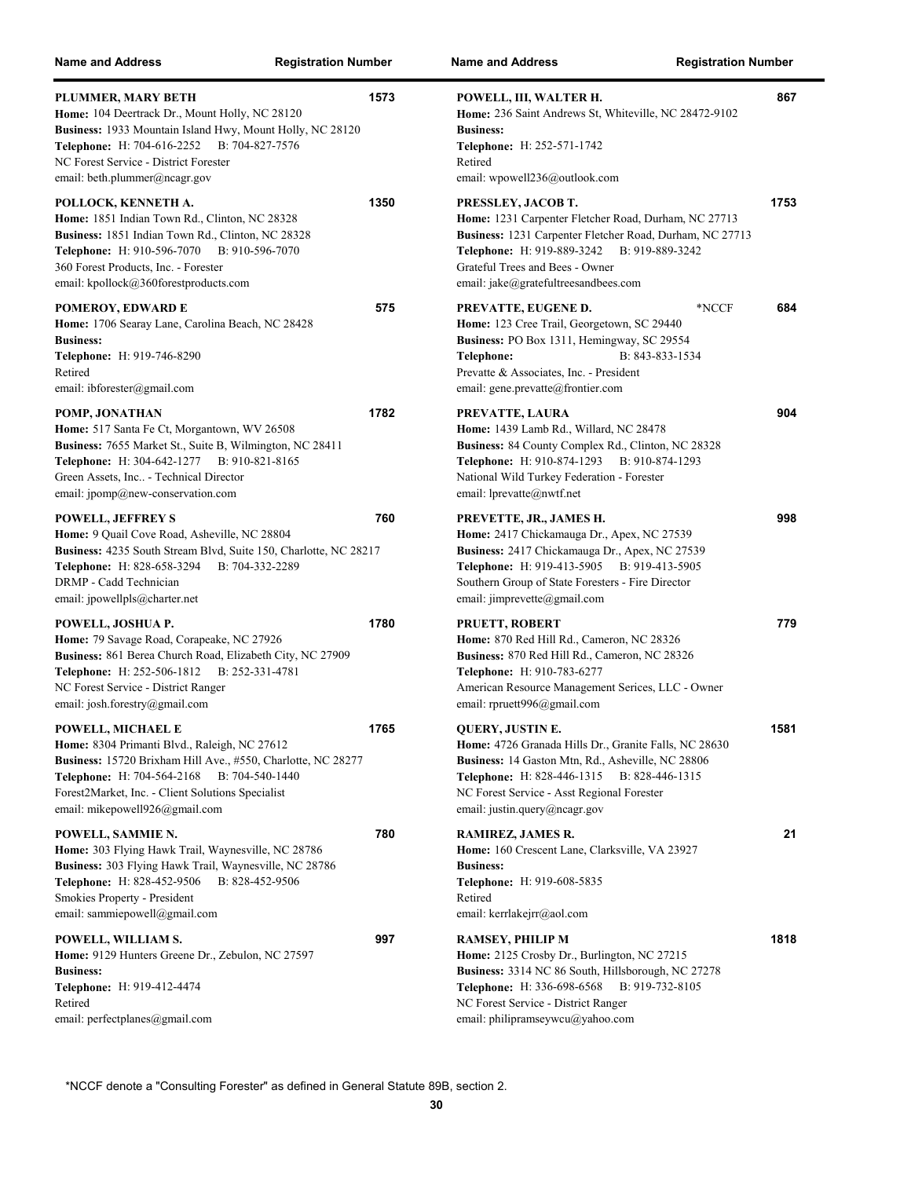| Name and Address | Registration Number |
|---|---|
| **PLUMMER, MARY BETH**<br>**Home:** 104 Deertrack Dr., Mount Holly, NC 28120<br>**Business:** 1933 Mountain Island Hwy, Mount Holly, NC 28120<br>**Telephone:** H: 704-616-2252 B: 704-827-7576<br>NC Forest Service - District Forester<br>email: beth.plummer@ncagr.gov | 1573 |
| **POLLOCK, KENNETH A.**<br>**Home:** 1851 Indian Town Rd., Clinton, NC 28328<br>**Business:** 1851 Indian Town Rd., Clinton, NC 28328<br>**Telephone:** H: 910-596-7070 B: 910-596-7070<br>360 Forest Products, Inc. - Forester<br>email: kpollock@360forestproducts.com | 1350 |
| **POMEROY, EDWARD E**<br>**Home:** 1706 Searay Lane, Carolina Beach, NC 28428<br>**Business:**<br>**Telephone:** H: 919-746-8290<br>Retired<br>email: ibforester@gmail.com | 575 |
| **POMP, JONATHAN**<br>**Home:** 517 Santa Fe Ct, Morgantown, WV 26508<br>**Business:** 7655 Market St., Suite B, Wilmington, NC 28411<br>**Telephone:** H: 304-642-1277 B: 910-821-8165<br>Green Assets, Inc.. - Technical Director<br>email: jpomp@new-conservation.com | 1782 |
| **POWELL, JEFFREY S**<br>**Home:** 9 Quail Cove Road, Asheville, NC 28804<br>**Business:** 4235 South Stream Blvd, Suite 150, Charlotte, NC 28217<br>**Telephone:** H: 828-658-3294 B: 704-332-2289<br>DRMP - Cadd Technician<br>email: jpowellpls@charter.net | 760 |
| **POWELL, JOSHUA P.**<br>**Home:** 79 Savage Road, Corapeake, NC 27926<br>**Business:** 861 Berea Church Road, Elizabeth City, NC 27909<br>**Telephone:** H: 252-506-1812 B: 252-331-4781<br>NC Forest Service - District Ranger<br>email: josh.forestry@gmail.com | 1780 |
| **POWELL, MICHAEL E**<br>**Home:** 8304 Primanti Blvd., Raleigh, NC 27612<br>**Business:** 15720 Brixham Hill Ave., #550, Charlotte, NC 28277<br>**Telephone:** H: 704-564-2168 B: 704-540-1440<br>Forest2Market, Inc. - Client Solutions Specialist<br>email: mikepowell926@gmail.com | 1765 |
| **POWELL, SAMMIE N.**<br>**Home:** 303 Flying Hawk Trail, Waynesville, NC 28786<br>**Business:** 303 Flying Hawk Trail, Waynesville, NC 28786<br>**Telephone:** H: 828-452-9506 B: 828-452-9506<br>Smokies Property - President<br>email: sammiepowell@gmail.com | 780 |
| **POWELL, WILLIAM S.**<br>**Home:** 9129 Hunters Greene Dr., Zebulon, NC 27597<br>**Business:**<br>**Telephone:** H: 919-412-4474<br>Retired<br>email: perfectplanes@gmail.com | 997 |
| **POWELL, III, WALTER H.**<br>**Home:** 236 Saint Andrews St, Whiteville, NC 28472-9102<br>**Business:**<br>**Telephone:** H: 252-571-1742<br>Retired<br>email: wpowell236@outlook.com | 867 |
| **PRESSLEY, JACOB T.**<br>**Home:** 1231 Carpenter Fletcher Road, Durham, NC 27713<br>**Business:** 1231 Carpenter Fletcher Road, Durham, NC 27713<br>**Telephone:** H: 919-889-3242 B: 919-889-3242<br>Grateful Trees and Bees - Owner<br>email: jake@gratefultreesandbees.com | 1753 |
| **PREVATTE, EUGENE D.** *NCCF<br>**Home:** 123 Cree Trail, Georgetown, SC 29440<br>**Business:** PO Box 1311, Hemingway, SC 29554<br>**Telephone:** B: 843-833-1534<br>Prevatte & Associates, Inc. - President<br>email: gene.prevatte@frontier.com | 684 |
| **PREVATTE, LAURA**<br>**Home:** 1439 Lamb Rd., Willard, NC 28478<br>**Business:** 84 County Complex Rd., Clinton, NC 28328<br>**Telephone:** H: 910-874-1293 B: 910-874-1293<br>National Wild Turkey Federation - Forester<br>email: lprevatte@nwtf.net | 904 |
| **PREVETTE, JR., JAMES H.**<br>**Home:** 2417 Chickamauga Dr., Apex, NC 27539<br>**Business:** 2417 Chickamauga Dr., Apex, NC 27539<br>**Telephone:** H: 919-413-5905 B: 919-413-5905<br>Southern Group of State Foresters - Fire Director<br>email: jimprevette@gmail.com | 998 |
| **PRUETT, ROBERT**<br>**Home:** 870 Red Hill Rd., Cameron, NC 28326<br>**Business:** 870 Red Hill Rd., Cameron, NC 28326<br>**Telephone:** H: 910-783-6277<br>American Resource Management Serices, LLC - Owner<br>email: rpruett996@gmail.com | 779 |
| **QUERY, JUSTIN E.**<br>**Home:** 4726 Granada Hills Dr., Granite Falls, NC 28630<br>**Business:** 14 Gaston Mtn, Rd., Asheville, NC 28806<br>**Telephone:** H: 828-446-1315 B: 828-446-1315<br>NC Forest Service - Asst Regional Forester<br>email: justin.query@ncagr.gov | 1581 |
| **RAMIREZ, JAMES R.**<br>**Home:** 160 Crescent Lane, Clarksville, VA 23927<br>**Business:**<br>**Telephone:** H: 919-608-5835<br>Retired<br>email: kerrlakejrr@aol.com | 21 |
| **RAMSEY, PHILIP M**<br>**Home:** 2125 Crosby Dr., Burlington, NC 27215<br>**Business:** 3314 NC 86 South, Hillsborough, NC 27278<br>**Telephone:** H: 336-698-6568 B: 919-732-8105<br>NC Forest Service - District Ranger<br>email: philipramseywcu@yahoo.com | 1818 |

*NCCF denote a "Consulting Forester" as defined in General Statute 89B, section 2.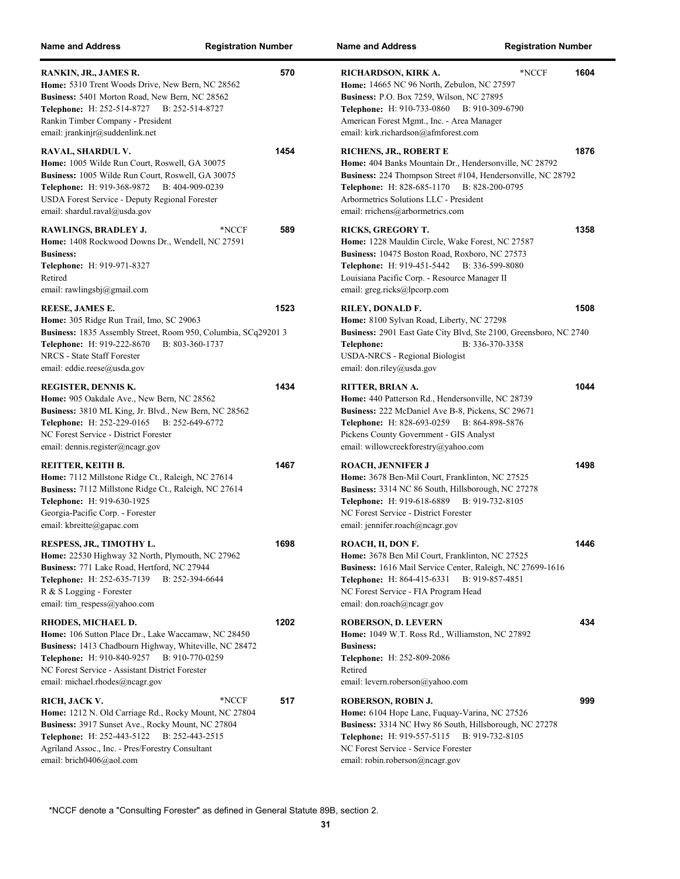| Name and Address | Registration Number | Name and Address | Registration Number |
|---|---|---|---|

**RANKIN, JR., JAMES R.** — 570
**Home:** 5310 Trent Woods Drive, New Bern, NC 28562
**Business:** 5401 Morton Road, New Bern, NC 28562
**Telephone:** H: 252-514-8727 B: 252-514-8727
Rankin Timber Company - President
email: jrankinjr@suddenlink.net

**RAVAL, SHARDUL V.** — 1454
**Home:** 1005 Wilde Run Court, Roswell, GA 30075
**Business:** 1005 Wilde Run Court, Roswell, GA 30075
**Telephone:** H: 919-368-9872 B: 404-909-0239
USDA Forest Service - Deputy Regional Forester
email: shardul.raval@usda.gov

**RAWLINGS, BRADLEY J.** *NCCF — 589
**Home:** 1408 Rockwood Downs Dr., Wendell, NC 27591
**Business:**
**Telephone:** H: 919-971-8327
Retired
email: rawlingsbj@gmail.com

**REESE, JAMES E.** — 1523
**Home:** 305 Ridge Run Trail, Imo, SC 29063
**Business:** 1835 Assembly Street, Room 950, Columbia, SCq29201 3
**Telephone:** H: 919-222-8670 B: 803-360-1737
NRCS - State Staff Forester
email: eddie.reese@usda.gov

**REGISTER, DENNIS K.** — 1434
**Home:** 905 Oakdale Ave., New Bern, NC 28562
**Business:** 3810 ML King, Jr. Blvd., New Bern, NC 28562
**Telephone:** H: 252-229-0165 B: 252-649-6772
NC Forest Service - District Forester
email: dennis.register@ncagr.gov

**REITTER, KEITH B.** — 1467
**Home:** 7112 Millstone Ridge Ct., Raleigh, NC 27614
**Business:** 7112 Millstone Ridge Ct., Raleigh, NC 27614
**Telephone:** H: 919-630-1925
Georgia-Pacific Corp. - Forester
email: kbreitte@gapac.com

**RESPESS, JR., TIMOTHY L.** — 1698
**Home:** 22530 Highway 32 North, Plymouth, NC 27962
**Business:** 771 Lake Road, Hertford, NC 27944
**Telephone:** H: 252-635-7139 B: 252-394-6644
R & S Logging - Forester
email: tim_respess@yahoo.com

**RHODES, MICHAEL D.** — 1202
**Home:** 106 Sutton Place Dr., Lake Waccamaw, NC 28450
**Business:** 1413 Chadbourn Highway, Whiteville, NC 28472
**Telephone:** H: 910-840-9257 B: 910-770-0259
NC Forest Service - Assistant District Forester
email: michael.rhodes@ncagr.gov

**RICH, JACK V.** *NCCF — 517
**Home:** 1212 N. Old Carriage Rd., Rocky Mount, NC 27804
**Business:** 3917 Sunset Ave., Rocky Mount, NC 27804
**Telephone:** H: 252-443-5122 B: 252-443-2515
Agriland Assoc., Inc. - Pres/Forestry Consultant
email: brich0406@aol.com

**RICHARDSON, KIRK A.** *NCCF — 1604
**Home:** 14665 NC 96 North, Zebulon, NC 27597
**Business:** P.O. Box 7259, Wilson, NC 27895
**Telephone:** H: 910-733-0860 B: 910-309-6790
American Forest Mgmt., Inc. - Area Manager
email: kirk.richardson@afmforest.com

**RICHENS, JR., ROBERT E** — 1876
**Home:** 404 Banks Mountain Dr., Hendersonville, NC 28792
**Business:** 224 Thompson Street #104, Hendersonville, NC 28792
**Telephone:** H: 828-685-1170 B: 828-200-0795
Arbormetrics Solutions LLC - President
email: rrichens@arbormetrics.com

**RICKS, GREGORY T.** — 1358
**Home:** 1228 Mauldin Circle, Wake Forest, NC 27587
**Business:** 10475 Boston Road, Roxboro, NC 27573
**Telephone:** H: 919-451-5442 B: 336-599-8080
Louisiana Pacific Corp. - Resource Manager II
email: greg.ricks@lpcorp.com

**RILEY, DONALD F.** — 1508
**Home:** 8100 Sylvan Road, Liberty, NC 27298
**Business:** 2901 East Gate City Blvd, Ste 2100, Greensboro, NC 2740
**Telephone:** B: 336-370-3358
USDA-NRCS - Regional Biologist
email: don.riley@usda.gov

**RITTER, BRIAN A.** — 1044
**Home:** 440 Patterson Rd., Hendersonville, NC 28739
**Business:** 222 McDaniel Ave B-8, Pickens, SC 29671
**Telephone:** H: 828-693-0259 B: 864-898-5876
Pickens County Government - GIS Analyst
email: willowcreekforestry@yahoo.com

**ROACH, JENNIFER J** — 1498
**Home:** 3678 Ben-Mil Court, Franklinton, NC 27525
**Business:** 3314 NC 86 South, Hillsborough, NC 27278
**Telephone:** H: 919-618-6889 B: 919-732-8105
NC Forest Service - District Forester
email: jennifer.roach@ncagr.gov

**ROACH, II, DON F.** — 1446
**Home:** 3678 Ben Mil Court, Franklinton, NC 27525
**Business:** 1616 Mail Service Center, Raleigh, NC 27699-1616
**Telephone:** H: 864-415-6331 B: 919-857-4851
NC Forest Service - FIA Program Head
email: don.roach@ncagr.gov

**ROBERSON, D. LEVERN** — 434
**Home:** 1049 W.T. Ross Rd., Williamston, NC 27892
**Business:**
**Telephone:** H: 252-809-2086
Retired
email: levern.roberson@yahoo.com

**ROBERSON, ROBIN J.** — 999
**Home:** 6104 Hope Lane, Fuquay-Varina, NC 27526
**Business:** 3314 NC Hwy 86 South, Hillsborough, NC 27278
**Telephone:** H: 919-557-5115 B: 919-732-8105
NC Forest Service - Service Forester
email: robin.roberson@ncagr.gov

*NCCF denote a "Consulting Forester" as defined in General Statute 89B, section 2.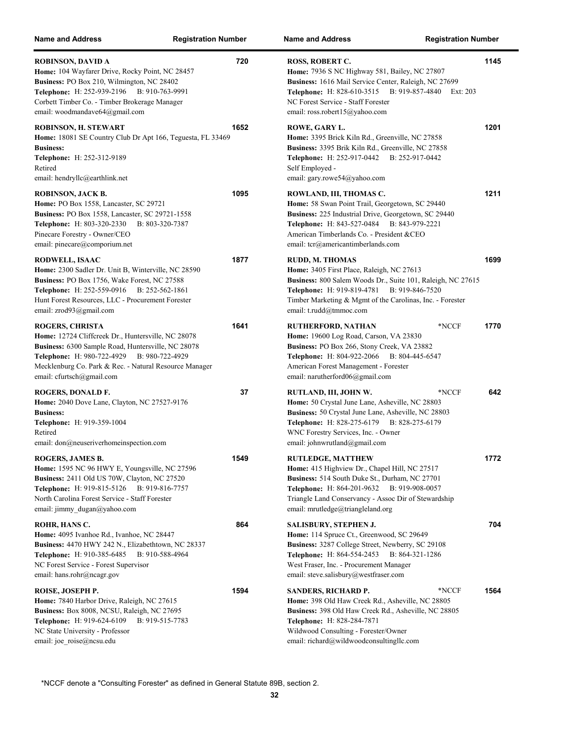| Name and Address | Registration Number | Name and Address | Registration Number |
|---|---|---|---|
| **ROBINSON, DAVID A**<br>**Home:** 104 Wayfarer Drive, Rocky Point, NC 28457<br>**Business:** PO Box 210, Wilmington, NC 28402<br>**Telephone:** H: 252-939-2196 B: 910-763-9991<br>Corbett Timber Co. - Timber Brokerage Manager<br>email: woodmandave64@gmail.com | 720 | **ROSS, ROBERT C.**<br>**Home:** 7936 S NC Highway 581, Bailey, NC 27807<br>**Business:** 1616 Mail Service Center, Raleigh, NC 27699<br>**Telephone:** H: 828-610-3515 B: 919-857-4840 Ext: 203<br>NC Forest Service - Staff Forester<br>email: ross.robert15@yahoo.com | 1145 |
| **ROBINSON, H. STEWART**<br>**Home:** 18081 SE Country Club Dr Apt 166, Teguesta, FL 33469<br>**Business:**<br>**Telephone:** H: 252-312-9189<br>Retired<br>email: hendryllc@earthlink.net | 1652 | **ROWE, GARY L.**<br>**Home:** 3395 Brick Kiln Rd., Greenville, NC 27858<br>**Business:** 3395 Brik Kiln Rd., Greenville, NC 27858<br>**Telephone:** H: 252-917-0442 B: 252-917-0442<br>Self Employed -<br>email: gary.rowe54@yahoo.com | 1201 |
| **ROBINSON, JACK B.**<br>**Home:** PO Box 1558, Lancaster, SC 29721<br>**Business:** PO Box 1558, Lancaster, SC 29721-1558<br>**Telephone:** H: 803-320-2330 B: 803-320-7387<br>Pinecare Forestry - Owner/CEO<br>email: pinecare@comporium.net | 1095 | **ROWLAND, III, THOMAS C.**<br>**Home:** 58 Swan Point Trail, Georgetown, SC 29440<br>**Business:** 225 Industrial Drive, Georgetown, SC 29440<br>**Telephone:** H: 843-527-0484 B: 843-979-2221<br>American Timberlands Co. - President &CEO<br>email: tcr@americantimberlands.com | 1211 |
| **RODWELL, ISAAC**<br>**Home:** 2300 Sadler Dr. Unit B, Winterville, NC 28590<br>**Business:** PO Box 1756, Wake Forest, NC 27588<br>**Telephone:** H: 252-559-0916 B: 252-562-1861<br>Hunt Forest Resources, LLC - Procurement Forester<br>email: zrod93@gmail.com | 1877 | **RUDD, M. THOMAS**<br>**Home:** 3405 First Place, Raleigh, NC 27613<br>**Business:** 800 Salem Woods Dr., Suite 101, Raleigh, NC 27615<br>**Telephone:** H: 919-819-4781 B: 919-846-7520<br>Timber Marketing & Mgmt of the Carolinas, Inc. - Forester<br>email: t.rudd@tmmoc.com | 1699 |
| **ROGERS, CHRISTA**<br>**Home:** 12724 Cliffcreek Dr., Huntersville, NC 28078<br>**Business:** 6300 Sample Road, Huntersville, NC 28078<br>**Telephone:** H: 980-722-4929 B: 980-722-4929<br>Mecklenburg Co. Park & Rec. - Natural Resource Manager<br>email: cfurtsch@gmail.com | 1641 | **RUTHERFORD, NATHAN** *NCCF<br>**Home:** 19600 Log Road, Carson, VA 23830<br>**Business:** PO Box 266, Stony Creek, VA 23882<br>**Telephone:** H: 804-922-2066 B: 804-445-6547<br>American Forest Management - Forester<br>email: narutherford06@gmail.com | 1770 |
| **ROGERS, DONALD F.**<br>**Home:** 2040 Dove Lane, Clayton, NC 27527-9176<br>**Business:**<br>**Telephone:** H: 919-359-1004<br>Retired<br>email: don@neuseriverhomeinspection.com | 37 | **RUTLAND, III, JOHN W.** *NCCF<br>**Home:** 50 Crystal June Lane, Asheville, NC 28803<br>**Business:** 50 Crystal June Lane, Asheville, NC 28803<br>**Telephone:** H: 828-275-6179 B: 828-275-6179<br>WNC Forestry Services, Inc. - Owner<br>email: johnwrutland@gmail.com | 642 |
| **ROGERS, JAMES B.**<br>**Home:** 1595 NC 96 HWY E, Youngsville, NC 27596<br>**Business:** 2411 Old US 70W, Clayton, NC 27520<br>**Telephone:** H: 919-815-5126 B: 919-816-7757<br>North Carolina Forest Service - Staff Forester<br>email: jimmy_dugan@yahoo.com | 1549 | **RUTLEDGE, MATTHEW**<br>**Home:** 415 Highview Dr., Chapel Hill, NC 27517<br>**Business:** 514 South Duke St., Durham, NC 27701<br>**Telephone:** H: 864-201-9632 B: 919-908-0057<br>Triangle Land Conservancy - Assoc Dir of Stewardship<br>email: mrutledge@triangleland.org | 1772 |
| **ROHR, HANS C.**<br>**Home:** 4095 Ivanhoe Rd., Ivanhoe, NC 28447<br>**Business:** 4470 HWY 242 N., Elizabethtown, NC 28337<br>**Telephone:** H: 910-385-6485 B: 910-588-4964<br>NC Forest Service - Forest Supervisor<br>email: hans.rohr@ncagr.gov | 864 | **SALISBURY, STEPHEN J.**<br>**Home:** 114 Spruce Ct., Greenwood, SC 29649<br>**Business:** 3287 College Street, Newberry, SC 29108<br>**Telephone:** H: 864-554-2453 B: 864-321-1286<br>West Fraser, Inc. - Procurement Manager<br>email: steve.salisbury@westfraser.com | 704 |
| **ROISE, JOSEPH P.**<br>**Home:** 7840 Harbor Drive, Raleigh, NC 27615<br>**Business:** Box 8008, NCSU, Raleigh, NC 27695<br>**Telephone:** H: 919-624-6109 B: 919-515-7783<br>NC State University - Professor<br>email: joe_roise@ncsu.edu | 1594 | **SANDERS, RICHARD P.** *NCCF<br>**Home:** 398 Old Haw Creek Rd., Asheville, NC 28805<br>**Business:** 398 Old Haw Creek Rd., Asheville, NC 28805<br>**Telephone:** H: 828-284-7871<br>Wildwood Consulting - Forester/Owner<br>email: richard@wildwoodconsultingllc.com | 1564 |

*NCCF denote a "Consulting Forester" as defined in General Statute 89B, section 2.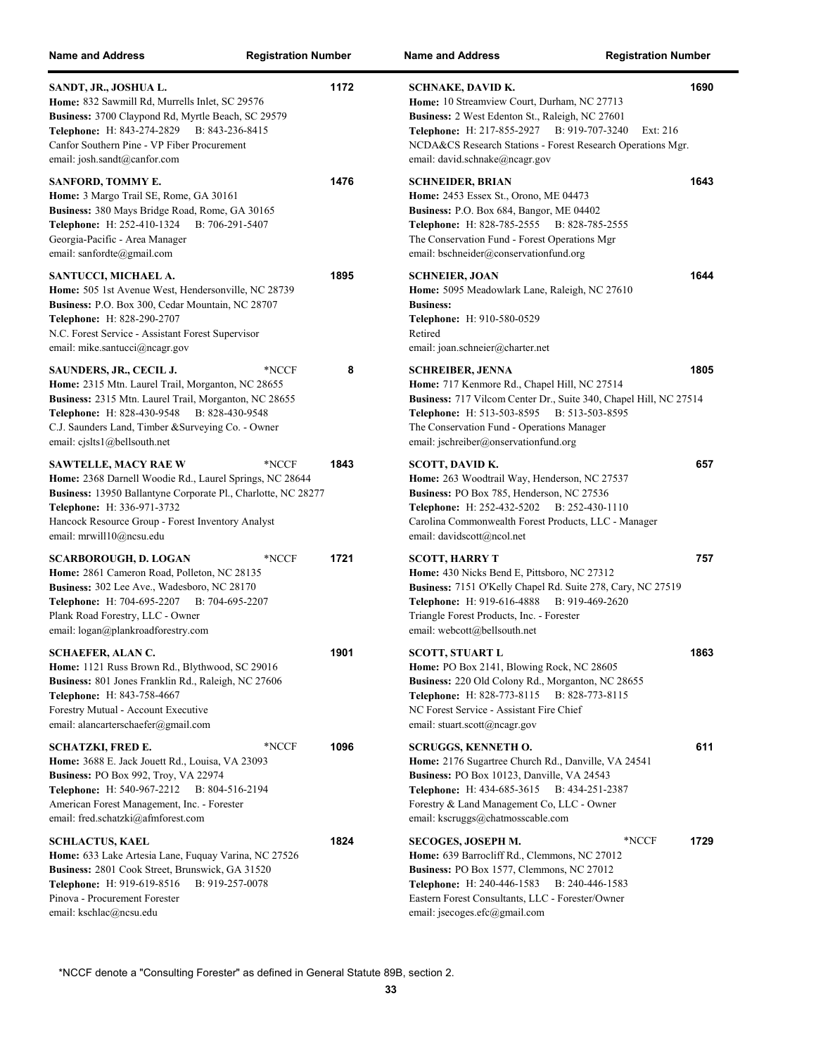| Name and Address | Registration Number |
|---|---|
| **SANDT, JR., JOSHUA L.**<br>**Home:** 832 Sawmill Rd, Murrells Inlet, SC 29576<br>**Business:** 3700 Claypond Rd, Myrtle Beach, SC 29579<br>**Telephone:** H: 843-274-2829 B: 843-236-8415<br>Canfor Southern Pine - VP Fiber Procurement<br>email: josh.sandt@canfor.com | **1172** |
| **SANFORD, TOMMY E.**<br>**Home:** 3 Margo Trail SE, Rome, GA 30161<br>**Business:** 380 Mays Bridge Road, Rome, GA 30165<br>**Telephone:** H: 252-410-1324 B: 706-291-5407<br>Georgia-Pacific - Area Manager<br>email: sanfordte@gmail.com | **1476** |
| **SANTUCCI, MICHAEL A.**<br>**Home:** 505 1st Avenue West, Hendersonville, NC 28739<br>**Business:** P.O. Box 300, Cedar Mountain, NC 28707<br>**Telephone:** H: 828-290-2707<br>N.C. Forest Service - Assistant Forest Supervisor<br>email: mike.santucci@ncagr.gov | **1895** |
| **SAUNDERS, JR., CECIL J.** *NCCF<br>**Home:** 2315 Mtn. Laurel Trail, Morganton, NC 28655<br>**Business:** 2315 Mtn. Laurel Trail, Morganton, NC 28655<br>**Telephone:** H: 828-430-9548 B: 828-430-9548<br>C.J. Saunders Land, Timber &Surveying Co. - Owner<br>email: cjslts1@bellsouth.net | **8** |
| **SAWTELLE, MACY RAE W** *NCCF<br>**Home:** 2368 Darnell Woodie Rd., Laurel Springs, NC 28644<br>**Business:** 13950 Ballantyne Corporate Pl., Charlotte, NC 28277<br>**Telephone:** H: 336-971-3732<br>Hancock Resource Group - Forest Inventory Analyst<br>email: mrwill10@ncsu.edu | **1843** |
| **SCARBOROUGH, D. LOGAN** *NCCF<br>**Home:** 2861 Cameron Road, Polleton, NC 28135<br>**Business:** 302 Lee Ave., Wadesboro, NC 28170<br>**Telephone:** H: 704-695-2207 B: 704-695-2207<br>Plank Road Forestry, LLC - Owner<br>email: logan@plankroadforestry.com | **1721** |
| **SCHAEFER, ALAN C.**<br>**Home:** 1121 Russ Brown Rd., Blythwood, SC 29016<br>**Business:** 801 Jones Franklin Rd., Raleigh, NC 27606<br>**Telephone:** H: 843-758-4667<br>Forestry Mutual - Account Executive<br>email: alancarterschaefer@gmail.com | **1901** |
| **SCHATZKI, FRED E.** *NCCF<br>**Home:** 3688 E. Jack Jouett Rd., Louisa, VA 23093<br>**Business:** PO Box 992, Troy, VA 22974<br>**Telephone:** H: 540-967-2212 B: 804-516-2194<br>American Forest Management, Inc. - Forester<br>email: fred.schatzki@afmforest.com | **1096** |
| **SCHLACTUS, KAEL**<br>**Home:** 633 Lake Artesia Lane, Fuquay Varina, NC 27526<br>**Business:** 2801 Cook Street, Brunswick, GA 31520<br>**Telephone:** H: 919-619-8516 B: 919-257-0078<br>Pinova - Procurement Forester<br>email: kschlac@ncsu.edu | **1824** |
| **SCHNAKE, DAVID K.**<br>**Home:** 10 Streamview Court, Durham, NC 27713<br>**Business:** 2 West Edenton St., Raleigh, NC 27601<br>**Telephone:** H: 217-855-2927 B: 919-707-3240 Ext: 216<br>NCDA&CS Research Stations - Forest Research Operations Mgr.<br>email: david.schnake@ncagr.gov | **1690** |
| **SCHNEIDER, BRIAN**<br>**Home:** 2453 Essex St., Orono, ME 04473<br>**Business:** P.O. Box 684, Bangor, ME 04402<br>**Telephone:** H: 828-785-2555 B: 828-785-2555<br>The Conservation Fund - Forest Operations Mgr<br>email: bschneider@conservationfund.org | **1643** |
| **SCHNEIER, JOAN**<br>**Home:** 5095 Meadowlark Lane, Raleigh, NC 27610<br>**Business:**<br>**Telephone:** H: 910-580-0529<br>Retired<br>email: joan.schneier@charter.net | **1644** |
| **SCHREIBER, JENNA**<br>**Home:** 717 Kenmore Rd., Chapel Hill, NC 27514<br>**Business:** 717 Vilcom Center Dr., Suite 340, Chapel Hill, NC 27514<br>**Telephone:** H: 513-503-8595 B: 513-503-8595<br>The Conservation Fund - Operations Manager<br>email: jschreiber@onservationfund.org | **1805** |
| **SCOTT, DAVID K.**<br>**Home:** 263 Woodtrail Way, Henderson, NC 27537<br>**Business:** PO Box 785, Henderson, NC 27536<br>**Telephone:** H: 252-432-5202 B: 252-430-1110<br>Carolina Commonwealth Forest Products, LLC - Manager<br>email: davidscott@ncol.net | **657** |
| **SCOTT, HARRY T**<br>**Home:** 430 Nicks Bend E, Pittsboro, NC 27312<br>**Business:** 7151 O'Kelly Chapel Rd. Suite 278, Cary, NC 27519<br>**Telephone:** H: 919-616-4888 B: 919-469-2620<br>Triangle Forest Products, Inc. - Forester<br>email: webcott@bellsouth.net | **757** |
| **SCOTT, STUART L**<br>**Home:** PO Box 2141, Blowing Rock, NC 28605<br>**Business:** 220 Old Colony Rd., Morganton, NC 28655<br>**Telephone:** H: 828-773-8115 B: 828-773-8115<br>NC Forest Service - Assistant Fire Chief<br>email: stuart.scott@ncagr.gov | **1863** |
| **SCRUGGS, KENNETH O.**<br>**Home:** 2176 Sugartree Church Rd., Danville, VA 24541<br>**Business:** PO Box 10123, Danville, VA 24543<br>**Telephone:** H: 434-685-3615 B: 434-251-2387<br>Forestry & Land Management Co, LLC - Owner<br>email: kscruggs@chatmosscable.com | **611** |
| **SECOGES, JOSEPH M.** *NCCF<br>**Home:** 639 Barrocliff Rd., Clemmons, NC 27012<br>**Business:** PO Box 1577, Clemmons, NC 27012<br>**Telephone:** H: 240-446-1583 B: 240-446-1583<br>Eastern Forest Consultants, LLC - Forester/Owner<br>email: jsecoges.efc@gmail.com | **1729** |

*NCCF denote a "Consulting Forester" as defined in General Statute 89B, section 2.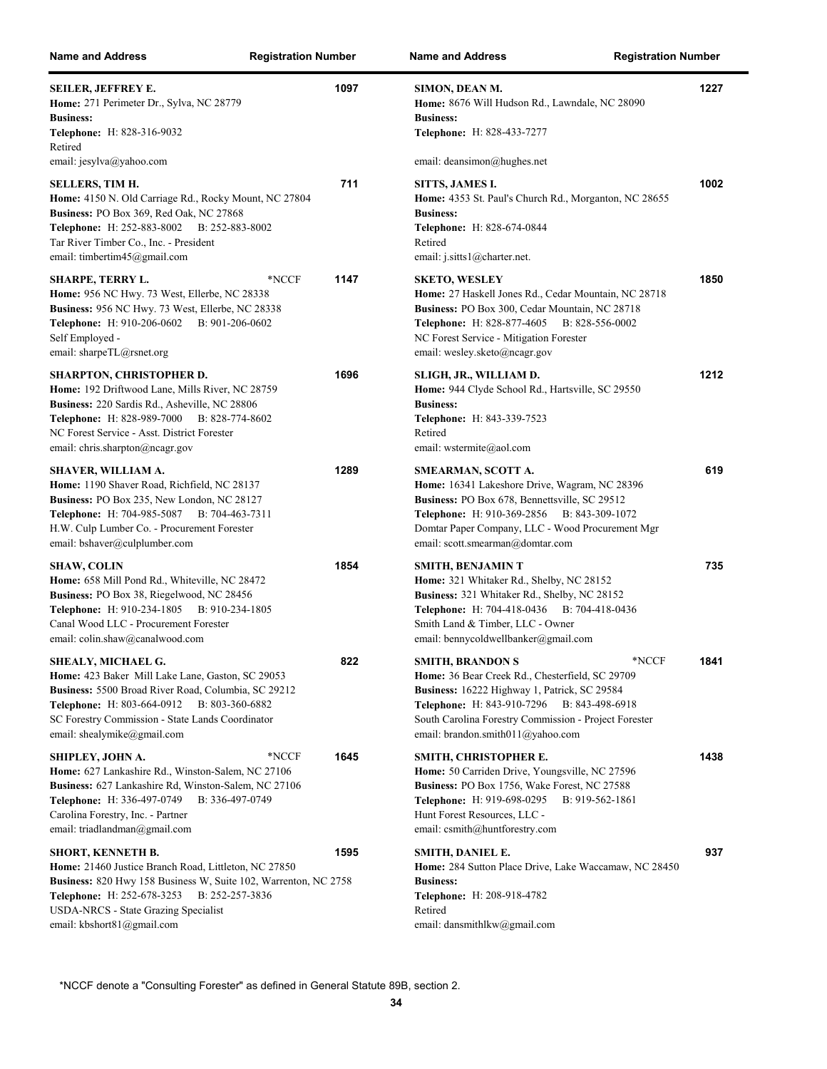| Name and Address | Registration Number | Name and Address | Registration Number |
|---|---|---|---|

**SEILER, JEFFREY E.** — 1097
**Home:** 271 Perimeter Dr., Sylva, NC 28779
**Business:**
**Telephone:** H: 828-316-9032
Retired
email: jesylva@yahoo.com

**SELLERS, TIM H.** — 711
**Home:** 4150 N. Old Carriage Rd., Rocky Mount, NC 27804
**Business:** PO Box 369, Red Oak, NC 27868
**Telephone:** H: 252-883-8002 B: 252-883-8002
Tar River Timber Co., Inc. - President
email: timbertim45@gmail.com

**SHARPE, TERRY L.** *NCCF — 1147
**Home:** 956 NC Hwy. 73 West, Ellerbe, NC 28338
**Business:** 956 NC Hwy. 73 West, Ellerbe, NC 28338
**Telephone:** H: 910-206-0602 B: 901-206-0602
Self Employed -
email: sharpeTL@rsnet.org

**SHARPTON, CHRISTOPHER D.** — 1696
**Home:** 192 Driftwood Lane, Mills River, NC 28759
**Business:** 220 Sardis Rd., Asheville, NC 28806
**Telephone:** H: 828-989-7000 B: 828-774-8602
NC Forest Service - Asst. District Forester
email: chris.sharpton@ncagr.gov

**SHAVER, WILLIAM A.** — 1289
**Home:** 1190 Shaver Road, Richfield, NC 28137
**Business:** PO Box 235, New London, NC 28127
**Telephone:** H: 704-985-5087 B: 704-463-7311
H.W. Culp Lumber Co. - Procurement Forester
email: bshaver@culplumber.com

**SHAW, COLIN** — 1854
**Home:** 658 Mill Pond Rd., Whiteville, NC 28472
**Business:** PO Box 38, Riegelwood, NC 28456
**Telephone:** H: 910-234-1805 B: 910-234-1805
Canal Wood LLC - Procurement Forester
email: colin.shaw@canalwood.com

**SHEALY, MICHAEL G.** — 822
**Home:** 423 Baker Mill Lake Lane, Gaston, SC 29053
**Business:** 5500 Broad River Road, Columbia, SC 29212
**Telephone:** H: 803-664-0912 B: 803-360-6882
SC Forestry Commission - State Lands Coordinator
email: shealymike@gmail.com

**SHIPLEY, JOHN A.** *NCCF — 1645
**Home:** 627 Lankashire Rd., Winston-Salem, NC 27106
**Business:** 627 Lankashire Rd, Winston-Salem, NC 27106
**Telephone:** H: 336-497-0749 B: 336-497-0749
Carolina Forestry, Inc. - Partner
email: triadlandman@gmail.com

**SHORT, KENNETH B.** — 1595
**Home:** 21460 Justice Branch Road, Littleton, NC 27850
**Business:** 820 Hwy 158 Business W, Suite 102, Warrenton, NC 2758
**Telephone:** H: 252-678-3253 B: 252-257-3836
USDA-NRCS - State Grazing Specialist
email: kbshort81@gmail.com

**SIMON, DEAN M.** — 1227
**Home:** 8676 Will Hudson Rd., Lawndale, NC 28090
**Business:**
**Telephone:** H: 828-433-7277
email: deansimon@hughes.net

**SITTS, JAMES I.** — 1002
**Home:** 4353 St. Paul's Church Rd., Morganton, NC 28655
**Business:**
**Telephone:** H: 828-674-0844
Retired
email: j.sitts1@charter.net.

**SKETO, WESLEY** — 1850
**Home:** 27 Haskell Jones Rd., Cedar Mountain, NC 28718
**Business:** PO Box 300, Cedar Mountain, NC 28718
**Telephone:** H: 828-877-4605 B: 828-556-0002
NC Forest Service - Mitigation Forester
email: wesley.sketo@ncagr.gov

**SLIGH, JR., WILLIAM D.** — 1212
**Home:** 944 Clyde School Rd., Hartsville, SC 29550
**Business:**
**Telephone:** H: 843-339-7523
Retired
email: wstermite@aol.com

**SMEARMAN, SCOTT A.** — 619
**Home:** 16341 Lakeshore Drive, Wagram, NC 28396
**Business:** PO Box 678, Bennettsville, SC 29512
**Telephone:** H: 910-369-2856 B: 843-309-1072
Domtar Paper Company, LLC - Wood Procurement Mgr
email: scott.smearman@domtar.com

**SMITH, BENJAMIN T** — 735
**Home:** 321 Whitaker Rd., Shelby, NC 28152
**Business:** 321 Whitaker Rd., Shelby, NC 28152
**Telephone:** H: 704-418-0436 B: 704-418-0436
Smith Land & Timber, LLC - Owner
email: bennycoldwellbanker@gmail.com

**SMITH, BRANDON S** *NCCF — 1841
**Home:** 36 Bear Creek Rd., Chesterfield, SC 29709
**Business:** 16222 Highway 1, Patrick, SC 29584
**Telephone:** H: 843-910-7296 B: 843-498-6918
South Carolina Forestry Commission - Project Forester
email: brandon.smith011@yahoo.com

**SMITH, CHRISTOPHER E.** — 1438
**Home:** 50 Carriden Drive, Youngsville, NC 27596
**Business:** PO Box 1756, Wake Forest, NC 27588
**Telephone:** H: 919-698-0295 B: 919-562-1861
Hunt Forest Resources, LLC -
email: csmith@huntforestry.com

**SMITH, DANIEL E.** — 937
**Home:** 284 Sutton Place Drive, Lake Waccamaw, NC 28450
**Business:**
**Telephone:** H: 208-918-4782
Retired
email: dansmithlkw@gmail.com

*NCCF denote a "Consulting Forester" as defined in General Statute 89B, section 2.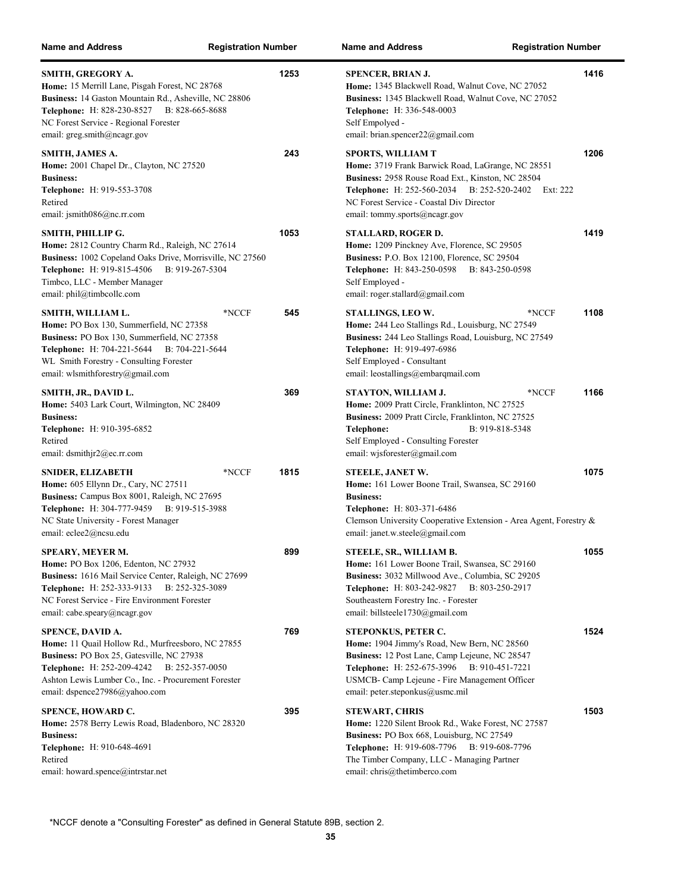| Name and Address | Registration Number |
|---|---|
| **SMITH, GREGORY A.**<br>**Home:** 15 Merrill Lane, Pisgah Forest, NC 28768<br>**Business:** 14 Gaston Mountain Rd., Asheville, NC 28806<br>**Telephone:** H: 828-230-8527 B: 828-665-8688<br>NC Forest Service - Regional Forester<br>email: greg.smith@ncagr.gov | 1253 |
| **SMITH, JAMES A.**<br>**Home:** 2001 Chapel Dr., Clayton, NC 27520<br>**Business:**<br>**Telephone:** H: 919-553-3708<br>Retired<br>email: jsmith086@nc.rr.com | 243 |
| **SMITH, PHILLIP G.**<br>**Home:** 2812 Country Charm Rd., Raleigh, NC 27614<br>**Business:** 1002 Copeland Oaks Drive, Morrisville, NC 27560<br>**Telephone:** H: 919-815-4506 B: 919-267-5304<br>Timbco, LLC - Member Manager<br>email: phil@timbcollc.com | 1053 |
| **SMITH, WILLIAM L.** *NCCF<br>**Home:** PO Box 130, Summerfield, NC 27358<br>**Business:** PO Box 130, Summerfield, NC 27358<br>**Telephone:** H: 704-221-5644 B: 704-221-5644<br>WL Smith Forestry - Consulting Forester<br>email: wlsmithforestry@gmail.com | 545 |
| **SMITH, JR., DAVID L.**<br>**Home:** 5403 Lark Court, Wilmington, NC 28409<br>**Business:**<br>**Telephone:** H: 910-395-6852<br>Retired<br>email: dsmithjr2@ec.rr.com | 369 |
| **SNIDER, ELIZABETH** *NCCF<br>**Home:** 605 Ellynn Dr., Cary, NC 27511<br>**Business:** Campus Box 8001, Raleigh, NC 27695<br>**Telephone:** H: 304-777-9459 B: 919-515-3988<br>NC State University - Forest Manager<br>email: eclee2@ncsu.edu | 1815 |
| **SPEARY, MEYER M.**<br>**Home:** PO Box 1206, Edenton, NC 27932<br>**Business:** 1616 Mail Service Center, Raleigh, NC 27699<br>**Telephone:** H: 252-333-9133 B: 252-325-3089<br>NC Forest Service - Fire Environment Forester<br>email: cabe.speary@ncagr.gov | 899 |
| **SPENCE, DAVID A.**<br>**Home:** 11 Quail Hollow Rd., Murfreesboro, NC 27855<br>**Business:** PO Box 25, Gatesville, NC 27938<br>**Telephone:** H: 252-209-4242 B: 252-357-0050<br>Ashton Lewis Lumber Co., Inc. - Procurement Forester<br>email: dspence27986@yahoo.com | 769 |
| **SPENCE, HOWARD C.**<br>**Home:** 2578 Berry Lewis Road, Bladenboro, NC 28320<br>**Business:**<br>**Telephone:** H: 910-648-4691<br>Retired<br>email: howard.spence@intrstar.net | 395 |
| **SPENCER, BRIAN J.**<br>**Home:** 1345 Blackwell Road, Walnut Cove, NC 27052<br>**Business:** 1345 Blackwell Road, Walnut Cove, NC 27052<br>**Telephone:** H: 336-548-0003<br>Self Empolyed -<br>email: brian.spencer22@gmail.com | 1416 |
| **SPORTS, WILLIAM T**<br>**Home:** 3719 Frank Barwick Road, LaGrange, NC 28551<br>**Business:** 2958 Rouse Road Ext., Kinston, NC 28504<br>**Telephone:** H: 252-560-2034 B: 252-520-2402 Ext: 222<br>NC Forest Service - Coastal Div Director<br>email: tommy.sports@ncagr.gov | 1206 |
| **STALLARD, ROGER D.**<br>**Home:** 1209 Pinckney Ave, Florence, SC 29505<br>**Business:** P.O. Box 12100, Florence, SC 29504<br>**Telephone:** H: 843-250-0598 B: 843-250-0598<br>Self Employed -<br>email: roger.stallard@gmail.com | 1419 |
| **STALLINGS, LEO W.** *NCCF<br>**Home:** 244 Leo Stallings Rd., Louisburg, NC 27549<br>**Business:** 244 Leo Stallings Road, Louisburg, NC 27549<br>**Telephone:** H: 919-497-6986<br>Self Employed - Consultant<br>email: leostallings@embarqmail.com | 1108 |
| **STAYTON, WILLIAM J.** *NCCF<br>**Home:** 2009 Pratt Circle, Franklinton, NC 27525<br>**Business:** 2009 Pratt Circle, Franklinton, NC 27525<br>**Telephone:** B: 919-818-5348<br>Self Employed - Consulting Forester<br>email: wjsforester@gmail.com | 1166 |
| **STEELE, JANET W.**<br>**Home:** 161 Lower Boone Trail, Swansea, SC 29160<br>**Business:**<br>**Telephone:** H: 803-371-6486<br>Clemson University Cooperative Extension - Area Agent, Forestry &<br>email: janet.w.steele@gmail.com | 1075 |
| **STEELE, SR., WILLIAM B.**<br>**Home:** 161 Lower Boone Trail, Swansea, SC 29160<br>**Business:** 3032 Millwood Ave., Columbia, SC 29205<br>**Telephone:** H: 803-242-9827 B: 803-250-2917<br>Southeastern Forestry Inc. - Forester<br>email: billsteele1730@gmail.com | 1055 |
| **STEPONKUS, PETER C.**<br>**Home:** 1904 Jimmy's Road, New Bern, NC 28560<br>**Business:** 12 Post Lane, Camp Lejeune, NC 28547<br>**Telephone:** H: 252-675-3996 B: 910-451-7221<br>USMCB- Camp Lejeune - Fire Management Officer<br>email: peter.steponkus@usmc.mil | 1524 |
| **STEWART, CHRIS**<br>**Home:** 1220 Silent Brook Rd., Wake Forest, NC 27587<br>**Business:** PO Box 668, Louisburg, NC 27549<br>**Telephone:** H: 919-608-7796 B: 919-608-7796<br>The Timber Company, LLC - Managing Partner<br>email: chris@thetimberco.com | 1503 |

*NCCF denote a "Consulting Forester" as defined in General Statute 89B, section 2.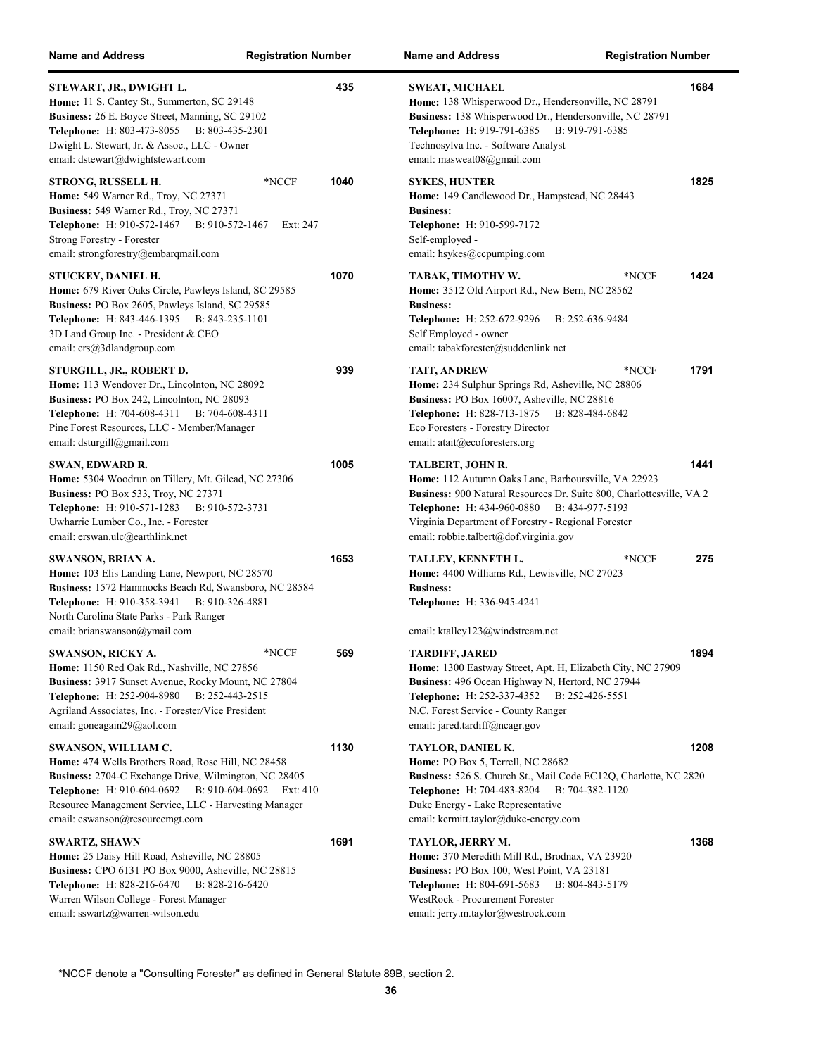| Name and Address | Registration Number |
|---|---|
| **STEWART, JR., DWIGHT L.**<br>**Home:** 11 S. Cantey St., Summerton, SC 29148<br>**Business:** 26 E. Boyce Street, Manning, SC 29102<br>**Telephone:** H: 803-473-8055 B: 803-435-2301<br>Dwight L. Stewart, Jr. & Assoc., LLC - Owner<br>email: dstewart@dwightstewart.com | 435 |
| **STRONG, RUSSELL H.** *NCCF<br>**Home:** 549 Warner Rd., Troy, NC 27371<br>**Business:** 549 Warner Rd., Troy, NC 27371<br>**Telephone:** H: 910-572-1467 B: 910-572-1467 Ext: 247<br>Strong Forestry - Forester<br>email: strongforestry@embarqmail.com | 1040 |
| **STUCKEY, DANIEL H.**<br>**Home:** 679 River Oaks Circle, Pawleys Island, SC 29585<br>**Business:** PO Box 2605, Pawleys Island, SC 29585<br>**Telephone:** H: 843-446-1395 B: 843-235-1101<br>3D Land Group Inc. - President & CEO<br>email: crs@3dlandgroup.com | 1070 |
| **STURGILL, JR., ROBERT D.**<br>**Home:** 113 Wendover Dr., Lincolnton, NC 28092<br>**Business:** PO Box 242, Lincolnton, NC 28093<br>**Telephone:** H: 704-608-4311 B: 704-608-4311<br>Pine Forest Resources, LLC - Member/Manager<br>email: dsturgill@gmail.com | 939 |
| **SWAN, EDWARD R.**<br>**Home:** 5304 Woodrun on Tillery, Mt. Gilead, NC 27306<br>**Business:** PO Box 533, Troy, NC 27371<br>**Telephone:** H: 910-571-1283 B: 910-572-3731<br>Uwharrie Lumber Co., Inc. - Forester<br>email: erswan.ulc@earthlink.net | 1005 |
| **SWANSON, BRIAN A.**<br>**Home:** 103 Elis Landing Lane, Newport, NC 28570<br>**Business:** 1572 Hammocks Beach Rd, Swansboro, NC 28584<br>**Telephone:** H: 910-358-3941 B: 910-326-4881<br>North Carolina State Parks - Park Ranger<br>email: brianswanson@ymail.com | 1653 |
| **SWANSON, RICKY A.** *NCCF<br>**Home:** 1150 Red Oak Rd., Nashville, NC 27856<br>**Business:** 3917 Sunset Avenue, Rocky Mount, NC 27804<br>**Telephone:** H: 252-904-8980 B: 252-443-2515<br>Agriland Associates, Inc. - Forester/Vice President<br>email: goneagain29@aol.com | 569 |
| **SWANSON, WILLIAM C.**<br>**Home:** 474 Wells Brothers Road, Rose Hill, NC 28458<br>**Business:** 2704-C Exchange Drive, Wilmington, NC 28405<br>**Telephone:** H: 910-604-0692 B: 910-604-0692 Ext: 410<br>Resource Management Service, LLC - Harvesting Manager<br>email: cswanson@resourcemgt.com | 1130 |
| **SWARTZ, SHAWN**<br>**Home:** 25 Daisy Hill Road, Asheville, NC 28805<br>**Business:** CPO 6131 PO Box 9000, Asheville, NC 28815<br>**Telephone:** H: 828-216-6470 B: 828-216-6420<br>Warren Wilson College - Forest Manager<br>email: sswartz@warren-wilson.edu | 1691 |
| **SWEAT, MICHAEL**<br>**Home:** 138 Whisperwood Dr., Hendersonville, NC 28791<br>**Business:** 138 Whisperwood Dr., Hendersonville, NC 28791<br>**Telephone:** H: 919-791-6385 B: 919-791-6385<br>Technosylva Inc. - Software Analyst<br>email: masweat08@gmail.com | 1684 |
| **SYKES, HUNTER**<br>**Home:** 149 Candlewood Dr., Hampstead, NC 28443<br>**Business:**<br>**Telephone:** H: 910-599-7172<br>Self-employed -<br>email: hsykes@ccpumping.com | 1825 |
| **TABAK, TIMOTHY W.** *NCCF<br>**Home:** 3512 Old Airport Rd., New Bern, NC 28562<br>**Business:**<br>**Telephone:** H: 252-672-9296 B: 252-636-9484<br>Self Employed - owner<br>email: tabakforester@suddenlink.net | 1424 |
| **TAIT, ANDREW** *NCCF<br>**Home:** 234 Sulphur Springs Rd, Asheville, NC 28806<br>**Business:** PO Box 16007, Asheville, NC 28816<br>**Telephone:** H: 828-713-1875 B: 828-484-6842<br>Eco Foresters - Forestry Director<br>email: atait@ecoforesters.org | 1791 |
| **TALBERT, JOHN R.**<br>**Home:** 112 Autumn Oaks Lane, Barboursville, VA 22923<br>**Business:** 900 Natural Resources Dr. Suite 800, Charlottesville, VA 2<br>**Telephone:** H: 434-960-0880 B: 434-977-5193<br>Virginia Department of Forestry - Regional Forester<br>email: robbie.talbert@dof.virginia.gov | 1441 |
| **TALLEY, KENNETH L.** *NCCF<br>**Home:** 4400 Williams Rd., Lewisville, NC 27023<br>**Business:**<br>**Telephone:** H: 336-945-4241<br>email: ktalley123@windstream.net | 275 |
| **TARDIFF, JARED**<br>**Home:** 1300 Eastway Street, Apt. H, Elizabeth City, NC 27909<br>**Business:** 496 Ocean Highway N, Hertord, NC 27944<br>**Telephone:** H: 252-337-4352 B: 252-426-5551<br>N.C. Forest Service - County Ranger<br>email: jared.tardiff@ncagr.gov | 1894 |
| **TAYLOR, DANIEL K.**<br>**Home:** PO Box 5, Terrell, NC 28682<br>**Business:** 526 S. Church St., Mail Code EC12Q, Charlotte, NC 2820<br>**Telephone:** H: 704-483-8204 B: 704-382-1120<br>Duke Energy - Lake Representative<br>email: kermitt.taylor@duke-energy.com | 1208 |
| **TAYLOR, JERRY M.**<br>**Home:** 370 Meredith Mill Rd., Brodnax, VA 23920<br>**Business:** PO Box 100, West Point, VA 23181<br>**Telephone:** H: 804-691-5683 B: 804-843-5179<br>WestRock - Procurement Forester<br>email: jerry.m.taylor@westrock.com | 1368 |

*NCCF denote a "Consulting Forester" as defined in General Statute 89B, section 2.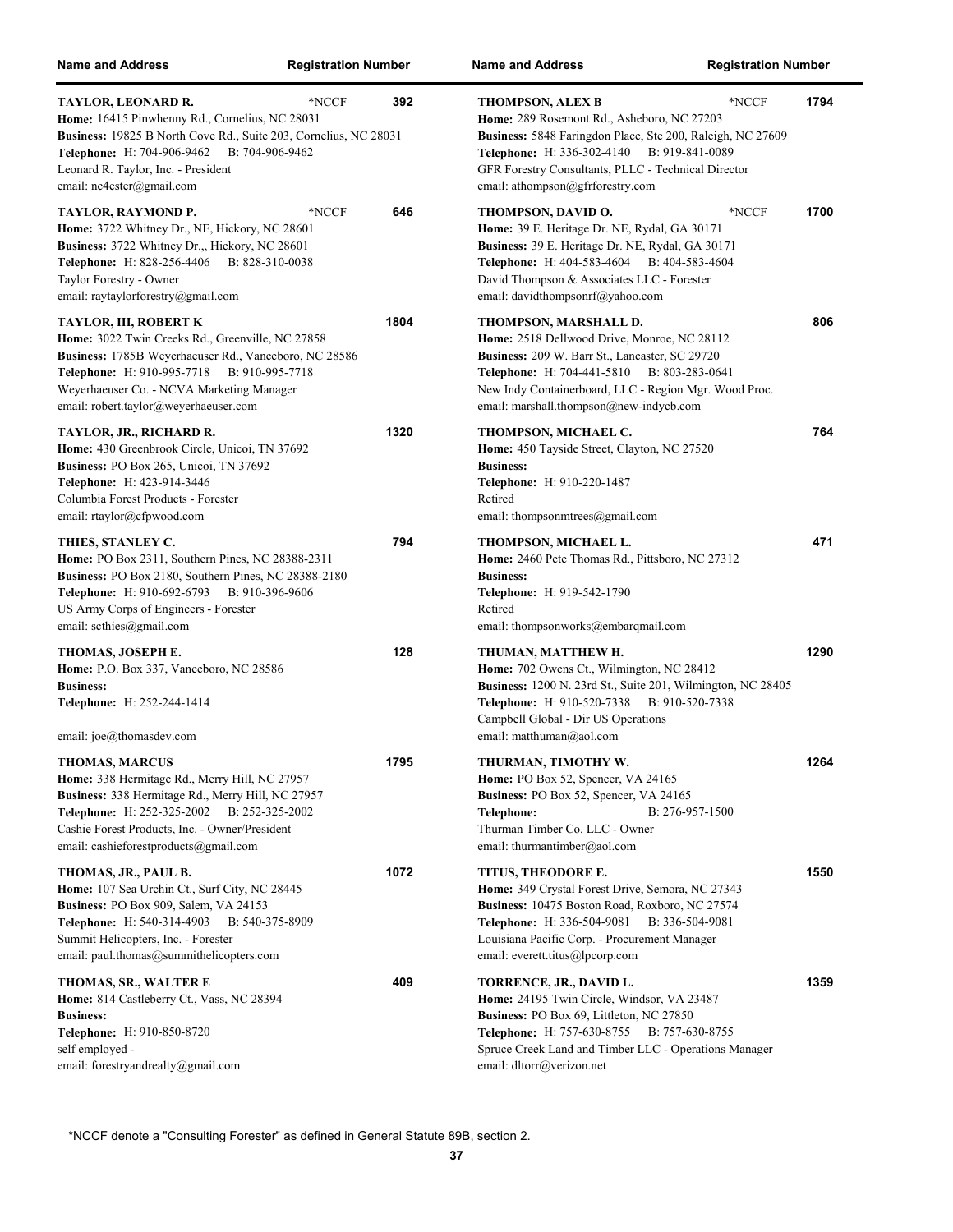| Name and Address | Registration Number |
|---|---|
| **TAYLOR, LEONARD R.** *NCCF<br>**Home:** 16415 Pinwhenny Rd., Cornelius, NC 28031<br>**Business:** 19825 B North Cove Rd., Suite 203, Cornelius, NC 28031<br>**Telephone:** H: 704-906-9462 B: 704-906-9462<br>Leonard R. Taylor, Inc. - President<br>email: nc4ester@gmail.com | 392 |
| **TAYLOR, RAYMOND P.** *NCCF<br>**Home:** 3722 Whitney Dr., NE, Hickory, NC 28601<br>**Business:** 3722 Whitney Dr.,, Hickory, NC 28601<br>**Telephone:** H: 828-256-4406 B: 828-310-0038<br>Taylor Forestry - Owner<br>email: raytaylorforestry@gmail.com | 646 |
| **TAYLOR, III, ROBERT K**<br>**Home:** 3022 Twin Creeks Rd., Greenville, NC 27858<br>**Business:** 1785B Weyerhaeuser Rd., Vanceboro, NC 28586<br>**Telephone:** H: 910-995-7718 B: 910-995-7718<br>Weyerhaeuser Co. - NCVA Marketing Manager<br>email: robert.taylor@weyerhaeuser.com | 1804 |
| **TAYLOR, JR., RICHARD R.**<br>**Home:** 430 Greenbrook Circle, Unicoi, TN 37692<br>**Business:** PO Box 265, Unicoi, TN 37692<br>**Telephone:** H: 423-914-3446<br>Columbia Forest Products - Forester<br>email: rtaylor@cfpwood.com | 1320 |
| **THIES, STANLEY C.**<br>**Home:** PO Box 2311, Southern Pines, NC 28388-2311<br>**Business:** PO Box 2180, Southern Pines, NC 28388-2180<br>**Telephone:** H: 910-692-6793 B: 910-396-9606<br>US Army Corps of Engineers - Forester<br>email: scthies@gmail.com | 794 |
| **THOMAS, JOSEPH E.**<br>**Home:** P.O. Box 337, Vanceboro, NC 28586<br>**Business:**<br>**Telephone:** H: 252-244-1414<br>email: joe@thomasdev.com | 128 |
| **THOMAS, MARCUS**<br>**Home:** 338 Hermitage Rd., Merry Hill, NC 27957<br>**Business:** 338 Hermitage Rd., Merry Hill, NC 27957<br>**Telephone:** H: 252-325-2002 B: 252-325-2002<br>Cashie Forest Products, Inc. - Owner/President<br>email: cashieforestproducts@gmail.com | 1795 |
| **THOMAS, JR., PAUL B.**<br>**Home:** 107 Sea Urchin Ct., Surf City, NC 28445<br>**Business:** PO Box 909, Salem, VA 24153<br>**Telephone:** H: 540-314-4903 B: 540-375-8909<br>Summit Helicopters, Inc. - Forester<br>email: paul.thomas@summithelicopters.com | 1072 |
| **THOMAS, SR., WALTER E**<br>**Home:** 814 Castleberry Ct., Vass, NC 28394<br>**Business:**<br>**Telephone:** H: 910-850-8720<br>self employed -<br>email: forestryandrealty@gmail.com | 409 |
| **THOMPSON, ALEX B** *NCCF<br>**Home:** 289 Rosemont Rd., Asheboro, NC 27203<br>**Business:** 5848 Faringdon Place, Ste 200, Raleigh, NC 27609<br>**Telephone:** H: 336-302-4140 B: 919-841-0089<br>GFR Forestry Consultants, PLLC - Technical Director<br>email: athompson@gfrforestry.com | 1794 |
| **THOMPSON, DAVID O.** *NCCF<br>**Home:** 39 E. Heritage Dr. NE, Rydal, GA 30171<br>**Business:** 39 E. Heritage Dr. NE, Rydal, GA 30171<br>**Telephone:** H: 404-583-4604 B: 404-583-4604<br>David Thompson & Associates LLC - Forester<br>email: davidthompsonrf@yahoo.com | 1700 |
| **THOMPSON, MARSHALL D.**<br>**Home:** 2518 Dellwood Drive, Monroe, NC 28112<br>**Business:** 209 W. Barr St., Lancaster, SC 29720<br>**Telephone:** H: 704-441-5810 B: 803-283-0641<br>New Indy Containerboard, LLC - Region Mgr. Wood Proc.<br>email: marshall.thompson@new-indycb.com | 806 |
| **THOMPSON, MICHAEL C.**<br>**Home:** 450 Tayside Street, Clayton, NC 27520<br>**Business:**<br>**Telephone:** H: 910-220-1487<br>Retired<br>email: thompsonmtrees@gmail.com | 764 |
| **THOMPSON, MICHAEL L.**<br>**Home:** 2460 Pete Thomas Rd., Pittsboro, NC 27312<br>**Business:**<br>**Telephone:** H: 919-542-1790<br>Retired<br>email: thompsonworks@embarqmail.com | 471 |
| **THUMAN, MATTHEW H.**<br>**Home:** 702 Owens Ct., Wilmington, NC 28412<br>**Business:** 1200 N. 23rd St., Suite 201, Wilmington, NC 28405<br>**Telephone:** H: 910-520-7338 B: 910-520-7338<br>Campbell Global - Dir US Operations<br>email: matthuman@aol.com | 1290 |
| **THURMAN, TIMOTHY W.**<br>**Home:** PO Box 52, Spencer, VA 24165<br>**Business:** PO Box 52, Spencer, VA 24165<br>**Telephone:** B: 276-957-1500<br>Thurman Timber Co. LLC - Owner<br>email: thurmantimber@aol.com | 1264 |
| **TITUS, THEODORE E.**<br>**Home:** 349 Crystal Forest Drive, Semora, NC 27343<br>**Business:** 10475 Boston Road, Roxboro, NC 27574<br>**Telephone:** H: 336-504-9081 B: 336-504-9081<br>Louisiana Pacific Corp. - Procurement Manager<br>email: everett.titus@lpcorp.com | 1550 |
| **TORRENCE, JR., DAVID L.**<br>**Home:** 24195 Twin Circle, Windsor, VA 23487<br>**Business:** PO Box 69, Littleton, NC 27850<br>**Telephone:** H: 757-630-8755 B: 757-630-8755<br>Spruce Creek Land and Timber LLC - Operations Manager<br>email: dltorr@verizon.net | 1359 |

*NCCF denote a "Consulting Forester" as defined in General Statute 89B, section 2.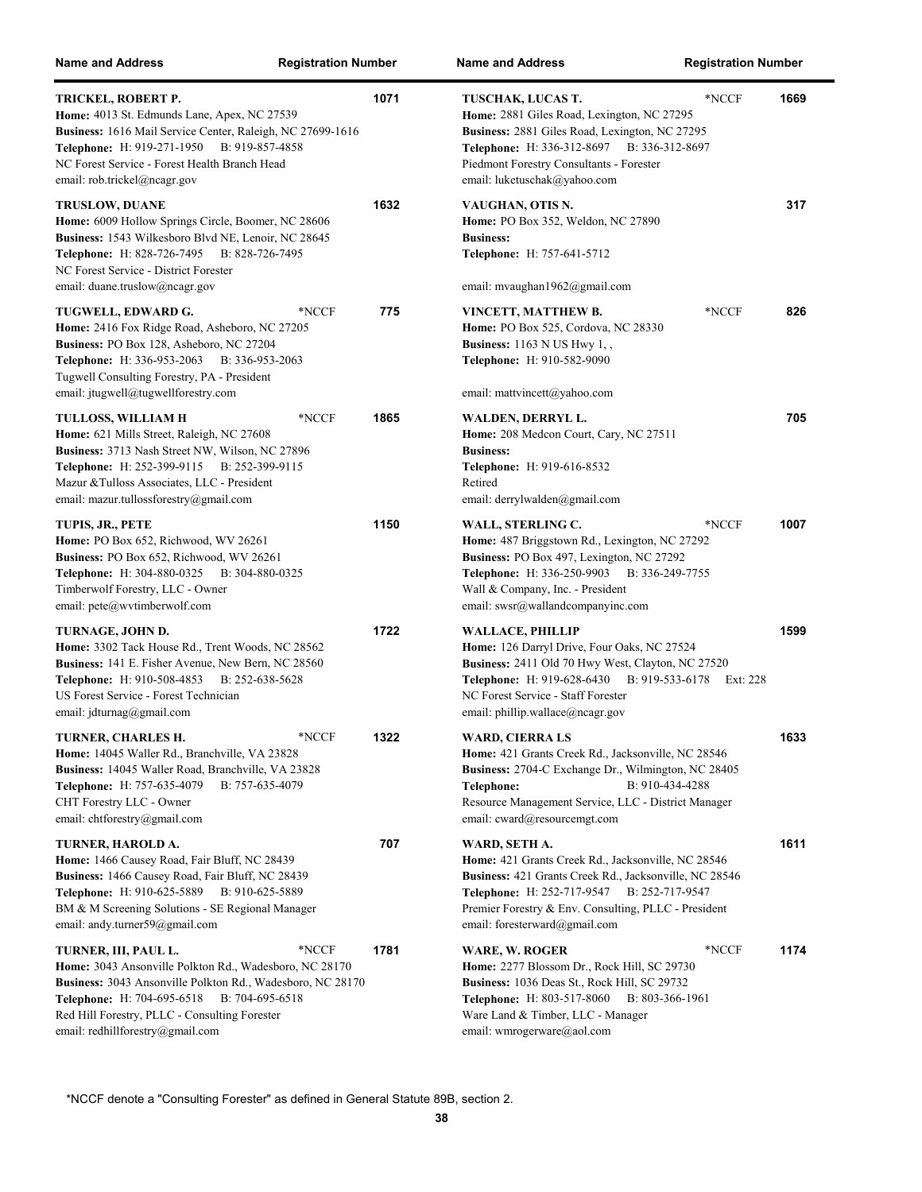| Name and Address | | Registration Number |
|---|---|---|
| **TRICKEL, ROBERT P.**<br>**Home:** 4013 St. Edmunds Lane, Apex, NC 27539<br>**Business:** 1616 Mail Service Center, Raleigh, NC 27699-1616<br>**Telephone:** H: 919-271-1950 B: 919-857-4858<br>NC Forest Service - Forest Health Branch Head<br>email: rob.trickel@ncagr.gov | | 1071 |
| **TRUSLOW, DUANE**<br>**Home:** 6009 Hollow Springs Circle, Boomer, NC 28606<br>**Business:** 1543 Wilkesboro Blvd NE, Lenoir, NC 28645<br>**Telephone:** H: 828-726-7495 B: 828-726-7495<br>NC Forest Service - District Forester<br>email: duane.truslow@ncagr.gov | | 1632 |
| **TUGWELL, EDWARD G.**<br>**Home:** 2416 Fox Ridge Road, Asheboro, NC 27205<br>**Business:** PO Box 128, Asheboro, NC 27204<br>**Telephone:** H: 336-953-2063 B: 336-953-2063<br>Tugwell Consulting Forestry, PA - President<br>email: jtugwell@tugwellforestry.com | *NCCF | 775 |
| **TULLOSS, WILLIAM H**<br>**Home:** 621 Mills Street, Raleigh, NC 27608<br>**Business:** 3713 Nash Street NW, Wilson, NC 27896<br>**Telephone:** H: 252-399-9115 B: 252-399-9115<br>Mazur &Tulloss Associates, LLC - President<br>email: mazur.tullossforestry@gmail.com | *NCCF | 1865 |
| **TUPIS, JR., PETE**<br>**Home:** PO Box 652, Richwood, WV 26261<br>**Business:** PO Box 652, Richwood, WV 26261<br>**Telephone:** H: 304-880-0325 B: 304-880-0325<br>Timberwolf Forestry, LLC - Owner<br>email: pete@wvtimberwolf.com | | 1150 |
| **TURNAGE, JOHN D.**<br>**Home:** 3302 Tack House Rd., Trent Woods, NC 28562<br>**Business:** 141 E. Fisher Avenue, New Bern, NC 28560<br>**Telephone:** H: 910-508-4853 B: 252-638-5628<br>US Forest Service - Forest Technician<br>email: jdturnag@gmail.com | | 1722 |
| **TURNER, CHARLES H.**<br>**Home:** 14045 Waller Rd., Branchville, VA 23828<br>**Business:** 14045 Waller Road, Branchville, VA 23828<br>**Telephone:** H: 757-635-4079 B: 757-635-4079<br>CHT Forestry LLC - Owner<br>email: chtforestry@gmail.com | *NCCF | 1322 |
| **TURNER, HAROLD A.**<br>**Home:** 1466 Causey Road, Fair Bluff, NC 28439<br>**Business:** 1466 Causey Road, Fair Bluff, NC 28439<br>**Telephone:** H: 910-625-5889 B: 910-625-5889<br>BM & M Screening Solutions - SE Regional Manager<br>email: andy.turner59@gmail.com | | 707 |
| **TURNER, III, PAUL L.**<br>**Home:** 3043 Ansonville Polkton Rd., Wadesboro, NC 28170<br>**Business:** 3043 Ansonville Polkton Rd., Wadesboro, NC 28170<br>**Telephone:** H: 704-695-6518 B: 704-695-6518<br>Red Hill Forestry, PLLC - Consulting Forester<br>email: redhillforestry@gmail.com | *NCCF | 1781 |
| **TUSCHAK, LUCAS T.**<br>**Home:** 2881 Giles Road, Lexington, NC 27295<br>**Business:** 2881 Giles Road, Lexington, NC 27295<br>**Telephone:** H: 336-312-8697 B: 336-312-8697<br>Piedmont Forestry Consultants - Forester<br>email: luketuschak@yahoo.com | *NCCF | 1669 |
| **VAUGHAN, OTIS N.**<br>**Home:** PO Box 352, Weldon, NC 27890<br>**Business:**<br>**Telephone:** H: 757-641-5712<br>email: mvaughan1962@gmail.com | | 317 |
| **VINCETT, MATTHEW B.**<br>**Home:** PO Box 525, Cordova, NC 28330<br>**Business:** 1163 N US Hwy 1, ,<br>**Telephone:** H: 910-582-9090<br>email: mattvincett@yahoo.com | *NCCF | 826 |
| **WALDEN, DERRYL L.**<br>**Home:** 208 Medcon Court, Cary, NC 27511<br>**Business:**<br>**Telephone:** H: 919-616-8532<br>Retired<br>email: derrylwalden@gmail.com | | 705 |
| **WALL, STERLING C.**<br>**Home:** 487 Briggstown Rd., Lexington, NC 27292<br>**Business:** PO Box 497, Lexington, NC 27292<br>**Telephone:** H: 336-250-9903 B: 336-249-7755<br>Wall & Company, Inc. - President<br>email: swsr@wallandcompanyinc.com | *NCCF | 1007 |
| **WALLACE, PHILLIP**<br>**Home:** 126 Darryl Drive, Four Oaks, NC 27524<br>**Business:** 2411 Old 70 Hwy West, Clayton, NC 27520<br>**Telephone:** H: 919-628-6430 B: 919-533-6178 Ext: 228<br>NC Forest Service - Staff Forester<br>email: phillip.wallace@ncagr.gov | | 1599 |
| **WARD, CIERRA LS**<br>**Home:** 421 Grants Creek Rd., Jacksonville, NC 28546<br>**Business:** 2704-C Exchange Dr., Wilmington, NC 28405<br>**Telephone:** B: 910-434-4288<br>Resource Management Service, LLC - District Manager<br>email: cward@resourcemgt.com | | 1633 |
| **WARD, SETH A.**<br>**Home:** 421 Grants Creek Rd., Jacksonville, NC 28546<br>**Business:** 421 Grants Creek Rd., Jacksonville, NC 28546<br>**Telephone:** H: 252-717-9547 B: 252-717-9547<br>Premier Forestry & Env. Consulting, PLLC - President<br>email: foresterward@gmail.com | | 1611 |
| **WARE, W. ROGER**<br>**Home:** 2277 Blossom Dr., Rock Hill, SC 29730<br>**Business:** 1036 Deas St., Rock Hill, SC 29732<br>**Telephone:** H: 803-517-8060 B: 803-366-1961<br>Ware Land & Timber, LLC - Manager<br>email: wmrogerware@aol.com | *NCCF | 1174 |

*NCCF denote a "Consulting Forester" as defined in General Statute 89B, section 2.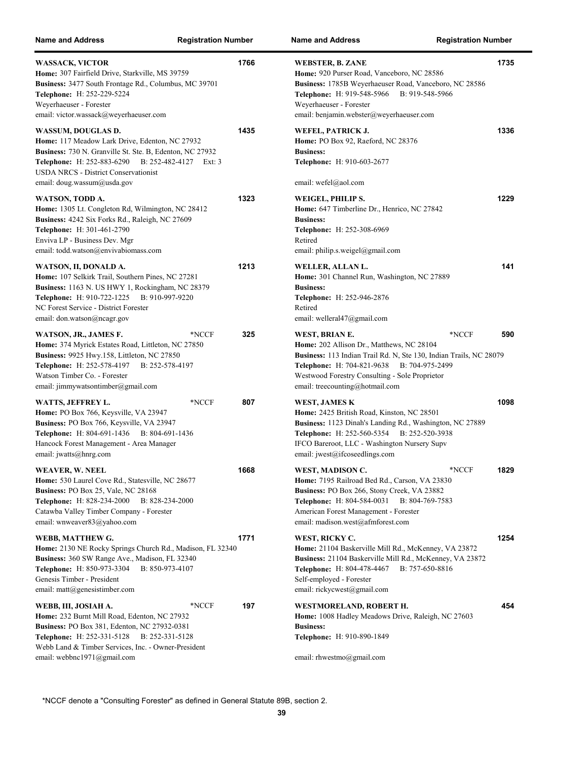| Name and Address | Registration Number |
|---|---|
| **WASSACK, VICTOR**<br>**Home:** 307 Fairfield Drive, Starkville, MS 39759<br>**Business:** 3477 South Frontage Rd., Columbus, MC 39701<br>**Telephone:** H: 252-229-5224<br>Weyerhaeuser - Forester<br>email: victor.wassack@weyerhaeuser.com | 1766 |
| **WASSUM, DOUGLAS D.**<br>**Home:** 117 Meadow Lark Drive, Edenton, NC 27932<br>**Business:** 730 N. Granville St. Ste. B, Edenton, NC 27932<br>**Telephone:** H: 252-883-6290 B: 252-482-4127 Ext: 3<br>USDA NRCS - District Conservationist<br>email: doug.wassum@usda.gov | 1435 |
| **WATSON, TODD A.**<br>**Home:** 1305 Lt. Congleton Rd, Wilmington, NC 28412<br>**Business:** 4242 Six Forks Rd., Raleigh, NC 27609<br>**Telephone:** H: 301-461-2790<br>Enviva LP - Business Dev. Mgr<br>email: todd.watson@envivabiomass.com | 1323 |
| **WATSON, II, DONALD A.**<br>**Home:** 107 Selkirk Trail, Southern Pines, NC 27281<br>**Business:** 1163 N. US HWY 1, Rockingham, NC 28379<br>**Telephone:** H: 910-722-1225 B: 910-997-9220<br>NC Forest Service - District Forester<br>email: don.watson@ncagr.gov | 1213 |
| **WATSON, JR., JAMES F.** *NCCF<br>**Home:** 374 Myrick Estates Road, Littleton, NC 27850<br>**Business:** 9925 Hwy.158, Littleton, NC 27850<br>**Telephone:** H: 252-578-4197 B: 252-578-4197<br>Watson Timber Co. - Forester<br>email: jimmywatsontimber@gmail.com | 325 |
| **WATTS, JEFFREY L.** *NCCF<br>**Home:** PO Box 766, Keysville, VA 23947<br>**Business:** PO Box 766, Keysville, VA 23947<br>**Telephone:** H: 804-691-1436 B: 804-691-1436<br>Hancock Forest Management - Area Manager<br>email: jwatts@hnrg.com | 807 |
| **WEAVER, W. NEEL**<br>**Home:** 530 Laurel Cove Rd., Statesville, NC 28677<br>**Business:** PO Box 25, Vale, NC 28168<br>**Telephone:** H: 828-234-2000 B: 828-234-2000<br>Catawba Valley Timber Company - Forester<br>email: wnweaver83@yahoo.com | 1668 |
| **WEBB, MATTHEW G.**<br>**Home:** 2130 NE Rocky Springs Church Rd., Madison, FL 32340<br>**Business:** 360 SW Range Ave., Madison, FL 32340<br>**Telephone:** H: 850-973-3304 B: 850-973-4107<br>Genesis Timber - President<br>email: matt@genesistimber.com | 1771 |
| **WEBB, III, JOSIAH A.** *NCCF<br>**Home:** 232 Burnt Mill Road, Edenton, NC 27932<br>**Business:** PO Box 381, Edenton, NC 27932-0381<br>**Telephone:** H: 252-331-5128 B: 252-331-5128<br>Webb Land & Timber Services, Inc. - Owner-President<br>email: webbnc1971@gmail.com | 197 |
| **WEBSTER, B. ZANE**<br>**Home:** 920 Purser Road, Vanceboro, NC 28586<br>**Business:** 1785B Weyerhaeuser Road, Vanceboro, NC 28586<br>**Telephone:** H: 919-548-5966 B: 919-548-5966<br>Weyerhaeuser - Forester<br>email: benjamin.webster@weyerhaeuser.com | 1735 |
| **WEFEL, PATRICK J.**<br>**Home:** PO Box 92, Raeford, NC 28376<br>**Business:**<br>**Telephone:** H: 910-603-2677<br>email: wefel@aol.com | 1336 |
| **WEIGEL, PHILIP S.**<br>**Home:** 647 Timberline Dr., Henrico, NC 27842<br>**Business:**<br>**Telephone:** H: 252-308-6969<br>Retired<br>email: philip.s.weigel@gmail.com | 1229 |
| **WELLER, ALLAN L.**<br>**Home:** 301 Channel Run, Washington, NC 27889<br>**Business:**<br>**Telephone:** H: 252-946-2876<br>Retired<br>email: welleral47@gmail.com | 141 |
| **WEST, BRIAN E.** *NCCF<br>**Home:** 202 Allison Dr., Matthews, NC 28104<br>**Business:** 113 Indian Trail Rd. N, Ste 130, Indian Trails, NC 28079<br>**Telephone:** H: 704-821-9638 B: 704-975-2499<br>Westwood Forestry Consulting - Sole Proprietor<br>email: treecounting@hotmail.com | 590 |
| **WEST, JAMES K**<br>**Home:** 2425 British Road, Kinston, NC 28501<br>**Business:** 1123 Dinah's Landing Rd., Washington, NC 27889<br>**Telephone:** H: 252-560-5354 B: 252-520-3938<br>IFCO Bareroot, LLC - Washington Nursery Supv<br>email: jwest@ifcoseedlings.com | 1098 |
| **WEST, MADISON C.** *NCCF<br>**Home:** 7195 Railroad Bed Rd., Carson, VA 23830<br>**Business:** PO Box 266, Stony Creek, VA 23882<br>**Telephone:** H: 804-584-0031 B: 804-769-7583<br>American Forest Management - Forester<br>email: madison.west@afmforest.com | 1829 |
| **WEST, RICKY C.**<br>**Home:** 21104 Baskerville Mill Rd., McKenney, VA 23872<br>**Business:** 21104 Baskerville Mill Rd., McKenney, VA 23872<br>**Telephone:** H: 804-478-4467 B: 757-650-8816<br>Self-employed - Forester<br>email: rickycwest@gmail.com | 1254 |
| **WESTMORELAND, ROBERT H.**<br>**Home:** 1008 Hadley Meadows Drive, Raleigh, NC 27603<br>**Business:**<br>**Telephone:** H: 910-890-1849<br>email: rhwestmo@gmail.com | 454 |

*NCCF denote a "Consulting Forester" as defined in General Statute 89B, section 2.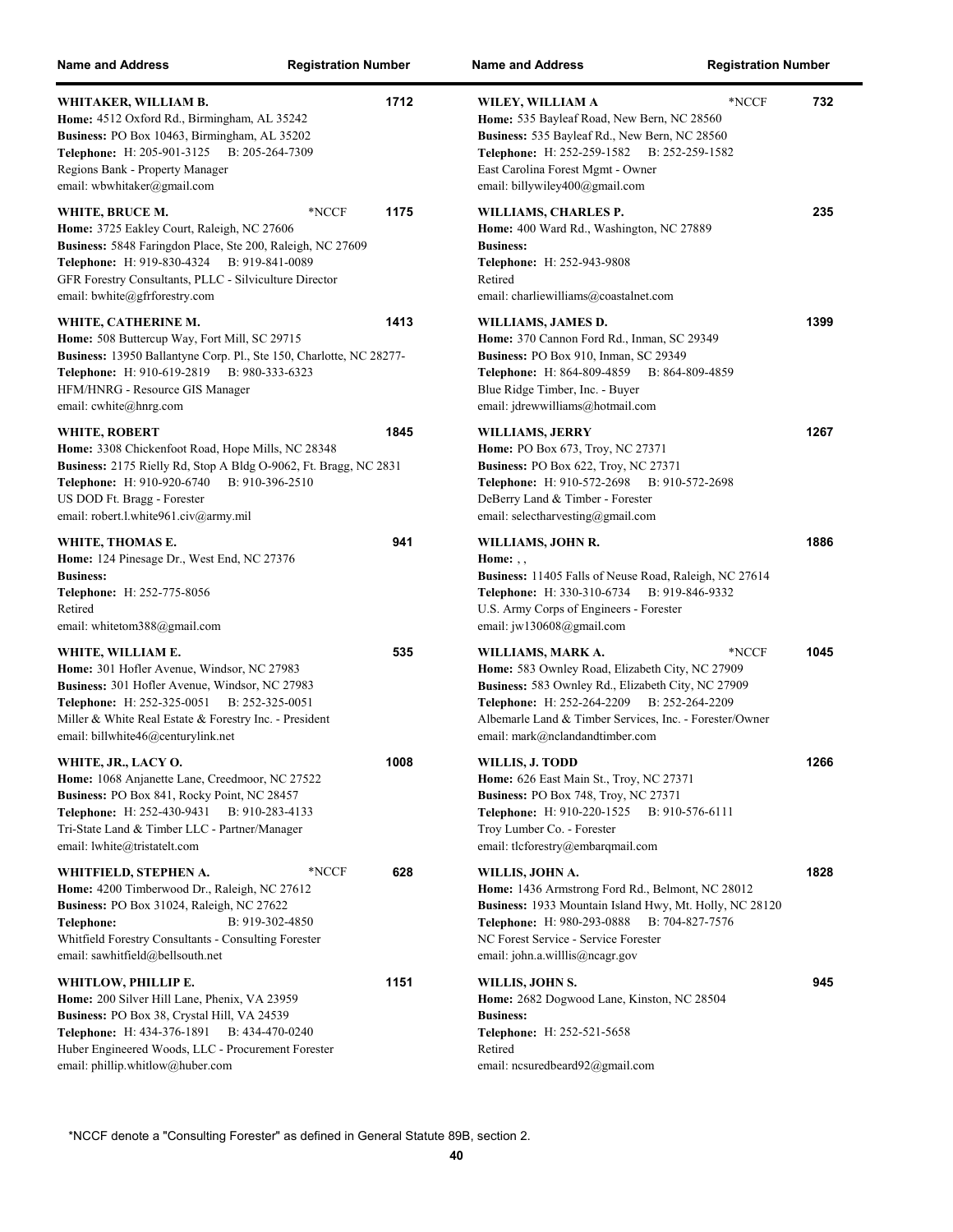| Name and Address | | Registration Number |
|---|---|---|
| **WHITAKER, WILLIAM B.**<br>**Home:** 4512 Oxford Rd., Birmingham, AL 35242<br>**Business:** PO Box 10463, Birmingham, AL 35202<br>**Telephone:** H: 205-901-3125 B: 205-264-7309<br>Regions Bank - Property Manager<br>email: wbwhitaker@gmail.com | | 1712 |
| **WHITE, BRUCE M.**<br>**Home:** 3725 Eakley Court, Raleigh, NC 27606<br>**Business:** 5848 Faringdon Place, Ste 200, Raleigh, NC 27609<br>**Telephone:** H: 919-830-4324 B: 919-841-0089<br>GFR Forestry Consultants, PLLC - Silviculture Director<br>email: bwhite@gfrforestry.com | *NCCF | 1175 |
| **WHITE, CATHERINE M.**<br>**Home:** 508 Buttercup Way, Fort Mill, SC 29715<br>**Business:** 13950 Ballantyne Corp. Pl., Ste 150, Charlotte, NC 28277-<br>**Telephone:** H: 910-619-2819 B: 980-333-6323<br>HFM/HNRG - Resource GIS Manager<br>email: cwhite@hnrg.com | | 1413 |
| **WHITE, ROBERT**<br>**Home:** 3308 Chickenfoot Road, Hope Mills, NC 28348<br>**Business:** 2175 Rielly Rd, Stop A Bldg O-9062, Ft. Bragg, NC 2831<br>**Telephone:** H: 910-920-6740 B: 910-396-2510<br>US DOD Ft. Bragg - Forester<br>email: robert.l.white961.civ@army.mil | | 1845 |
| **WHITE, THOMAS E.**<br>**Home:** 124 Pinesage Dr., West End, NC 27376<br>**Business:**<br>**Telephone:** H: 252-775-8056<br>Retired<br>email: whitetom388@gmail.com | | 941 |
| **WHITE, WILLIAM E.**<br>**Home:** 301 Hofler Avenue, Windsor, NC 27983<br>**Business:** 301 Hofler Avenue, Windsor, NC 27983<br>**Telephone:** H: 252-325-0051 B: 252-325-0051<br>Miller & White Real Estate & Forestry Inc. - President<br>email: billwhite46@centurylink.net | | 535 |
| **WHITE, JR., LACY O.**<br>**Home:** 1068 Anjanette Lane, Creedmoor, NC 27522<br>**Business:** PO Box 841, Rocky Point, NC 28457<br>**Telephone:** H: 252-430-9431 B: 910-283-4133<br>Tri-State Land & Timber LLC - Partner/Manager<br>email: lwhite@tristatelt.com | | 1008 |
| **WHITFIELD, STEPHEN A.**<br>**Home:** 4200 Timberwood Dr., Raleigh, NC 27612<br>**Business:** PO Box 31024, Raleigh, NC 27622<br>**Telephone:** B: 919-302-4850<br>Whitfield Forestry Consultants - Consulting Forester<br>email: sawhitfield@bellsouth.net | *NCCF | 628 |
| **WHITLOW, PHILLIP E.**<br>**Home:** 200 Silver Hill Lane, Phenix, VA 23959<br>**Business:** PO Box 38, Crystal Hill, VA 24539<br>**Telephone:** H: 434-376-1891 B: 434-470-0240<br>Huber Engineered Woods, LLC - Procurement Forester<br>email: phillip.whitlow@huber.com | | 1151 |
| **WILEY, WILLIAM A**<br>**Home:** 535 Bayleaf Road, New Bern, NC 28560<br>**Business:** 535 Bayleaf Rd., New Bern, NC 28560<br>**Telephone:** H: 252-259-1582 B: 252-259-1582<br>East Carolina Forest Mgmt - Owner<br>email: billywiley400@gmail.com | *NCCF | 732 |
| **WILLIAMS, CHARLES P.**<br>**Home:** 400 Ward Rd., Washington, NC 27889<br>**Business:**<br>**Telephone:** H: 252-943-9808<br>Retired<br>email: charliewilliams@coastalnet.com | | 235 |
| **WILLIAMS, JAMES D.**<br>**Home:** 370 Cannon Ford Rd., Inman, SC 29349<br>**Business:** PO Box 910, Inman, SC 29349<br>**Telephone:** H: 864-809-4859 B: 864-809-4859<br>Blue Ridge Timber, Inc. - Buyer<br>email: jdrewwilliams@hotmail.com | | 1399 |
| **WILLIAMS, JERRY**<br>**Home:** PO Box 673, Troy, NC 27371<br>**Business:** PO Box 622, Troy, NC 27371<br>**Telephone:** H: 910-572-2698 B: 910-572-2698<br>DeBerry Land & Timber - Forester<br>email: selectharvesting@gmail.com | | 1267 |
| **WILLIAMS, JOHN R.**<br>**Home:** , ,<br>**Business:** 11405 Falls of Neuse Road, Raleigh, NC 27614<br>**Telephone:** H: 330-310-6734 B: 919-846-9332<br>U.S. Army Corps of Engineers - Forester<br>email: jw130608@gmail.com | | 1886 |
| **WILLIAMS, MARK A.**<br>**Home:** 583 Ownley Road, Elizabeth City, NC 27909<br>**Business:** 583 Ownley Rd., Elizabeth City, NC 27909<br>**Telephone:** H: 252-264-2209 B: 252-264-2209<br>Albemarle Land & Timber Services, Inc. - Forester/Owner<br>email: mark@nclandandtimber.com | *NCCF | 1045 |
| **WILLIS, J. TODD**<br>**Home:** 626 East Main St., Troy, NC 27371<br>**Business:** PO Box 748, Troy, NC 27371<br>**Telephone:** H: 910-220-1525 B: 910-576-6111<br>Troy Lumber Co. - Forester<br>email: tlcforestry@embarqmail.com | | 1266 |
| **WILLIS, JOHN A.**<br>**Home:** 1436 Armstrong Ford Rd., Belmont, NC 28012<br>**Business:** 1933 Mountain Island Hwy, Mt. Holly, NC 28120<br>**Telephone:** H: 980-293-0888 B: 704-827-7576<br>NC Forest Service - Service Forester<br>email: john.a.willlis@ncagr.gov | | 1828 |
| **WILLIS, JOHN S.**<br>**Home:** 2682 Dogwood Lane, Kinston, NC 28504<br>**Business:**<br>**Telephone:** H: 252-521-5658<br>Retired<br>email: ncsuredbeard92@gmail.com | | 945 |

*NCCF denote a "Consulting Forester" as defined in General Statute 89B, section 2.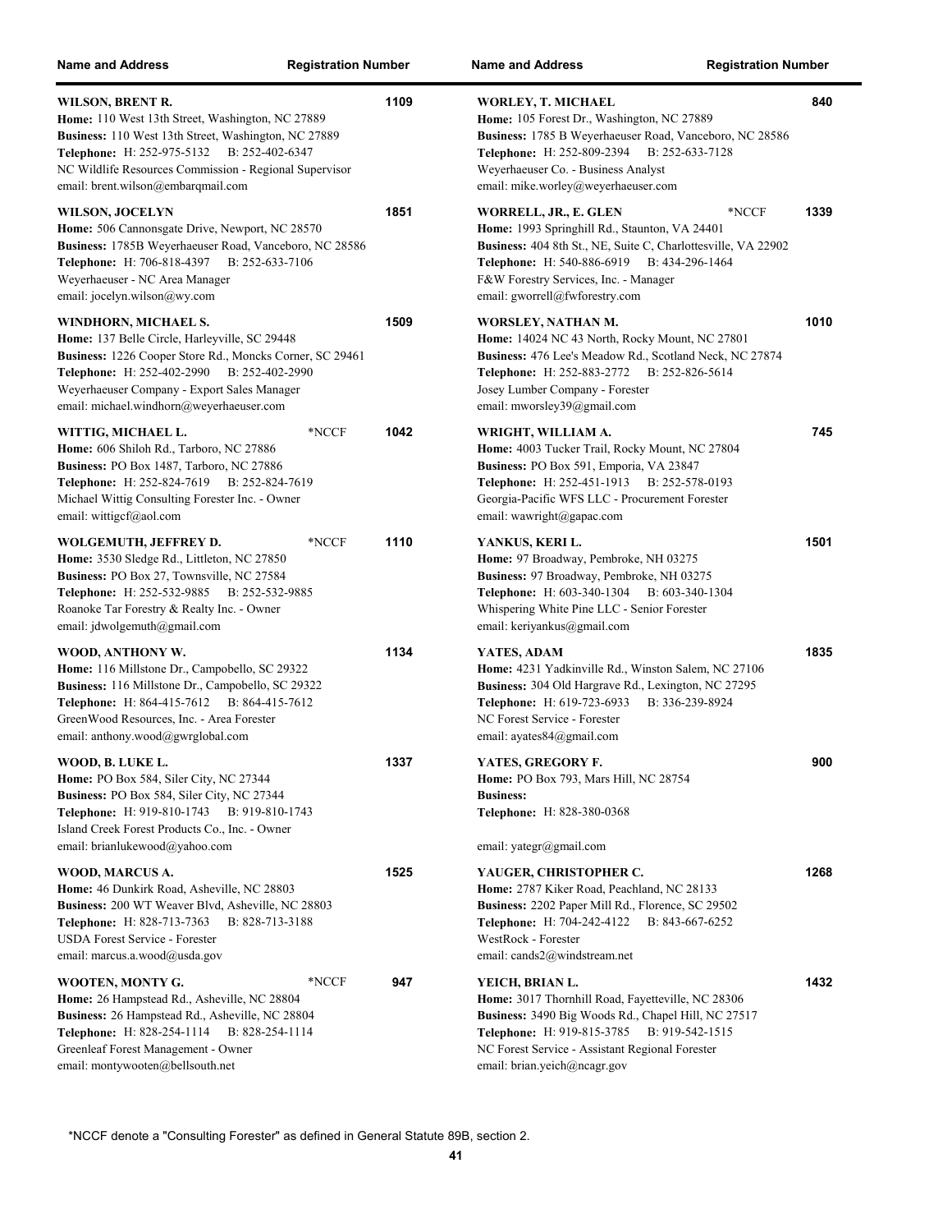| Name and Address | Registration Number |
|---|---|
| **WILSON, BRENT R.**<br>**Home:** 110 West 13th Street, Washington, NC 27889<br>**Business:** 110 West 13th Street, Washington, NC 27889<br>**Telephone:** H: 252-975-5132 B: 252-402-6347<br>NC Wildlife Resources Commission - Regional Supervisor<br>email: brent.wilson@embarqmail.com | 1109 |
| **WILSON, JOCELYN**<br>**Home:** 506 Cannonsgate Drive, Newport, NC 28570<br>**Business:** 1785B Weyerhaeuser Road, Vanceboro, NC 28586<br>**Telephone:** H: 706-818-4397 B: 252-633-7106<br>Weyerhaeuser - NC Area Manager<br>email: jocelyn.wilson@wy.com | 1851 |
| **WINDHORN, MICHAEL S.**<br>**Home:** 137 Belle Circle, Harleyville, SC 29448<br>**Business:** 1226 Cooper Store Rd., Moncks Corner, SC 29461<br>**Telephone:** H: 252-402-2990 B: 252-402-2990<br>Weyerhaeuser Company - Export Sales Manager<br>email: michael.windhorn@weyerhaeuser.com | 1509 |
| **WITTIG, MICHAEL L.** *NCCF<br>**Home:** 606 Shiloh Rd., Tarboro, NC 27886<br>**Business:** PO Box 1487, Tarboro, NC 27886<br>**Telephone:** H: 252-824-7619 B: 252-824-7619<br>Michael Wittig Consulting Forester Inc. - Owner<br>email: wittigcf@aol.com | 1042 |
| **WOLGEMUTH, JEFFREY D.** *NCCF<br>**Home:** 3530 Sledge Rd., Littleton, NC 27850<br>**Business:** PO Box 27, Townsville, NC 27584<br>**Telephone:** H: 252-532-9885 B: 252-532-9885<br>Roanoke Tar Forestry & Realty Inc. - Owner<br>email: jdwolgemuth@gmail.com | 1110 |
| **WOOD, ANTHONY W.**<br>**Home:** 116 Millstone Dr., Campobello, SC 29322<br>**Business:** 116 Millstone Dr., Campobello, SC 29322<br>**Telephone:** H: 864-415-7612 B: 864-415-7612<br>GreenWood Resources, Inc. - Area Forester<br>email: anthony.wood@gwrglobal.com | 1134 |
| **WOOD, B. LUKE L.**<br>**Home:** PO Box 584, Siler City, NC 27344<br>**Business:** PO Box 584, Siler City, NC 27344<br>**Telephone:** H: 919-810-1743 B: 919-810-1743<br>Island Creek Forest Products Co., Inc. - Owner<br>email: brianlukewood@yahoo.com | 1337 |
| **WOOD, MARCUS A.**<br>**Home:** 46 Dunkirk Road, Asheville, NC 28803<br>**Business:** 200 WT Weaver Blvd, Asheville, NC 28803<br>**Telephone:** H: 828-713-7363 B: 828-713-3188<br>USDA Forest Service - Forester<br>email: marcus.a.wood@usda.gov | 1525 |
| **WOOTEN, MONTY G.** *NCCF<br>**Home:** 26 Hampstead Rd., Asheville, NC 28804<br>**Business:** 26 Hampstead Rd., Asheville, NC 28804<br>**Telephone:** H: 828-254-1114 B: 828-254-1114<br>Greenleaf Forest Management - Owner<br>email: montywooten@bellsouth.net | 947 |
| **WORLEY, T. MICHAEL**<br>**Home:** 105 Forest Dr., Washington, NC 27889<br>**Business:** 1785 B Weyerhaeuser Road, Vanceboro, NC 28586<br>**Telephone:** H: 252-809-2394 B: 252-633-7128<br>Weyerhaeuser Co. - Business Analyst<br>email: mike.worley@weyerhaeuser.com | 840 |
| **WORRELL, JR., E. GLEN** *NCCF<br>**Home:** 1993 Springhill Rd., Staunton, VA 24401<br>**Business:** 404 8th St., NE, Suite C, Charlottesville, VA 22902<br>**Telephone:** H: 540-886-6919 B: 434-296-1464<br>F&W Forestry Services, Inc. - Manager<br>email: gworrell@fwforestry.com | 1339 |
| **WORSLEY, NATHAN M.**<br>**Home:** 14024 NC 43 North, Rocky Mount, NC 27801<br>**Business:** 476 Lee's Meadow Rd., Scotland Neck, NC 27874<br>**Telephone:** H: 252-883-2772 B: 252-826-5614<br>Josey Lumber Company - Forester<br>email: mworsley39@gmail.com | 1010 |
| **WRIGHT, WILLIAM A.**<br>**Home:** 4003 Tucker Trail, Rocky Mount, NC 27804<br>**Business:** PO Box 591, Emporia, VA 23847<br>**Telephone:** H: 252-451-1913 B: 252-578-0193<br>Georgia-Pacific WFS LLC - Procurement Forester<br>email: wawright@gapac.com | 745 |
| **YANKUS, KERI L.**<br>**Home:** 97 Broadway, Pembroke, NH 03275<br>**Business:** 97 Broadway, Pembroke, NH 03275<br>**Telephone:** H: 603-340-1304 B: 603-340-1304<br>Whispering White Pine LLC - Senior Forester<br>email: keriyankus@gmail.com | 1501 |
| **YATES, ADAM**<br>**Home:** 4231 Yadkinville Rd., Winston Salem, NC 27106<br>**Business:** 304 Old Hargrave Rd., Lexington, NC 27295<br>**Telephone:** H: 619-723-6933 B: 336-239-8924<br>NC Forest Service - Forester<br>email: ayates84@gmail.com | 1835 |
| **YATES, GREGORY F.**<br>**Home:** PO Box 793, Mars Hill, NC 28754<br>**Business:**<br>**Telephone:** H: 828-380-0368<br>email: yategr@gmail.com | 900 |
| **YAUGER, CHRISTOPHER C.**<br>**Home:** 2787 Kiker Road, Peachland, NC 28133<br>**Business:** 2202 Paper Mill Rd., Florence, SC 29502<br>**Telephone:** H: 704-242-4122 B: 843-667-6252<br>WestRock - Forester<br>email: cands2@windstream.net | 1268 |
| **YEICH, BRIAN L.**<br>**Home:** 3017 Thornhill Road, Fayetteville, NC 28306<br>**Business:** 3490 Big Woods Rd., Chapel Hill, NC 27517<br>**Telephone:** H: 919-815-3785 B: 919-542-1515<br>NC Forest Service - Assistant Regional Forester<br>email: brian.yeich@ncagr.gov | 1432 |

*NCCF denote a "Consulting Forester" as defined in General Statute 89B, section 2.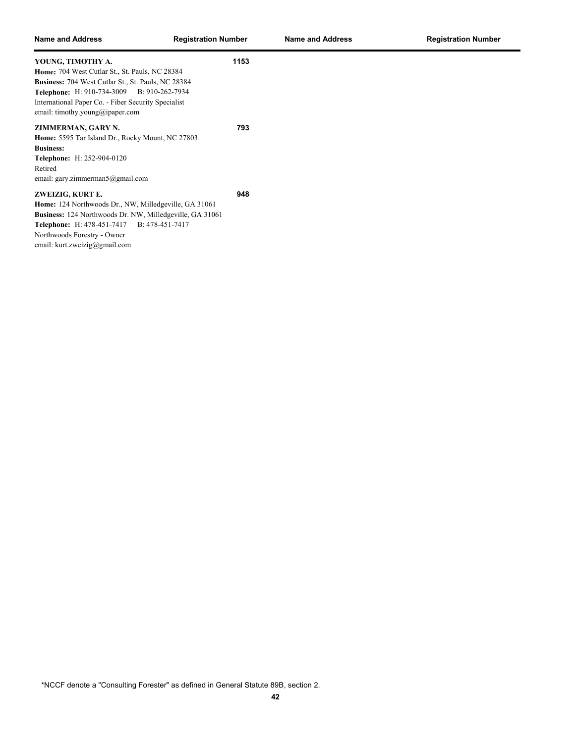| Name and Address | Registration Number | Name and Address | Registration Number |
|---|---|---|---|
| **YOUNG, TIMOTHY A.**<br>**Home:** 704 West Cutlar St., St. Pauls, NC 28384<br>**Business:** 704 West Cutlar St., St. Pauls, NC 28384<br>**Telephone:** H: 910-734-3009 B: 910-262-7934<br>International Paper Co. - Fiber Security Specialist<br>email: timothy.young@ipaper.com | **1153** | | |
| **ZIMMERMAN, GARY N.**<br>**Home:** 5595 Tar Island Dr., Rocky Mount, NC 27803<br>**Business:**<br>**Telephone:** H: 252-904-0120<br>Retired<br>email: gary.zimmerman5@gmail.com | **793** | | |
| **ZWEIZIG, KURT E.**<br>**Home:** 124 Northwoods Dr., NW, Milledgeville, GA 31061<br>**Business:** 124 Northwoods Dr. NW, Milledgeville, GA 31061<br>**Telephone:** H: 478-451-7417 B: 478-451-7417<br>Northwoods Forestry - Owner<br>email: kurt.zweizig@gmail.com | **948** | | |

*NCCF denote a "Consulting Forester" as defined in General Statute 89B, section 2.